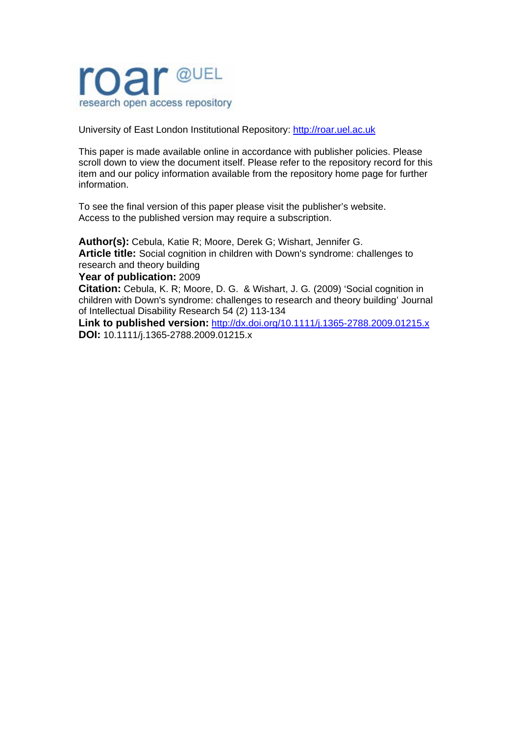roar @UEL
research open access repository

University of East London Institutional Repository: http://roar.uel.ac.uk

This paper is made available online in accordance with publisher policies. Please scroll down to view the document itself. Please refer to the repository record for this item and our policy information available from the repository home page for further information.

To see the final version of this paper please visit the publisher's website. Access to the published version may require a subscription.

**Author(s):** Cebula, Katie R; Moore, Derek G; Wishart, Jennifer G.
**Article title:** Social cognition in children with Down's syndrome: challenges to research and theory building
**Year of publication:** 2009
**Citation:** Cebula, K. R; Moore, D. G. & Wishart, J. G. (2009) 'Social cognition in children with Down's syndrome: challenges to research and theory building' Journal of Intellectual Disability Research 54 (2) 113-134
**Link to published version:** http://dx.doi.org/10.1111/j.1365-2788.2009.01215.x
**DOI:** 10.1111/j.1365-2788.2009.01215.x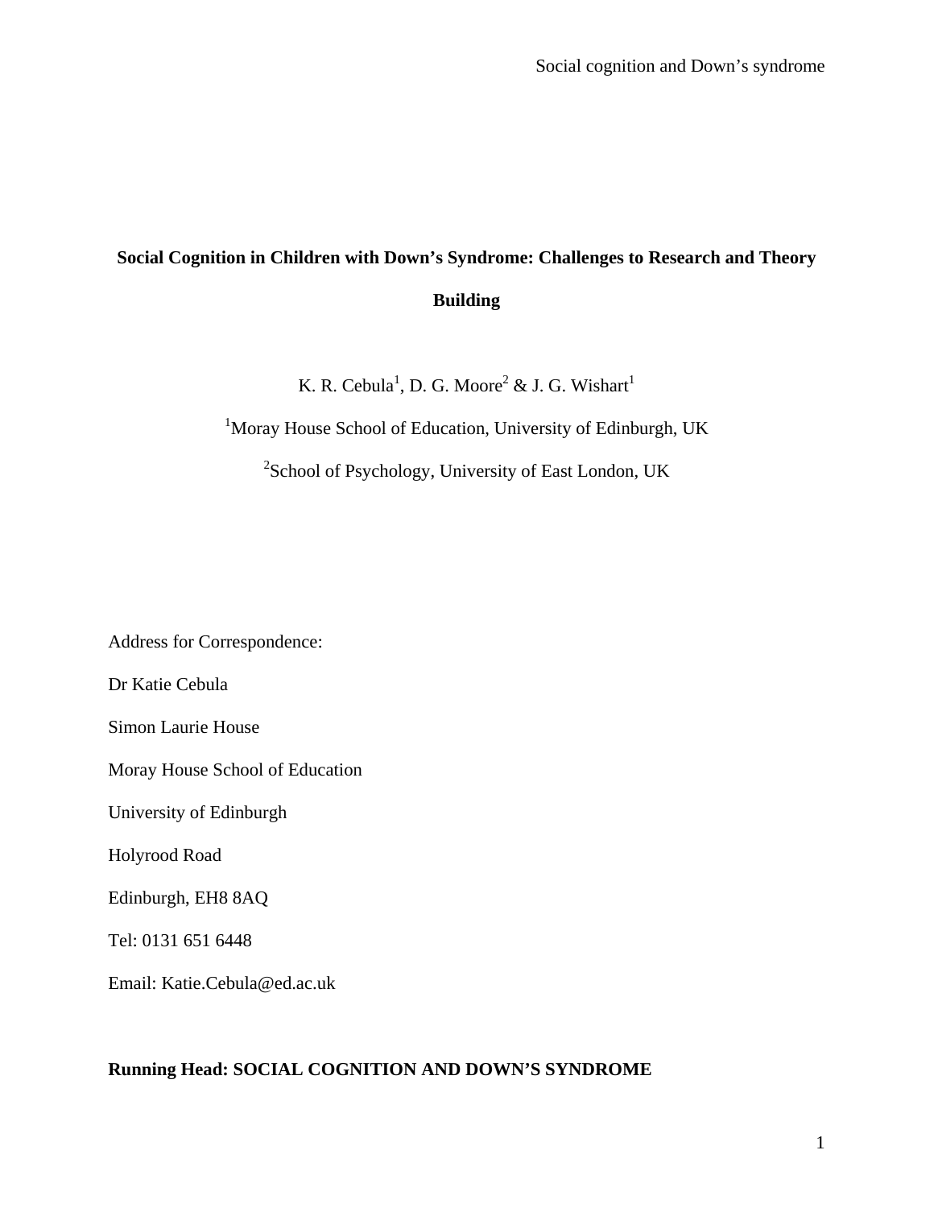# Social Cognition in Children with Down's Syndrome: Challenges to Research and Theory Building

K. R. Cebula[1], D. G. Moore[2] & J. G. Wishart[1]

[1]Moray House School of Education, University of Edinburgh, UK

[2]School of Psychology, University of East London, UK

Address for Correspondence:

Dr Katie Cebula

Simon Laurie House

Moray House School of Education

University of Edinburgh

Holyrood Road

Edinburgh, EH8 8AQ

Tel: 0131 651 6448

Email: Katie.Cebula@ed.ac.uk

**Running Head: SOCIAL COGNITION AND DOWN'S SYNDROME**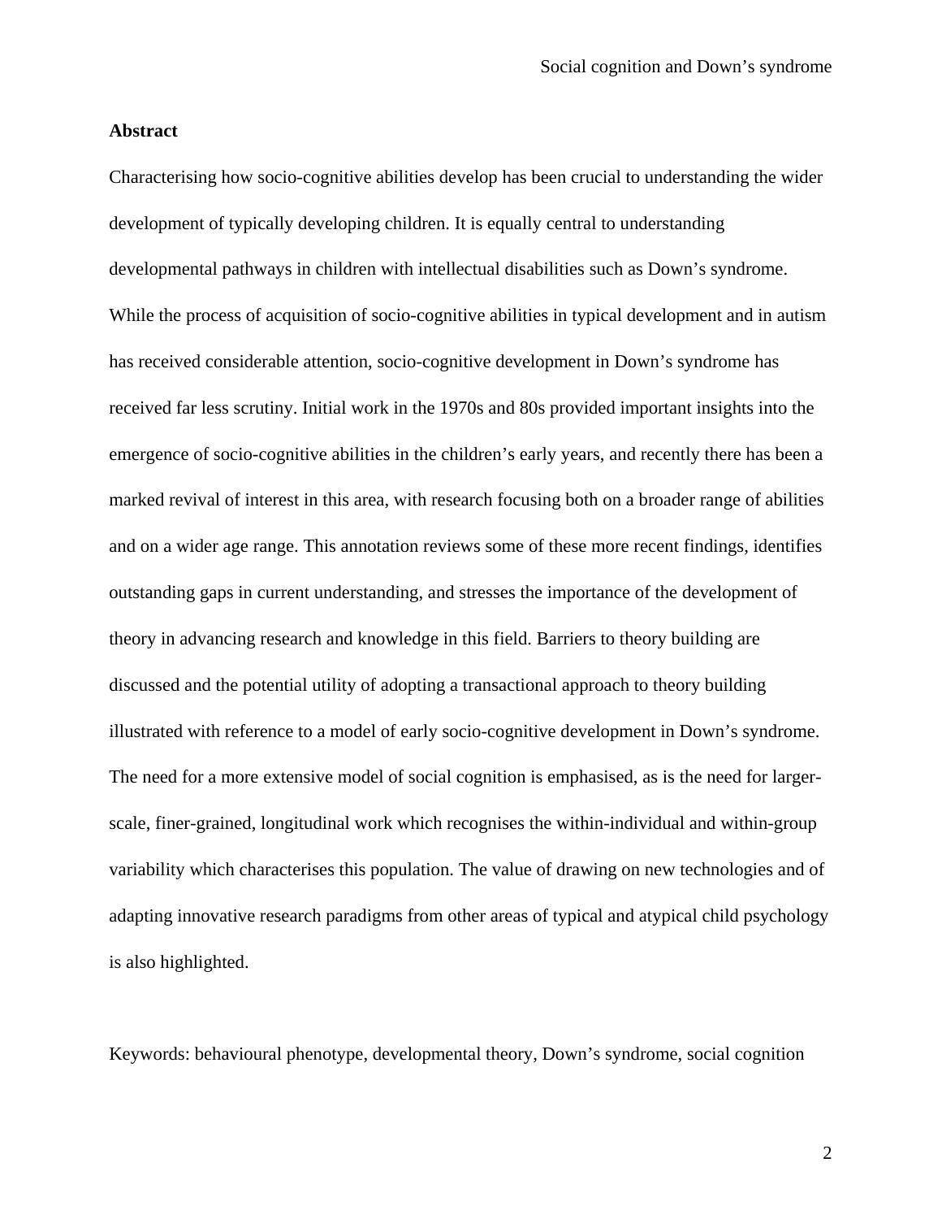**Abstract**

Characterising how socio-cognitive abilities develop has been crucial to understanding the wider development of typically developing children. It is equally central to understanding developmental pathways in children with intellectual disabilities such as Down's syndrome. While the process of acquisition of socio-cognitive abilities in typical development and in autism has received considerable attention, socio-cognitive development in Down's syndrome has received far less scrutiny. Initial work in the 1970s and 80s provided important insights into the emergence of socio-cognitive abilities in the children's early years, and recently there has been a marked revival of interest in this area, with research focusing both on a broader range of abilities and on a wider age range. This annotation reviews some of these more recent findings, identifies outstanding gaps in current understanding, and stresses the importance of the development of theory in advancing research and knowledge in this field. Barriers to theory building are discussed and the potential utility of adopting a transactional approach to theory building illustrated with reference to a model of early socio-cognitive development in Down's syndrome. The need for a more extensive model of social cognition is emphasised, as is the need for larger-scale, finer-grained, longitudinal work which recognises the within-individual and within-group variability which characterises this population. The value of drawing on new technologies and of adapting innovative research paradigms from other areas of typical and atypical child psychology is also highlighted.

Keywords: behavioural phenotype, developmental theory, Down's syndrome, social cognition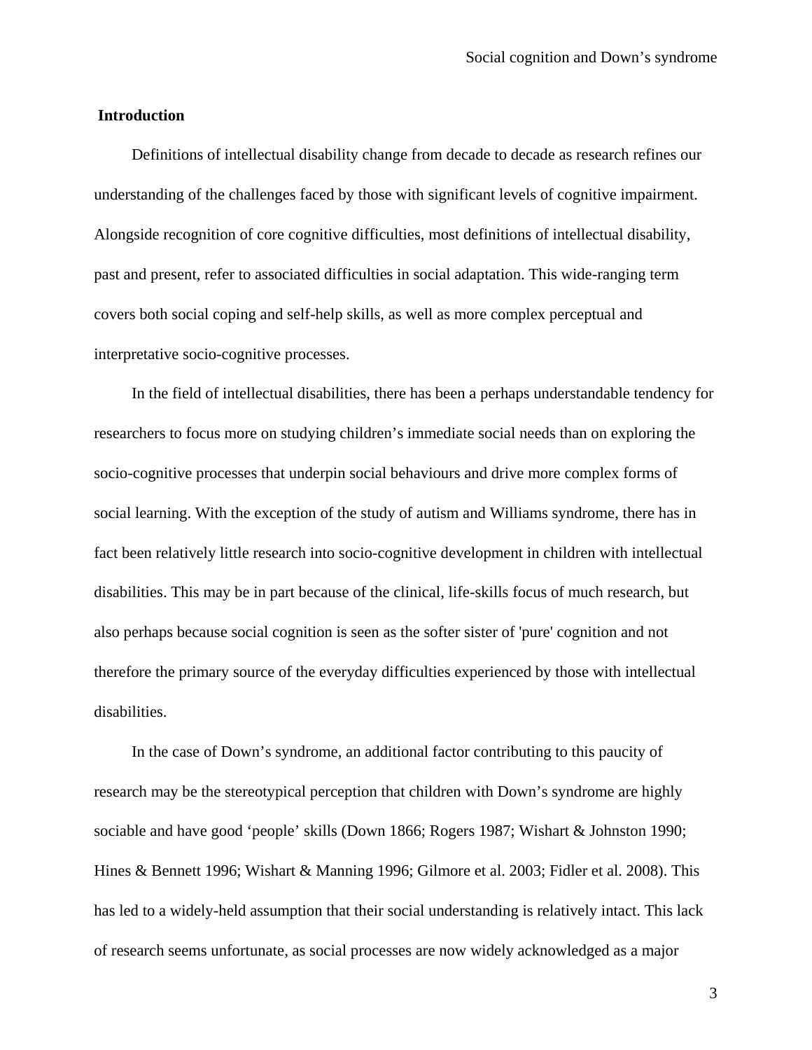## Introduction

Definitions of intellectual disability change from decade to decade as research refines our understanding of the challenges faced by those with significant levels of cognitive impairment. Alongside recognition of core cognitive difficulties, most definitions of intellectual disability, past and present, refer to associated difficulties in social adaptation. This wide-ranging term covers both social coping and self-help skills, as well as more complex perceptual and interpretative socio-cognitive processes.

In the field of intellectual disabilities, there has been a perhaps understandable tendency for researchers to focus more on studying children's immediate social needs than on exploring the socio-cognitive processes that underpin social behaviours and drive more complex forms of social learning. With the exception of the study of autism and Williams syndrome, there has in fact been relatively little research into socio-cognitive development in children with intellectual disabilities. This may be in part because of the clinical, life-skills focus of much research, but also perhaps because social cognition is seen as the softer sister of 'pure' cognition and not therefore the primary source of the everyday difficulties experienced by those with intellectual disabilities.

In the case of Down's syndrome, an additional factor contributing to this paucity of research may be the stereotypical perception that children with Down's syndrome are highly sociable and have good 'people' skills (Down 1866; Rogers 1987; Wishart & Johnston 1990; Hines & Bennett 1996; Wishart & Manning 1996; Gilmore et al. 2003; Fidler et al. 2008). This has led to a widely-held assumption that their social understanding is relatively intact. This lack of research seems unfortunate, as social processes are now widely acknowledged as a major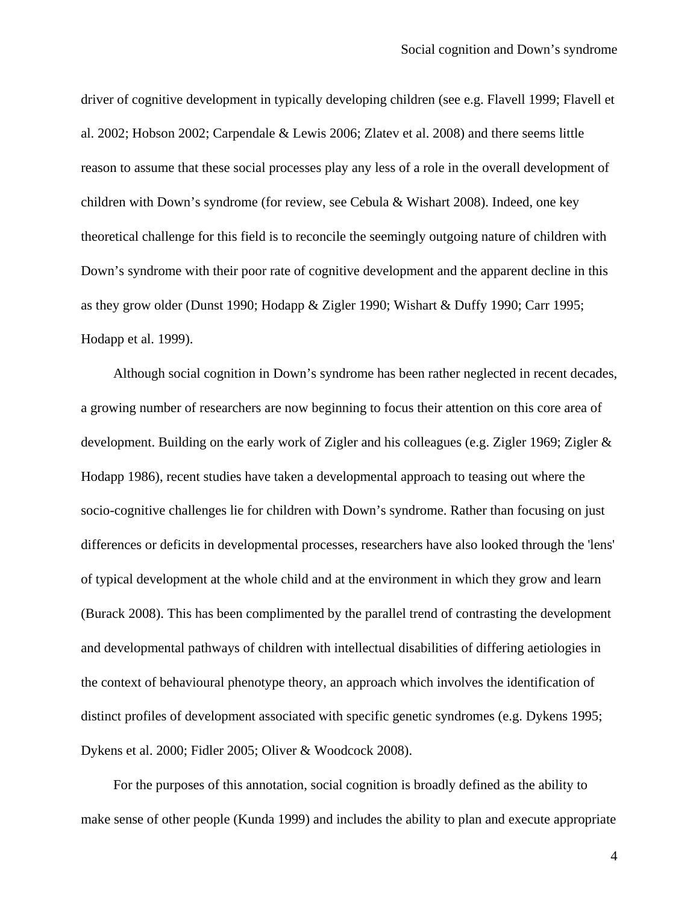driver of cognitive development in typically developing children (see e.g. Flavell 1999; Flavell et al. 2002; Hobson 2002; Carpendale & Lewis 2006; Zlatev et al. 2008) and there seems little reason to assume that these social processes play any less of a role in the overall development of children with Down's syndrome (for review, see Cebula & Wishart 2008). Indeed, one key theoretical challenge for this field is to reconcile the seemingly outgoing nature of children with Down's syndrome with their poor rate of cognitive development and the apparent decline in this as they grow older (Dunst 1990; Hodapp & Zigler 1990; Wishart & Duffy 1990; Carr 1995; Hodapp et al. 1999).

Although social cognition in Down's syndrome has been rather neglected in recent decades, a growing number of researchers are now beginning to focus their attention on this core area of development. Building on the early work of Zigler and his colleagues (e.g. Zigler 1969; Zigler & Hodapp 1986), recent studies have taken a developmental approach to teasing out where the socio-cognitive challenges lie for children with Down's syndrome. Rather than focusing on just differences or deficits in developmental processes, researchers have also looked through the 'lens' of typical development at the whole child and at the environment in which they grow and learn (Burack 2008). This has been complimented by the parallel trend of contrasting the development and developmental pathways of children with intellectual disabilities of differing aetiologies in the context of behavioural phenotype theory, an approach which involves the identification of distinct profiles of development associated with specific genetic syndromes (e.g. Dykens 1995; Dykens et al. 2000; Fidler 2005; Oliver & Woodcock 2008).

For the purposes of this annotation, social cognition is broadly defined as the ability to make sense of other people (Kunda 1999) and includes the ability to plan and execute appropriate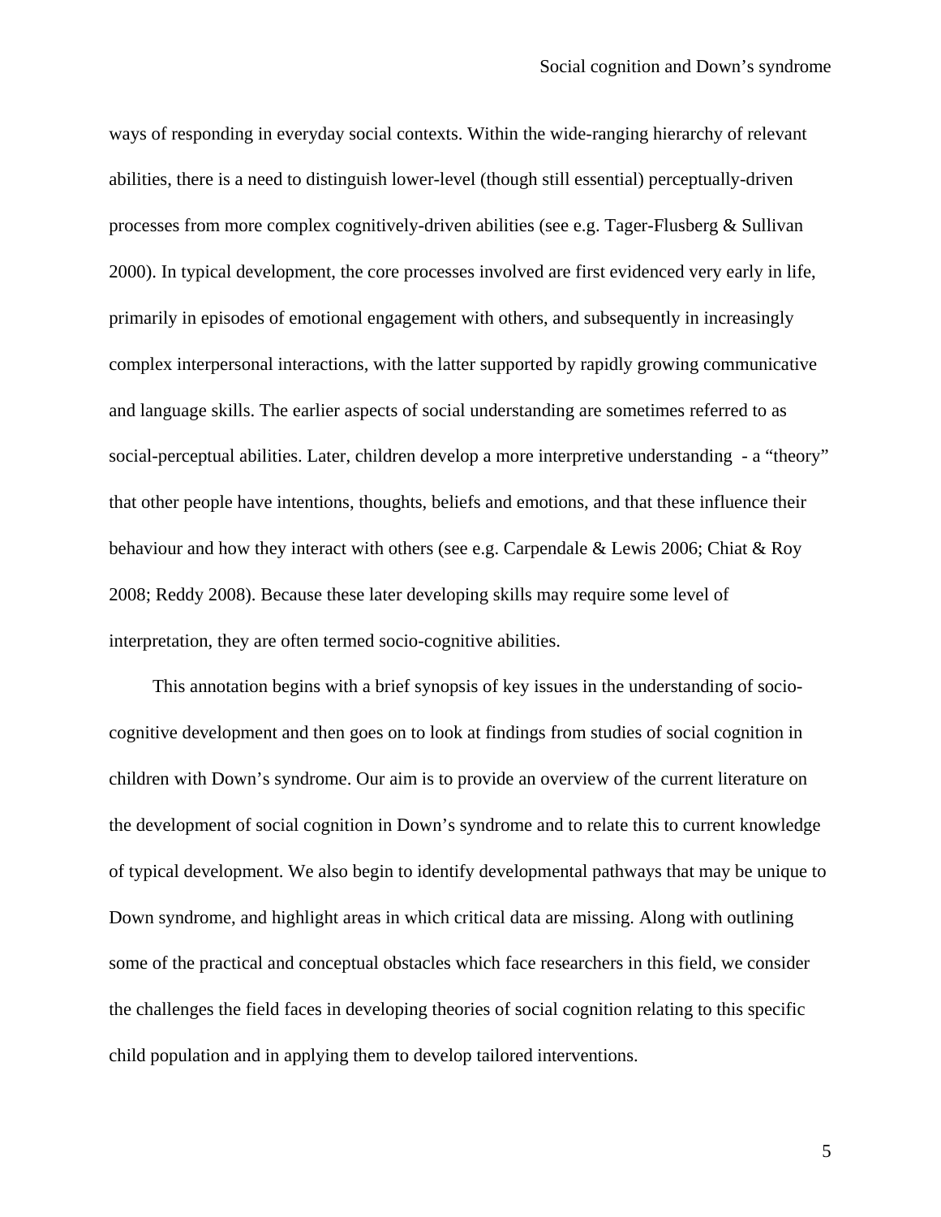ways of responding in everyday social contexts. Within the wide-ranging hierarchy of relevant abilities, there is a need to distinguish lower-level (though still essential) perceptually-driven processes from more complex cognitively-driven abilities (see e.g. Tager-Flusberg & Sullivan 2000). In typical development, the core processes involved are first evidenced very early in life, primarily in episodes of emotional engagement with others, and subsequently in increasingly complex interpersonal interactions, with the latter supported by rapidly growing communicative and language skills. The earlier aspects of social understanding are sometimes referred to as social-perceptual abilities. Later, children develop a more interpretive understanding - a "theory" that other people have intentions, thoughts, beliefs and emotions, and that these influence their behaviour and how they interact with others (see e.g. Carpendale & Lewis 2006; Chiat & Roy 2008; Reddy 2008). Because these later developing skills may require some level of interpretation, they are often termed socio-cognitive abilities.

This annotation begins with a brief synopsis of key issues in the understanding of socio-cognitive development and then goes on to look at findings from studies of social cognition in children with Down's syndrome. Our aim is to provide an overview of the current literature on the development of social cognition in Down's syndrome and to relate this to current knowledge of typical development. We also begin to identify developmental pathways that may be unique to Down syndrome, and highlight areas in which critical data are missing. Along with outlining some of the practical and conceptual obstacles which face researchers in this field, we consider the challenges the field faces in developing theories of social cognition relating to this specific child population and in applying them to develop tailored interventions.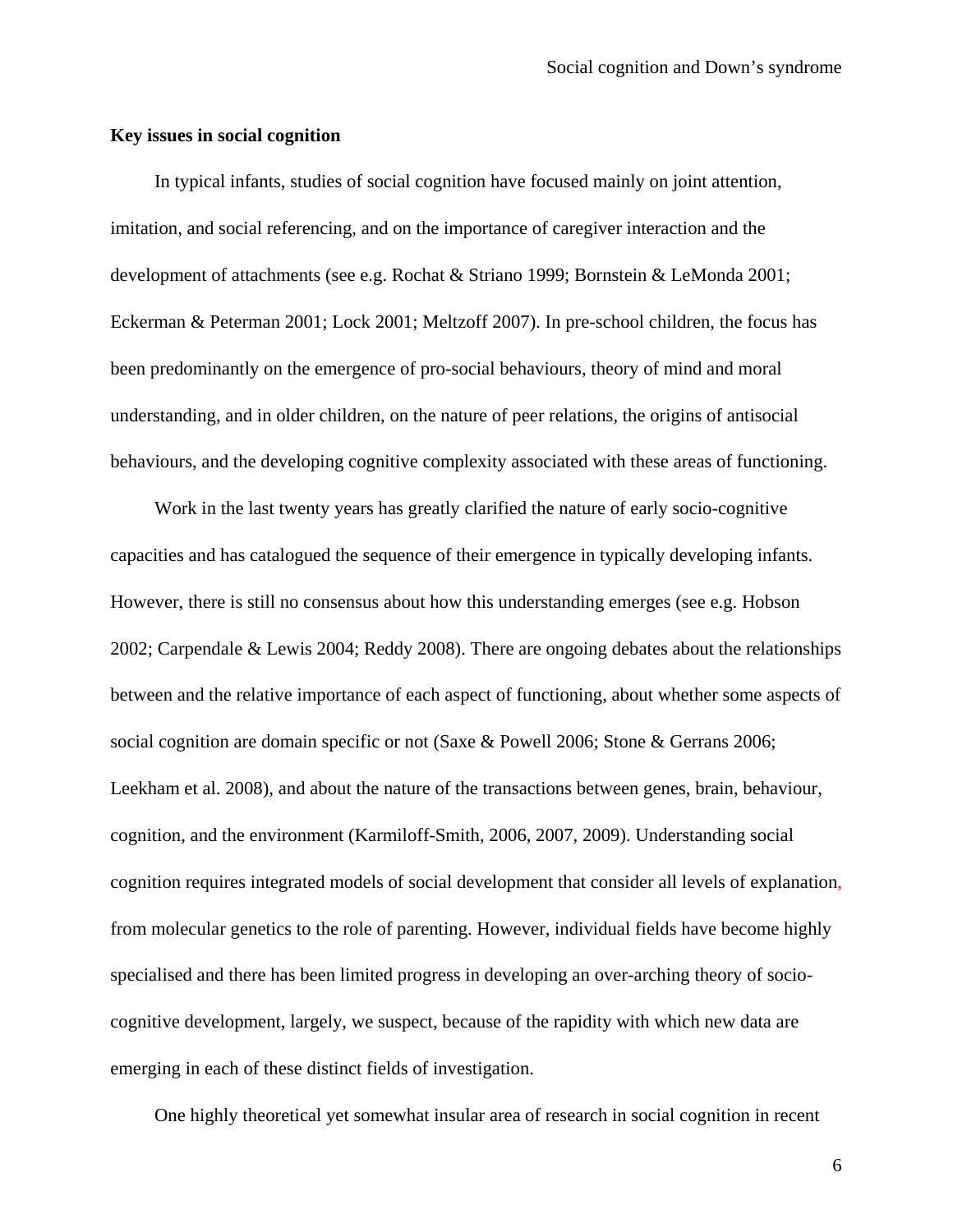**Key issues in social cognition**

In typical infants, studies of social cognition have focused mainly on joint attention, imitation, and social referencing, and on the importance of caregiver interaction and the development of attachments (see e.g. Rochat & Striano 1999; Bornstein & LeMonda 2001; Eckerman & Peterman 2001; Lock 2001; Meltzoff 2007). In pre-school children, the focus has been predominantly on the emergence of pro-social behaviours, theory of mind and moral understanding, and in older children, on the nature of peer relations, the origins of antisocial behaviours, and the developing cognitive complexity associated with these areas of functioning.

Work in the last twenty years has greatly clarified the nature of early socio-cognitive capacities and has catalogued the sequence of their emergence in typically developing infants. However, there is still no consensus about how this understanding emerges (see e.g. Hobson 2002; Carpendale & Lewis 2004; Reddy 2008). There are ongoing debates about the relationships between and the relative importance of each aspect of functioning, about whether some aspects of social cognition are domain specific or not (Saxe & Powell 2006; Stone & Gerrans 2006; Leekham et al. 2008), and about the nature of the transactions between genes, brain, behaviour, cognition, and the environment (Karmiloff-Smith, 2006, 2007, 2009). Understanding social cognition requires integrated models of social development that consider all levels of explanation, from molecular genetics to the role of parenting. However, individual fields have become highly specialised and there has been limited progress in developing an over-arching theory of socio-cognitive development, largely, we suspect, because of the rapidity with which new data are emerging in each of these distinct fields of investigation.

One highly theoretical yet somewhat insular area of research in social cognition in recent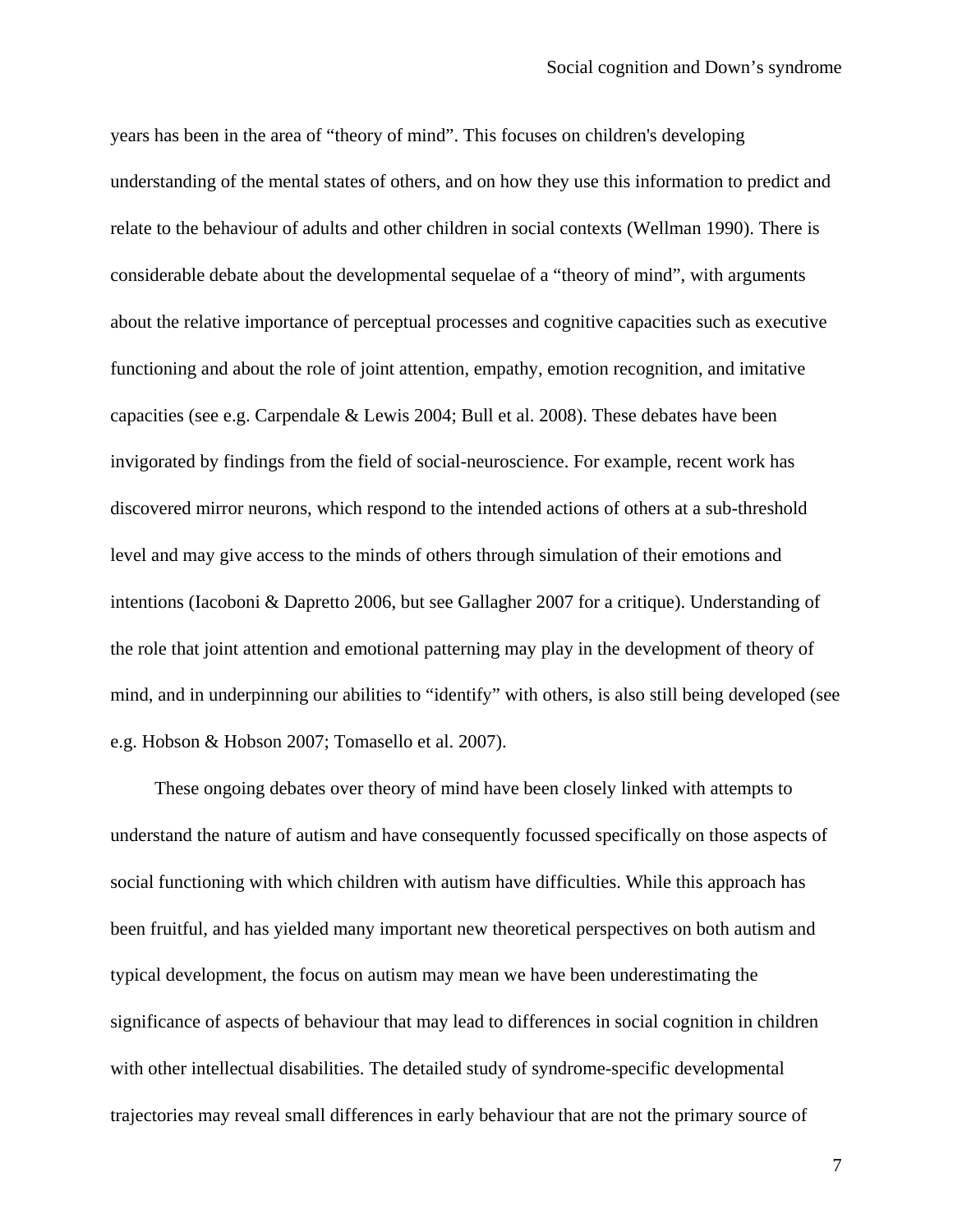years has been in the area of "theory of mind". This focuses on children's developing understanding of the mental states of others, and on how they use this information to predict and relate to the behaviour of adults and other children in social contexts (Wellman 1990). There is considerable debate about the developmental sequelae of a "theory of mind", with arguments about the relative importance of perceptual processes and cognitive capacities such as executive functioning and about the role of joint attention, empathy, emotion recognition, and imitative capacities (see e.g. Carpendale & Lewis 2004; Bull et al. 2008). These debates have been invigorated by findings from the field of social-neuroscience. For example, recent work has discovered mirror neurons, which respond to the intended actions of others at a sub-threshold level and may give access to the minds of others through simulation of their emotions and intentions (Iacoboni & Dapretto 2006, but see Gallagher 2007 for a critique). Understanding of the role that joint attention and emotional patterning may play in the development of theory of mind, and in underpinning our abilities to "identify" with others, is also still being developed (see e.g. Hobson & Hobson 2007; Tomasello et al. 2007).

These ongoing debates over theory of mind have been closely linked with attempts to understand the nature of autism and have consequently focussed specifically on those aspects of social functioning with which children with autism have difficulties. While this approach has been fruitful, and has yielded many important new theoretical perspectives on both autism and typical development, the focus on autism may mean we have been underestimating the significance of aspects of behaviour that may lead to differences in social cognition in children with other intellectual disabilities. The detailed study of syndrome-specific developmental trajectories may reveal small differences in early behaviour that are not the primary source of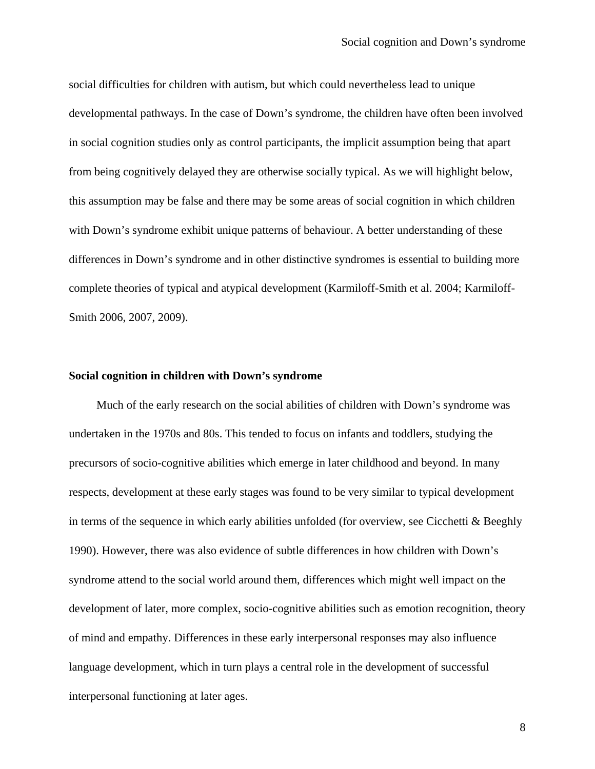social difficulties for children with autism, but which could nevertheless lead to unique developmental pathways. In the case of Down's syndrome, the children have often been involved in social cognition studies only as control participants, the implicit assumption being that apart from being cognitively delayed they are otherwise socially typical. As we will highlight below, this assumption may be false and there may be some areas of social cognition in which children with Down's syndrome exhibit unique patterns of behaviour. A better understanding of these differences in Down's syndrome and in other distinctive syndromes is essential to building more complete theories of typical and atypical development (Karmiloff-Smith et al. 2004; Karmiloff-Smith 2006, 2007, 2009).

## Social cognition in children with Down's syndrome

Much of the early research on the social abilities of children with Down's syndrome was undertaken in the 1970s and 80s. This tended to focus on infants and toddlers, studying the precursors of socio-cognitive abilities which emerge in later childhood and beyond. In many respects, development at these early stages was found to be very similar to typical development in terms of the sequence in which early abilities unfolded (for overview, see Cicchetti & Beeghly 1990). However, there was also evidence of subtle differences in how children with Down's syndrome attend to the social world around them, differences which might well impact on the development of later, more complex, socio-cognitive abilities such as emotion recognition, theory of mind and empathy. Differences in these early interpersonal responses may also influence language development, which in turn plays a central role in the development of successful interpersonal functioning at later ages.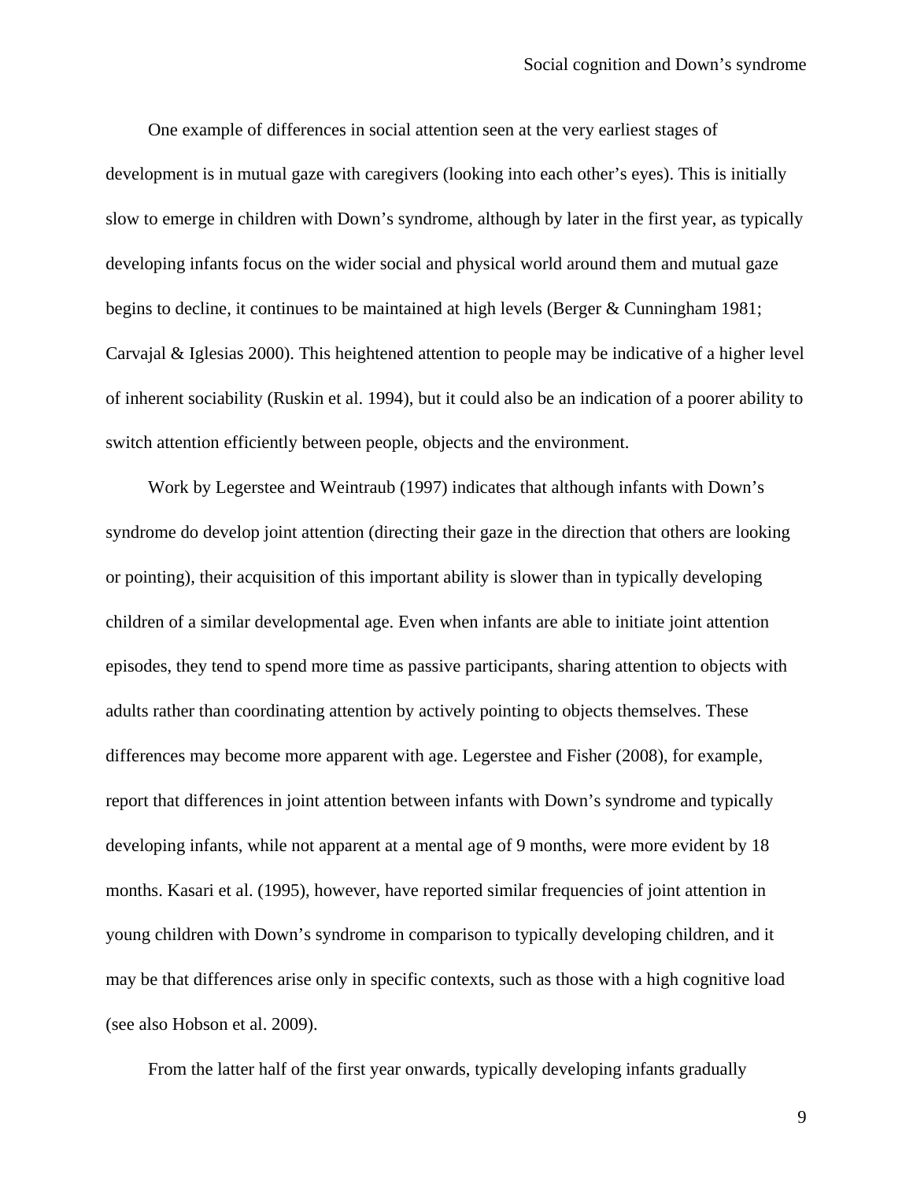One example of differences in social attention seen at the very earliest stages of development is in mutual gaze with caregivers (looking into each other's eyes). This is initially slow to emerge in children with Down's syndrome, although by later in the first year, as typically developing infants focus on the wider social and physical world around them and mutual gaze begins to decline, it continues to be maintained at high levels (Berger & Cunningham 1981; Carvajal & Iglesias 2000). This heightened attention to people may be indicative of a higher level of inherent sociability (Ruskin et al. 1994), but it could also be an indication of a poorer ability to switch attention efficiently between people, objects and the environment.

Work by Legerstee and Weintraub (1997) indicates that although infants with Down's syndrome do develop joint attention (directing their gaze in the direction that others are looking or pointing), their acquisition of this important ability is slower than in typically developing children of a similar developmental age. Even when infants are able to initiate joint attention episodes, they tend to spend more time as passive participants, sharing attention to objects with adults rather than coordinating attention by actively pointing to objects themselves. These differences may become more apparent with age. Legerstee and Fisher (2008), for example, report that differences in joint attention between infants with Down's syndrome and typically developing infants, while not apparent at a mental age of 9 months, were more evident by 18 months. Kasari et al. (1995), however, have reported similar frequencies of joint attention in young children with Down's syndrome in comparison to typically developing children, and it may be that differences arise only in specific contexts, such as those with a high cognitive load (see also Hobson et al. 2009).

From the latter half of the first year onwards, typically developing infants gradually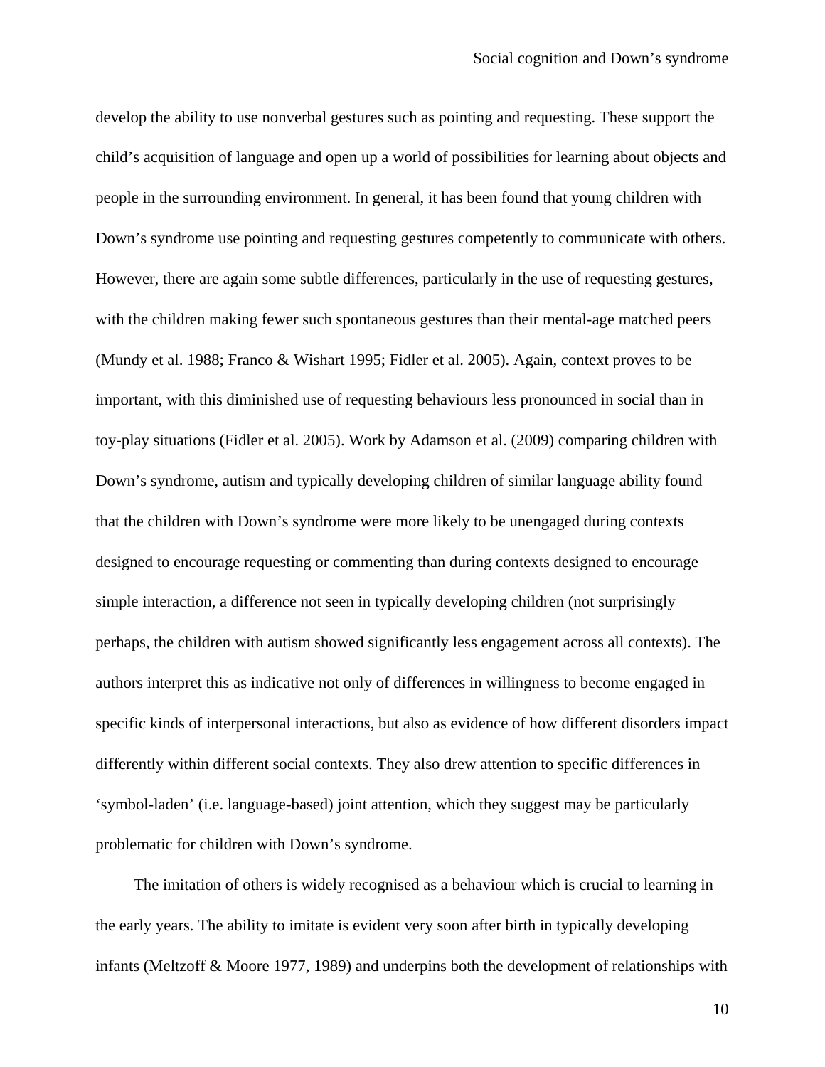develop the ability to use nonverbal gestures such as pointing and requesting. These support the child's acquisition of language and open up a world of possibilities for learning about objects and people in the surrounding environment. In general, it has been found that young children with Down's syndrome use pointing and requesting gestures competently to communicate with others. However, there are again some subtle differences, particularly in the use of requesting gestures, with the children making fewer such spontaneous gestures than their mental-age matched peers (Mundy et al. 1988; Franco & Wishart 1995; Fidler et al. 2005). Again, context proves to be important, with this diminished use of requesting behaviours less pronounced in social than in toy-play situations (Fidler et al. 2005). Work by Adamson et al. (2009) comparing children with Down's syndrome, autism and typically developing children of similar language ability found that the children with Down's syndrome were more likely to be unengaged during contexts designed to encourage requesting or commenting than during contexts designed to encourage simple interaction, a difference not seen in typically developing children (not surprisingly perhaps, the children with autism showed significantly less engagement across all contexts). The authors interpret this as indicative not only of differences in willingness to become engaged in specific kinds of interpersonal interactions, but also as evidence of how different disorders impact differently within different social contexts. They also drew attention to specific differences in 'symbol-laden' (i.e. language-based) joint attention, which they suggest may be particularly problematic for children with Down's syndrome.

The imitation of others is widely recognised as a behaviour which is crucial to learning in the early years. The ability to imitate is evident very soon after birth in typically developing infants (Meltzoff & Moore 1977, 1989) and underpins both the development of relationships with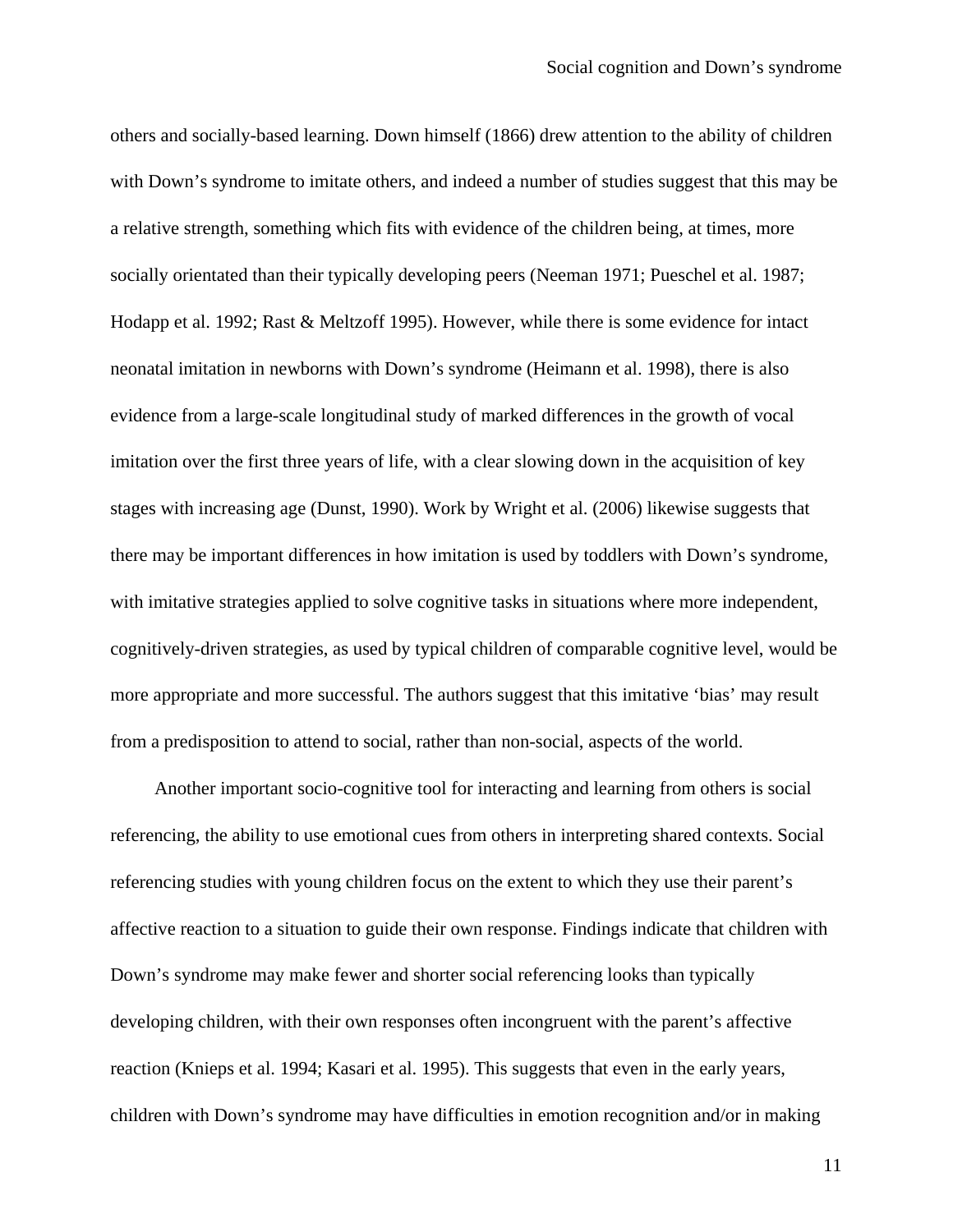others and socially-based learning. Down himself (1866) drew attention to the ability of children with Down’s syndrome to imitate others, and indeed a number of studies suggest that this may be a relative strength, something which fits with evidence of the children being, at times, more socially orientated than their typically developing peers (Neeman 1971; Pueschel et al. 1987; Hodapp et al. 1992; Rast & Meltzoff 1995). However, while there is some evidence for intact neonatal imitation in newborns with Down’s syndrome (Heimann et al. 1998), there is also evidence from a large-scale longitudinal study of marked differences in the growth of vocal imitation over the first three years of life, with a clear slowing down in the acquisition of key stages with increasing age (Dunst, 1990). Work by Wright et al. (2006) likewise suggests that there may be important differences in how imitation is used by toddlers with Down’s syndrome, with imitative strategies applied to solve cognitive tasks in situations where more independent, cognitively-driven strategies, as used by typical children of comparable cognitive level, would be more appropriate and more successful. The authors suggest that this imitative ‘bias’ may result from a predisposition to attend to social, rather than non-social, aspects of the world.

Another important socio-cognitive tool for interacting and learning from others is social referencing, the ability to use emotional cues from others in interpreting shared contexts. Social referencing studies with young children focus on the extent to which they use their parent’s affective reaction to a situation to guide their own response. Findings indicate that children with Down’s syndrome may make fewer and shorter social referencing looks than typically developing children, with their own responses often incongruent with the parent’s affective reaction (Knieps et al. 1994; Kasari et al. 1995). This suggests that even in the early years, children with Down’s syndrome may have difficulties in emotion recognition and/or in making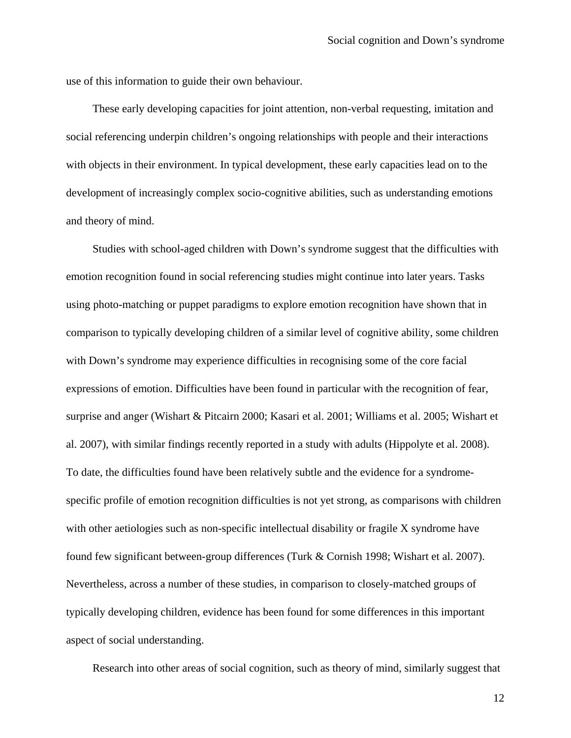use of this information to guide their own behaviour.

These early developing capacities for joint attention, non-verbal requesting, imitation and social referencing underpin children's ongoing relationships with people and their interactions with objects in their environment. In typical development, these early capacities lead on to the development of increasingly complex socio-cognitive abilities, such as understanding emotions and theory of mind.

Studies with school-aged children with Down's syndrome suggest that the difficulties with emotion recognition found in social referencing studies might continue into later years. Tasks using photo-matching or puppet paradigms to explore emotion recognition have shown that in comparison to typically developing children of a similar level of cognitive ability, some children with Down's syndrome may experience difficulties in recognising some of the core facial expressions of emotion. Difficulties have been found in particular with the recognition of fear, surprise and anger (Wishart & Pitcairn 2000; Kasari et al. 2001; Williams et al. 2005; Wishart et al. 2007), with similar findings recently reported in a study with adults (Hippolyte et al. 2008). To date, the difficulties found have been relatively subtle and the evidence for a syndrome-specific profile of emotion recognition difficulties is not yet strong, as comparisons with children with other aetiologies such as non-specific intellectual disability or fragile X syndrome have found few significant between-group differences (Turk & Cornish 1998; Wishart et al. 2007). Nevertheless, across a number of these studies, in comparison to closely-matched groups of typically developing children, evidence has been found for some differences in this important aspect of social understanding.

Research into other areas of social cognition, such as theory of mind, similarly suggest that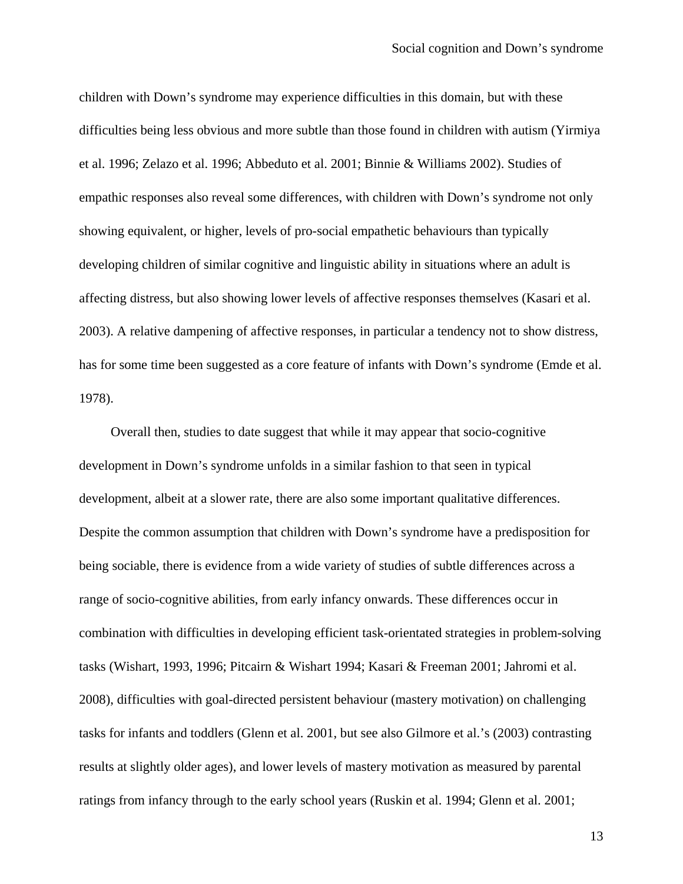children with Down’s syndrome may experience difficulties in this domain, but with these difficulties being less obvious and more subtle than those found in children with autism (Yirmiya et al. 1996; Zelazo et al. 1996; Abbeduto et al. 2001; Binnie & Williams 2002). Studies of empathic responses also reveal some differences, with children with Down’s syndrome not only showing equivalent, or higher, levels of pro-social empathetic behaviours than typically developing children of similar cognitive and linguistic ability in situations where an adult is affecting distress, but also showing lower levels of affective responses themselves (Kasari et al. 2003). A relative dampening of affective responses, in particular a tendency not to show distress, has for some time been suggested as a core feature of infants with Down’s syndrome (Emde et al. 1978).

Overall then, studies to date suggest that while it may appear that socio-cognitive development in Down’s syndrome unfolds in a similar fashion to that seen in typical development, albeit at a slower rate, there are also some important qualitative differences. Despite the common assumption that children with Down’s syndrome have a predisposition for being sociable, there is evidence from a wide variety of studies of subtle differences across a range of socio-cognitive abilities, from early infancy onwards. These differences occur in combination with difficulties in developing efficient task-orientated strategies in problem-solving tasks (Wishart, 1993, 1996; Pitcairn & Wishart 1994; Kasari & Freeman 2001; Jahromi et al. 2008), difficulties with goal-directed persistent behaviour (mastery motivation) on challenging tasks for infants and toddlers (Glenn et al. 2001, but see also Gilmore et al.’s (2003) contrasting results at slightly older ages), and lower levels of mastery motivation as measured by parental ratings from infancy through to the early school years (Ruskin et al. 1994; Glenn et al. 2001;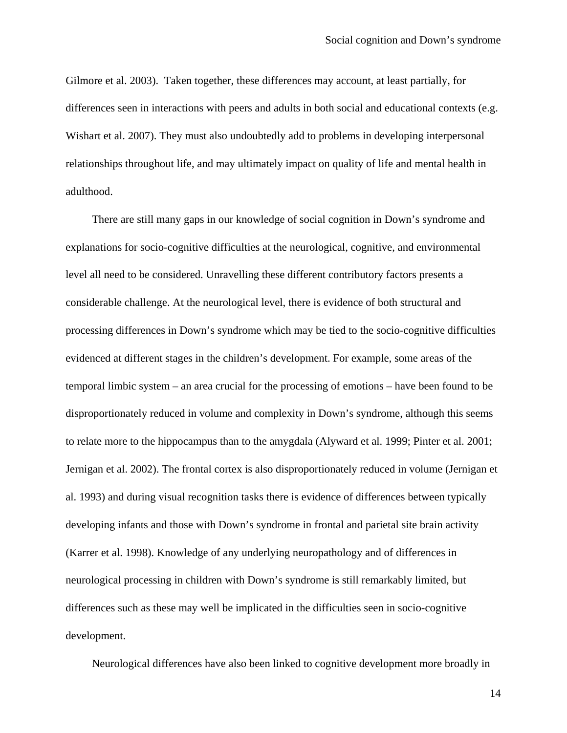Gilmore et al. 2003). Taken together, these differences may account, at least partially, for differences seen in interactions with peers and adults in both social and educational contexts (e.g. Wishart et al. 2007). They must also undoubtedly add to problems in developing interpersonal relationships throughout life, and may ultimately impact on quality of life and mental health in adulthood.

There are still many gaps in our knowledge of social cognition in Down's syndrome and explanations for socio-cognitive difficulties at the neurological, cognitive, and environmental level all need to be considered. Unravelling these different contributory factors presents a considerable challenge. At the neurological level, there is evidence of both structural and processing differences in Down's syndrome which may be tied to the socio-cognitive difficulties evidenced at different stages in the children's development. For example, some areas of the temporal limbic system – an area crucial for the processing of emotions – have been found to be disproportionately reduced in volume and complexity in Down's syndrome, although this seems to relate more to the hippocampus than to the amygdala (Alyward et al. 1999; Pinter et al. 2001; Jernigan et al. 2002). The frontal cortex is also disproportionately reduced in volume (Jernigan et al. 1993) and during visual recognition tasks there is evidence of differences between typically developing infants and those with Down's syndrome in frontal and parietal site brain activity (Karrer et al. 1998). Knowledge of any underlying neuropathology and of differences in neurological processing in children with Down's syndrome is still remarkably limited, but differences such as these may well be implicated in the difficulties seen in socio-cognitive development.

Neurological differences have also been linked to cognitive development more broadly in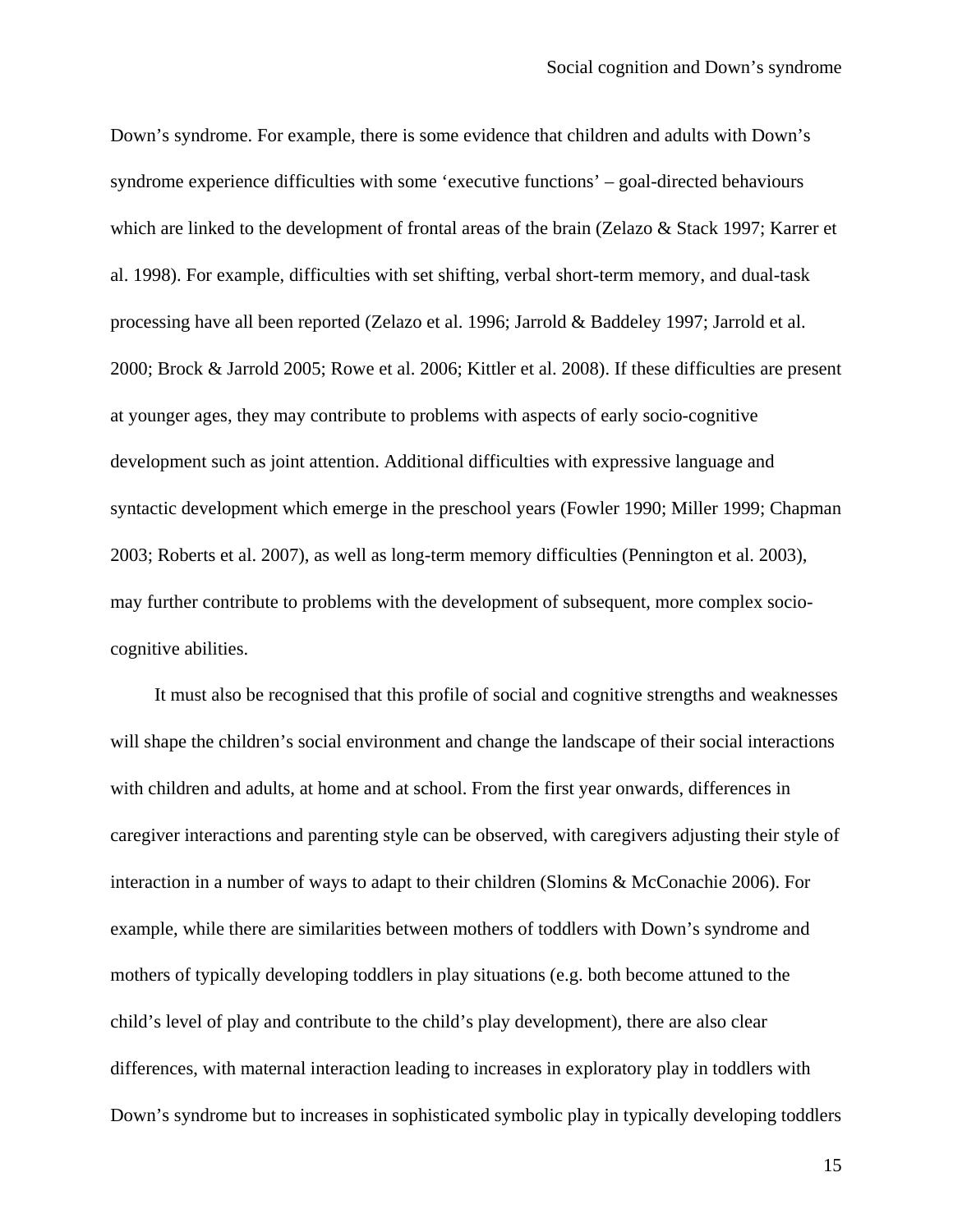Down's syndrome. For example, there is some evidence that children and adults with Down's syndrome experience difficulties with some 'executive functions' – goal-directed behaviours which are linked to the development of frontal areas of the brain (Zelazo & Stack 1997; Karrer et al. 1998). For example, difficulties with set shifting, verbal short-term memory, and dual-task processing have all been reported (Zelazo et al. 1996; Jarrold & Baddeley 1997; Jarrold et al. 2000; Brock & Jarrold 2005; Rowe et al. 2006; Kittler et al. 2008). If these difficulties are present at younger ages, they may contribute to problems with aspects of early socio-cognitive development such as joint attention. Additional difficulties with expressive language and syntactic development which emerge in the preschool years (Fowler 1990; Miller 1999; Chapman 2003; Roberts et al. 2007), as well as long-term memory difficulties (Pennington et al. 2003), may further contribute to problems with the development of subsequent, more complex socio-cognitive abilities.

It must also be recognised that this profile of social and cognitive strengths and weaknesses will shape the children's social environment and change the landscape of their social interactions with children and adults, at home and at school. From the first year onwards, differences in caregiver interactions and parenting style can be observed, with caregivers adjusting their style of interaction in a number of ways to adapt to their children (Slomins & McConachie 2006). For example, while there are similarities between mothers of toddlers with Down's syndrome and mothers of typically developing toddlers in play situations (e.g. both become attuned to the child's level of play and contribute to the child's play development), there are also clear differences, with maternal interaction leading to increases in exploratory play in toddlers with Down's syndrome but to increases in sophisticated symbolic play in typically developing toddlers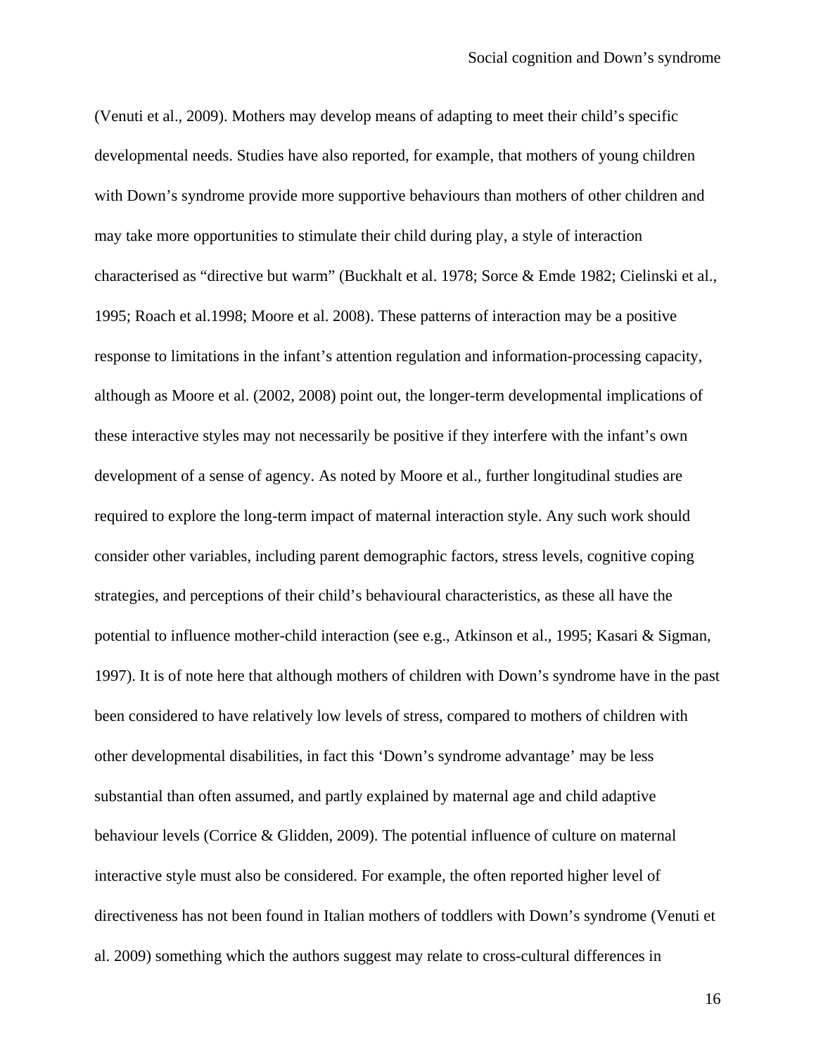(Venuti et al., 2009). Mothers may develop means of adapting to meet their child's specific developmental needs. Studies have also reported, for example, that mothers of young children with Down's syndrome provide more supportive behaviours than mothers of other children and may take more opportunities to stimulate their child during play, a style of interaction characterised as "directive but warm" (Buckhalt et al. 1978; Sorce & Emde 1982; Cielinski et al., 1995; Roach et al.1998; Moore et al. 2008). These patterns of interaction may be a positive response to limitations in the infant's attention regulation and information-processing capacity, although as Moore et al. (2002, 2008) point out, the longer-term developmental implications of these interactive styles may not necessarily be positive if they interfere with the infant's own development of a sense of agency. As noted by Moore et al., further longitudinal studies are required to explore the long-term impact of maternal interaction style. Any such work should consider other variables, including parent demographic factors, stress levels, cognitive coping strategies, and perceptions of their child's behavioural characteristics, as these all have the potential to influence mother-child interaction (see e.g., Atkinson et al., 1995; Kasari & Sigman, 1997). It is of note here that although mothers of children with Down's syndrome have in the past been considered to have relatively low levels of stress, compared to mothers of children with other developmental disabilities, in fact this 'Down's syndrome advantage' may be less substantial than often assumed, and partly explained by maternal age and child adaptive behaviour levels (Corrice & Glidden, 2009). The potential influence of culture on maternal interactive style must also be considered. For example, the often reported higher level of directiveness has not been found in Italian mothers of toddlers with Down's syndrome (Venuti et al. 2009) something which the authors suggest may relate to cross-cultural differences in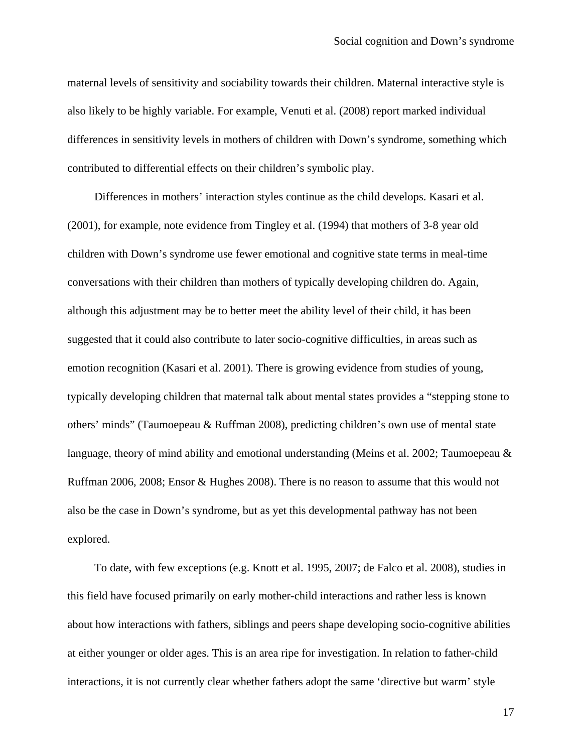maternal levels of sensitivity and sociability towards their children. Maternal interactive style is also likely to be highly variable. For example, Venuti et al. (2008) report marked individual differences in sensitivity levels in mothers of children with Down's syndrome, something which contributed to differential effects on their children's symbolic play.

Differences in mothers' interaction styles continue as the child develops. Kasari et al. (2001), for example, note evidence from Tingley et al. (1994) that mothers of 3-8 year old children with Down's syndrome use fewer emotional and cognitive state terms in meal-time conversations with their children than mothers of typically developing children do. Again, although this adjustment may be to better meet the ability level of their child, it has been suggested that it could also contribute to later socio-cognitive difficulties, in areas such as emotion recognition (Kasari et al. 2001). There is growing evidence from studies of young, typically developing children that maternal talk about mental states provides a "stepping stone to others' minds" (Taumoepeau & Ruffman 2008), predicting children's own use of mental state language, theory of mind ability and emotional understanding (Meins et al. 2002; Taumoepeau & Ruffman 2006, 2008; Ensor & Hughes 2008). There is no reason to assume that this would not also be the case in Down's syndrome, but as yet this developmental pathway has not been explored.

To date, with few exceptions (e.g. Knott et al. 1995, 2007; de Falco et al. 2008), studies in this field have focused primarily on early mother-child interactions and rather less is known about how interactions with fathers, siblings and peers shape developing socio-cognitive abilities at either younger or older ages. This is an area ripe for investigation. In relation to father-child interactions, it is not currently clear whether fathers adopt the same 'directive but warm' style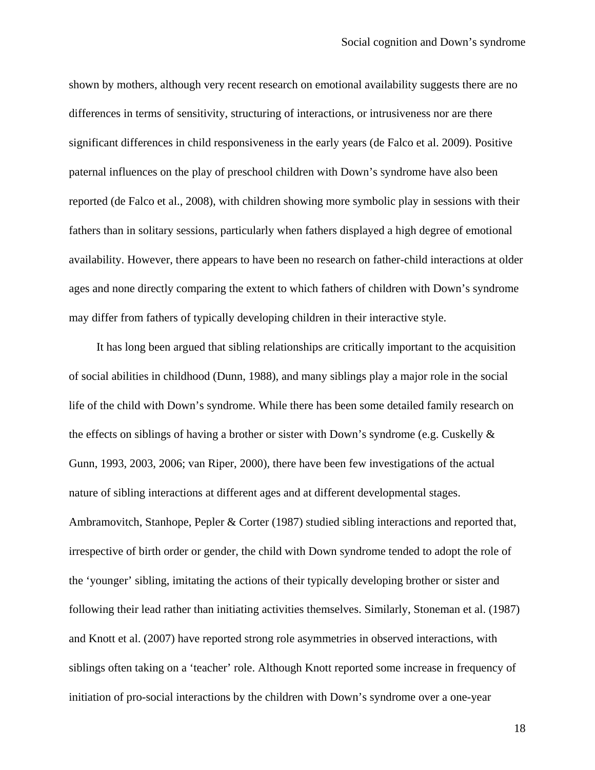shown by mothers, although very recent research on emotional availability suggests there are no differences in terms of sensitivity, structuring of interactions, or intrusiveness nor are there significant differences in child responsiveness in the early years (de Falco et al. 2009). Positive paternal influences on the play of preschool children with Down's syndrome have also been reported (de Falco et al., 2008), with children showing more symbolic play in sessions with their fathers than in solitary sessions, particularly when fathers displayed a high degree of emotional availability. However, there appears to have been no research on father-child interactions at older ages and none directly comparing the extent to which fathers of children with Down's syndrome may differ from fathers of typically developing children in their interactive style.

It has long been argued that sibling relationships are critically important to the acquisition of social abilities in childhood (Dunn, 1988), and many siblings play a major role in the social life of the child with Down's syndrome. While there has been some detailed family research on the effects on siblings of having a brother or sister with Down's syndrome (e.g. Cuskelly & Gunn, 1993, 2003, 2006; van Riper, 2000), there have been few investigations of the actual nature of sibling interactions at different ages and at different developmental stages. Ambramovitch, Stanhope, Pepler & Corter (1987) studied sibling interactions and reported that, irrespective of birth order or gender, the child with Down syndrome tended to adopt the role of the 'younger' sibling, imitating the actions of their typically developing brother or sister and following their lead rather than initiating activities themselves. Similarly, Stoneman et al. (1987) and Knott et al. (2007) have reported strong role asymmetries in observed interactions, with siblings often taking on a 'teacher' role. Although Knott reported some increase in frequency of initiation of pro-social interactions by the children with Down's syndrome over a one-year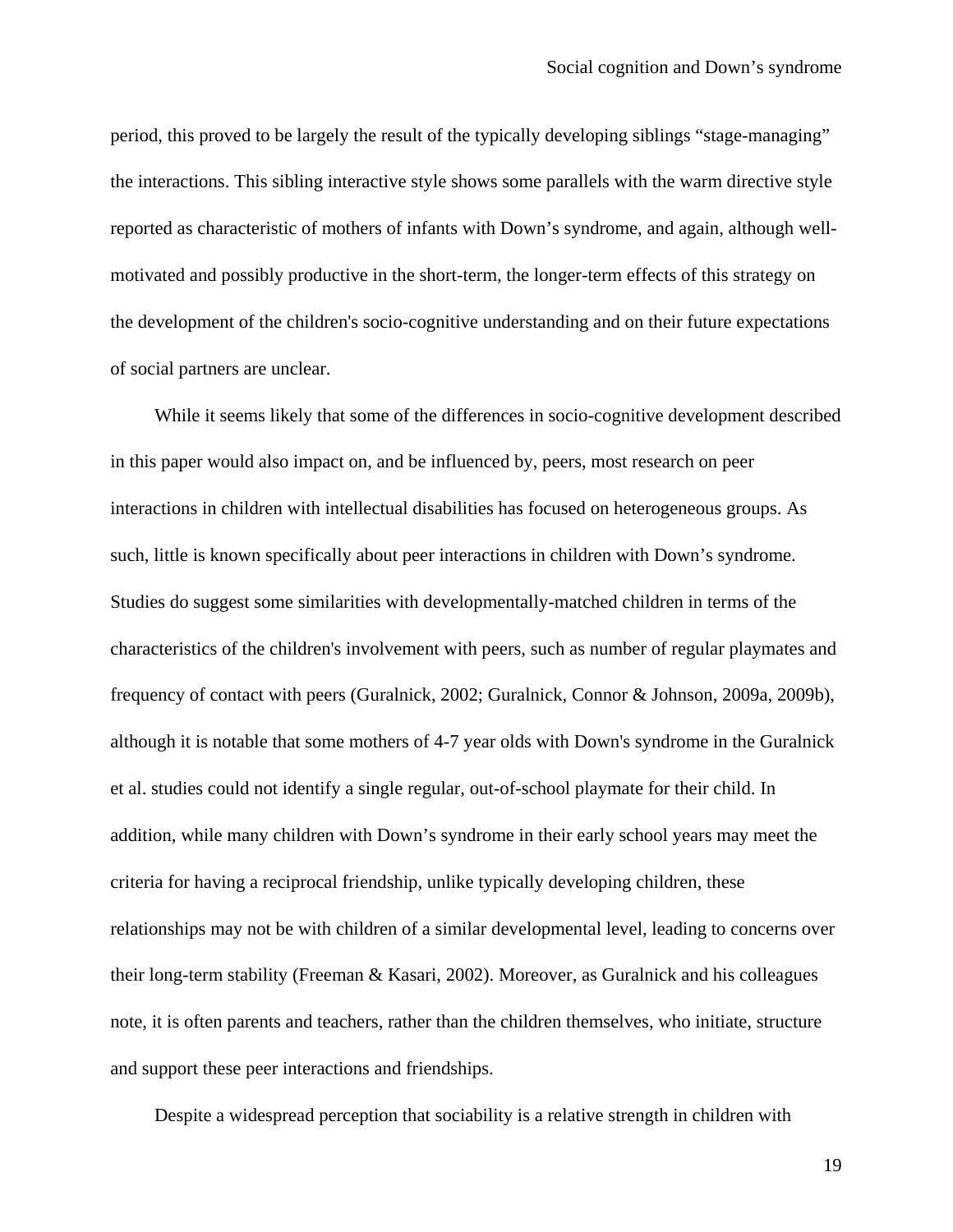period, this proved to be largely the result of the typically developing siblings “stage-managing” the interactions. This sibling interactive style shows some parallels with the warm directive style reported as characteristic of mothers of infants with Down’s syndrome, and again, although well-motivated and possibly productive in the short-term, the longer-term effects of this strategy on the development of the children's socio-cognitive understanding and on their future expectations of social partners are unclear.

While it seems likely that some of the differences in socio-cognitive development described in this paper would also impact on, and be influenced by, peers, most research on peer interactions in children with intellectual disabilities has focused on heterogeneous groups. As such, little is known specifically about peer interactions in children with Down’s syndrome. Studies do suggest some similarities with developmentally-matched children in terms of the characteristics of the children's involvement with peers, such as number of regular playmates and frequency of contact with peers (Guralnick, 2002; Guralnick, Connor & Johnson, 2009a, 2009b), although it is notable that some mothers of 4-7 year olds with Down's syndrome in the Guralnick et al. studies could not identify a single regular, out-of-school playmate for their child. In addition, while many children with Down’s syndrome in their early school years may meet the criteria for having a reciprocal friendship, unlike typically developing children, these relationships may not be with children of a similar developmental level, leading to concerns over their long-term stability (Freeman & Kasari, 2002). Moreover, as Guralnick and his colleagues note, it is often parents and teachers, rather than the children themselves, who initiate, structure and support these peer interactions and friendships.

Despite a widespread perception that sociability is a relative strength in children with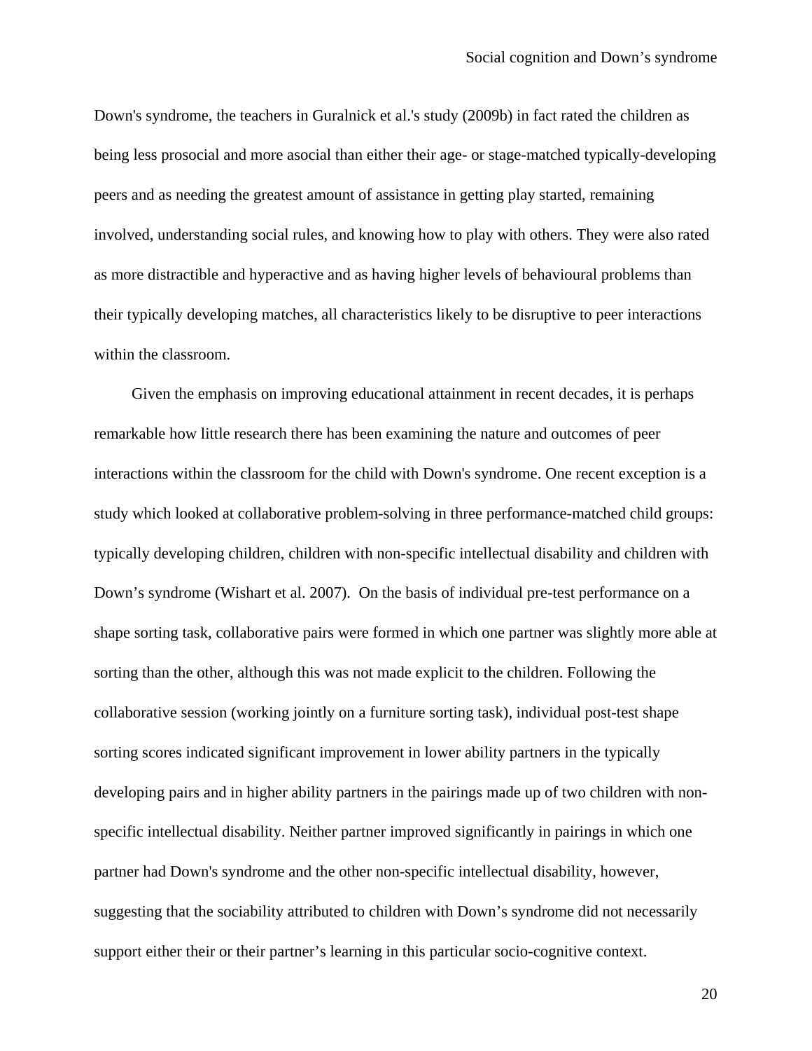Down's syndrome, the teachers in Guralnick et al.'s study (2009b) in fact rated the children as being less prosocial and more asocial than either their age- or stage-matched typically-developing peers and as needing the greatest amount of assistance in getting play started, remaining involved, understanding social rules, and knowing how to play with others. They were also rated as more distractible and hyperactive and as having higher levels of behavioural problems than their typically developing matches, all characteristics likely to be disruptive to peer interactions within the classroom.

Given the emphasis on improving educational attainment in recent decades, it is perhaps remarkable how little research there has been examining the nature and outcomes of peer interactions within the classroom for the child with Down's syndrome. One recent exception is a study which looked at collaborative problem-solving in three performance-matched child groups: typically developing children, children with non-specific intellectual disability and children with Down's syndrome (Wishart et al. 2007). On the basis of individual pre-test performance on a shape sorting task, collaborative pairs were formed in which one partner was slightly more able at sorting than the other, although this was not made explicit to the children. Following the collaborative session (working jointly on a furniture sorting task), individual post-test shape sorting scores indicated significant improvement in lower ability partners in the typically developing pairs and in higher ability partners in the pairings made up of two children with non-specific intellectual disability. Neither partner improved significantly in pairings in which one partner had Down's syndrome and the other non-specific intellectual disability, however, suggesting that the sociability attributed to children with Down's syndrome did not necessarily support either their or their partner's learning in this particular socio-cognitive context.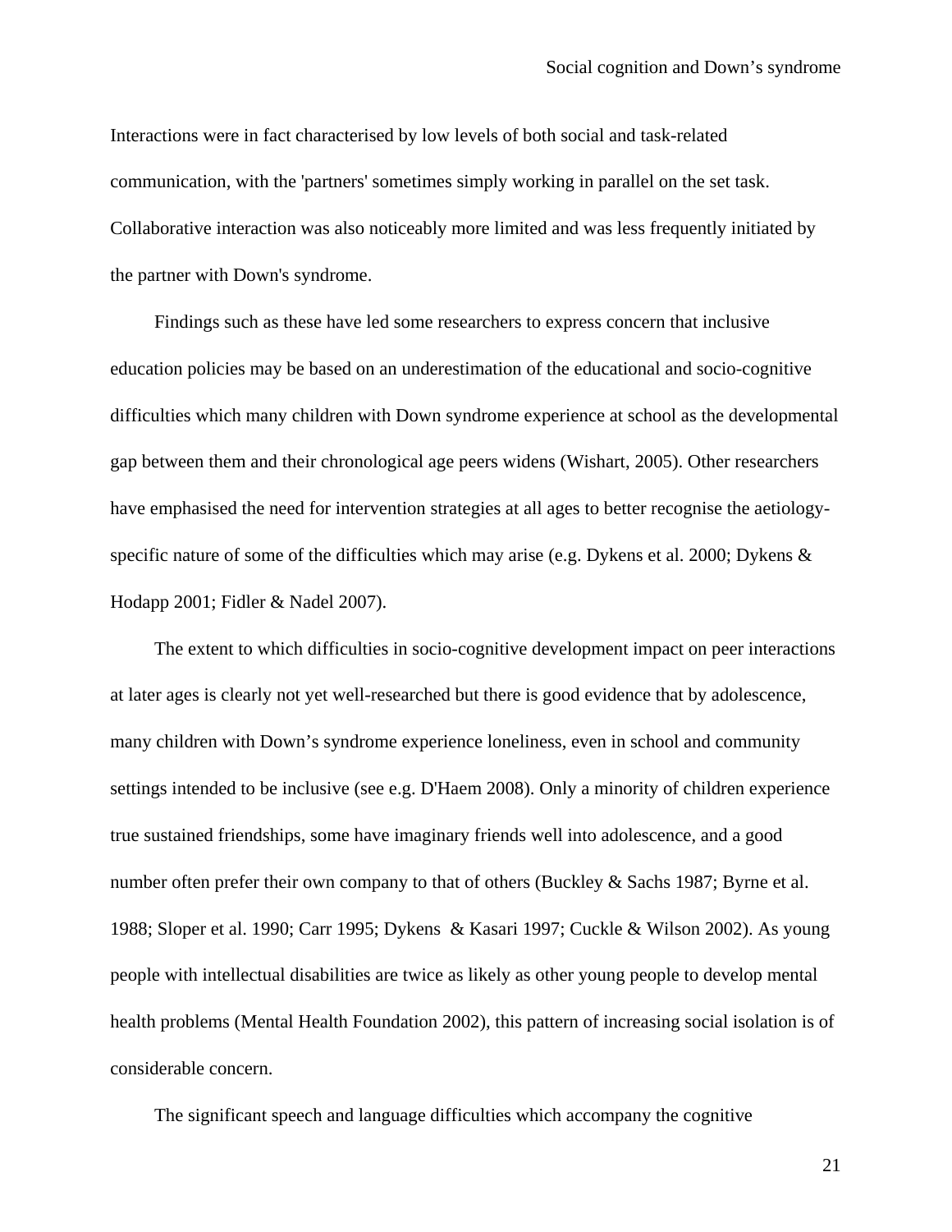Interactions were in fact characterised by low levels of both social and task-related communication, with the 'partners' sometimes simply working in parallel on the set task. Collaborative interaction was also noticeably more limited and was less frequently initiated by the partner with Down's syndrome.

Findings such as these have led some researchers to express concern that inclusive education policies may be based on an underestimation of the educational and socio-cognitive difficulties which many children with Down syndrome experience at school as the developmental gap between them and their chronological age peers widens (Wishart, 2005). Other researchers have emphasised the need for intervention strategies at all ages to better recognise the aetiology-specific nature of some of the difficulties which may arise (e.g. Dykens et al. 2000; Dykens & Hodapp 2001; Fidler & Nadel 2007).

The extent to which difficulties in socio-cognitive development impact on peer interactions at later ages is clearly not yet well-researched but there is good evidence that by adolescence, many children with Down's syndrome experience loneliness, even in school and community settings intended to be inclusive (see e.g. D'Haem 2008). Only a minority of children experience true sustained friendships, some have imaginary friends well into adolescence, and a good number often prefer their own company to that of others (Buckley & Sachs 1987; Byrne et al. 1988; Sloper et al. 1990; Carr 1995; Dykens & Kasari 1997; Cuckle & Wilson 2002). As young people with intellectual disabilities are twice as likely as other young people to develop mental health problems (Mental Health Foundation 2002), this pattern of increasing social isolation is of considerable concern.

The significant speech and language difficulties which accompany the cognitive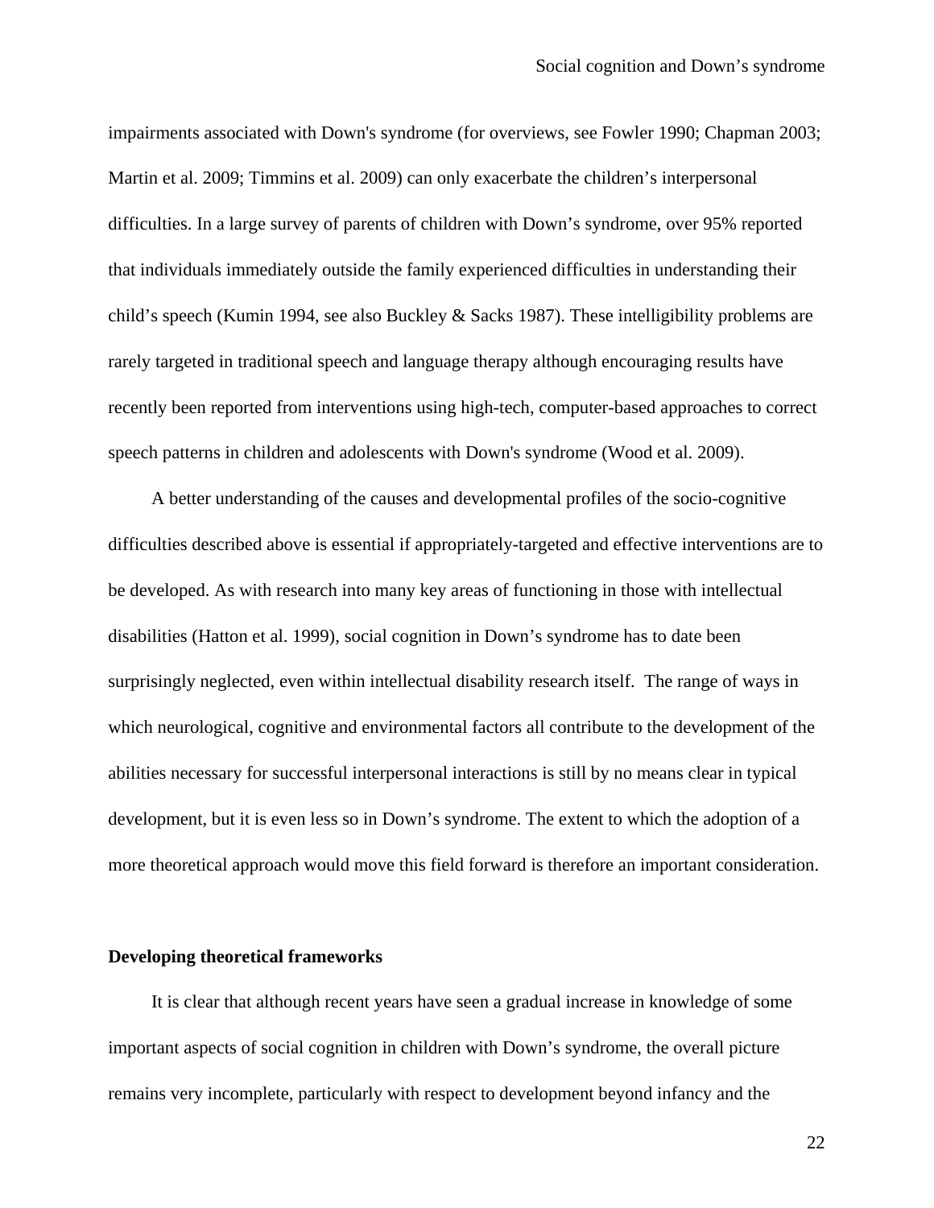impairments associated with Down's syndrome (for overviews, see Fowler 1990; Chapman 2003; Martin et al. 2009; Timmins et al. 2009) can only exacerbate the children's interpersonal difficulties. In a large survey of parents of children with Down's syndrome, over 95% reported that individuals immediately outside the family experienced difficulties in understanding their child's speech (Kumin 1994, see also Buckley & Sacks 1987). These intelligibility problems are rarely targeted in traditional speech and language therapy although encouraging results have recently been reported from interventions using high-tech, computer-based approaches to correct speech patterns in children and adolescents with Down's syndrome (Wood et al. 2009).

A better understanding of the causes and developmental profiles of the socio-cognitive difficulties described above is essential if appropriately-targeted and effective interventions are to be developed. As with research into many key areas of functioning in those with intellectual disabilities (Hatton et al. 1999), social cognition in Down's syndrome has to date been surprisingly neglected, even within intellectual disability research itself. The range of ways in which neurological, cognitive and environmental factors all contribute to the development of the abilities necessary for successful interpersonal interactions is still by no means clear in typical development, but it is even less so in Down's syndrome. The extent to which the adoption of a more theoretical approach would move this field forward is therefore an important consideration.

## Developing theoretical frameworks

It is clear that although recent years have seen a gradual increase in knowledge of some important aspects of social cognition in children with Down's syndrome, the overall picture remains very incomplete, particularly with respect to development beyond infancy and the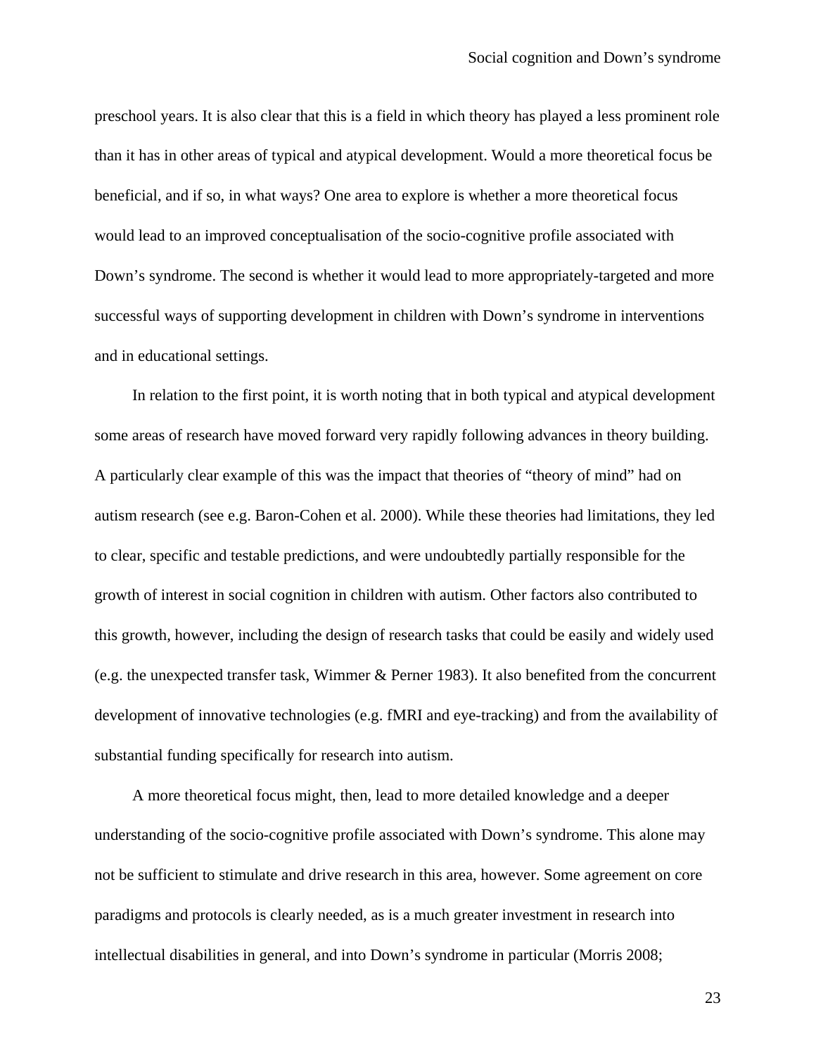preschool years. It is also clear that this is a field in which theory has played a less prominent role than it has in other areas of typical and atypical development. Would a more theoretical focus be beneficial, and if so, in what ways? One area to explore is whether a more theoretical focus would lead to an improved conceptualisation of the socio-cognitive profile associated with Down's syndrome. The second is whether it would lead to more appropriately-targeted and more successful ways of supporting development in children with Down's syndrome in interventions and in educational settings.

In relation to the first point, it is worth noting that in both typical and atypical development some areas of research have moved forward very rapidly following advances in theory building. A particularly clear example of this was the impact that theories of "theory of mind" had on autism research (see e.g. Baron-Cohen et al. 2000). While these theories had limitations, they led to clear, specific and testable predictions, and were undoubtedly partially responsible for the growth of interest in social cognition in children with autism. Other factors also contributed to this growth, however, including the design of research tasks that could be easily and widely used (e.g. the unexpected transfer task, Wimmer & Perner 1983). It also benefited from the concurrent development of innovative technologies (e.g. fMRI and eye-tracking) and from the availability of substantial funding specifically for research into autism.

A more theoretical focus might, then, lead to more detailed knowledge and a deeper understanding of the socio-cognitive profile associated with Down's syndrome. This alone may not be sufficient to stimulate and drive research in this area, however. Some agreement on core paradigms and protocols is clearly needed, as is a much greater investment in research into intellectual disabilities in general, and into Down's syndrome in particular (Morris 2008;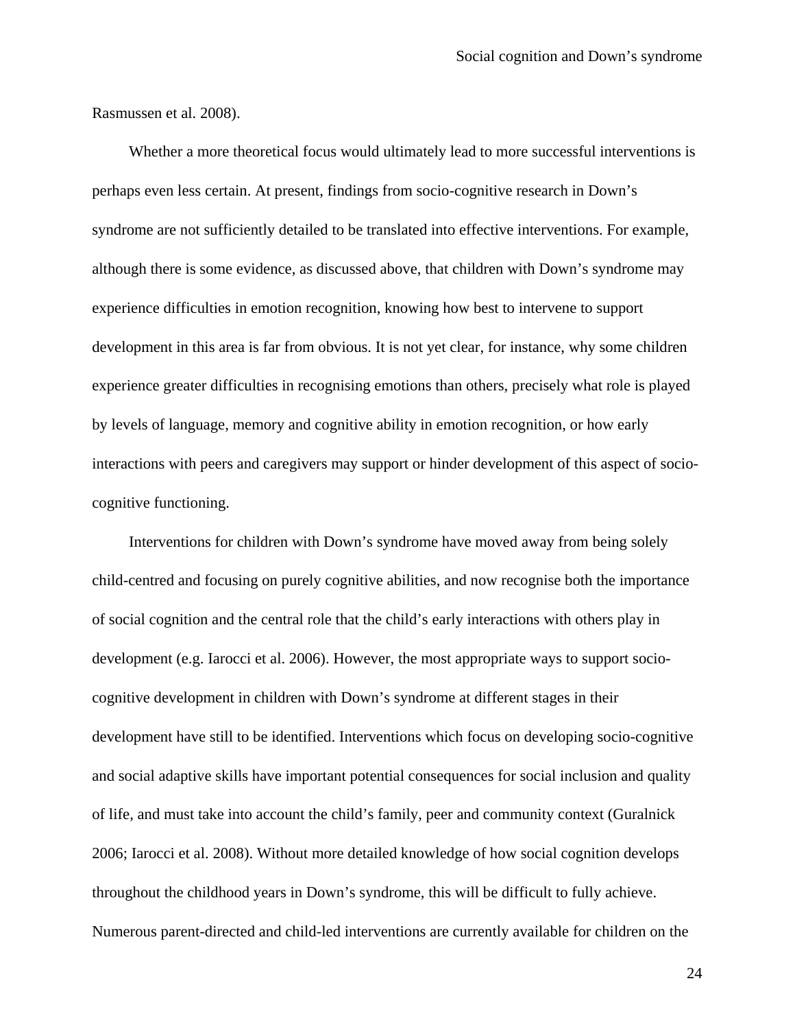Rasmussen et al. 2008).

Whether a more theoretical focus would ultimately lead to more successful interventions is perhaps even less certain. At present, findings from socio-cognitive research in Down's syndrome are not sufficiently detailed to be translated into effective interventions. For example, although there is some evidence, as discussed above, that children with Down's syndrome may experience difficulties in emotion recognition, knowing how best to intervene to support development in this area is far from obvious. It is not yet clear, for instance, why some children experience greater difficulties in recognising emotions than others, precisely what role is played by levels of language, memory and cognitive ability in emotion recognition, or how early interactions with peers and caregivers may support or hinder development of this aspect of socio-cognitive functioning.

Interventions for children with Down's syndrome have moved away from being solely child-centred and focusing on purely cognitive abilities, and now recognise both the importance of social cognition and the central role that the child's early interactions with others play in development (e.g. Iarocci et al. 2006). However, the most appropriate ways to support socio-cognitive development in children with Down's syndrome at different stages in their development have still to be identified. Interventions which focus on developing socio-cognitive and social adaptive skills have important potential consequences for social inclusion and quality of life, and must take into account the child's family, peer and community context (Guralnick 2006; Iarocci et al. 2008). Without more detailed knowledge of how social cognition develops throughout the childhood years in Down's syndrome, this will be difficult to fully achieve. Numerous parent-directed and child-led interventions are currently available for children on the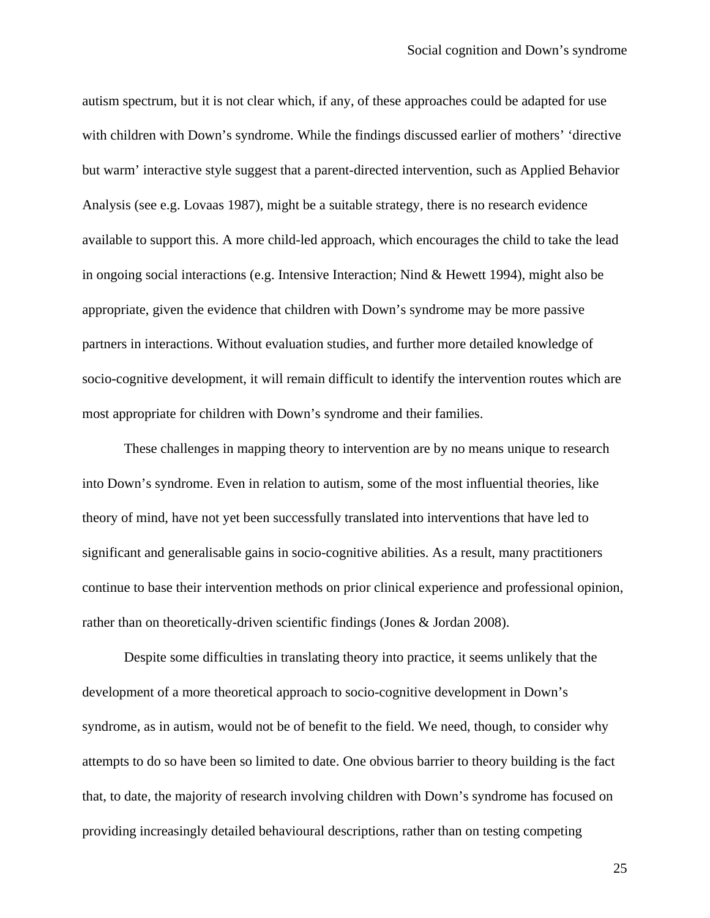autism spectrum, but it is not clear which, if any, of these approaches could be adapted for use with children with Down's syndrome. While the findings discussed earlier of mothers' 'directive but warm' interactive style suggest that a parent-directed intervention, such as Applied Behavior Analysis (see e.g. Lovaas 1987), might be a suitable strategy, there is no research evidence available to support this. A more child-led approach, which encourages the child to take the lead in ongoing social interactions (e.g. Intensive Interaction; Nind & Hewett 1994), might also be appropriate, given the evidence that children with Down's syndrome may be more passive partners in interactions. Without evaluation studies, and further more detailed knowledge of socio-cognitive development, it will remain difficult to identify the intervention routes which are most appropriate for children with Down's syndrome and their families.

These challenges in mapping theory to intervention are by no means unique to research into Down's syndrome. Even in relation to autism, some of the most influential theories, like theory of mind, have not yet been successfully translated into interventions that have led to significant and generalisable gains in socio-cognitive abilities. As a result, many practitioners continue to base their intervention methods on prior clinical experience and professional opinion, rather than on theoretically-driven scientific findings (Jones & Jordan 2008).

Despite some difficulties in translating theory into practice, it seems unlikely that the development of a more theoretical approach to socio-cognitive development in Down's syndrome, as in autism, would not be of benefit to the field. We need, though, to consider why attempts to do so have been so limited to date. One obvious barrier to theory building is the fact that, to date, the majority of research involving children with Down's syndrome has focused on providing increasingly detailed behavioural descriptions, rather than on testing competing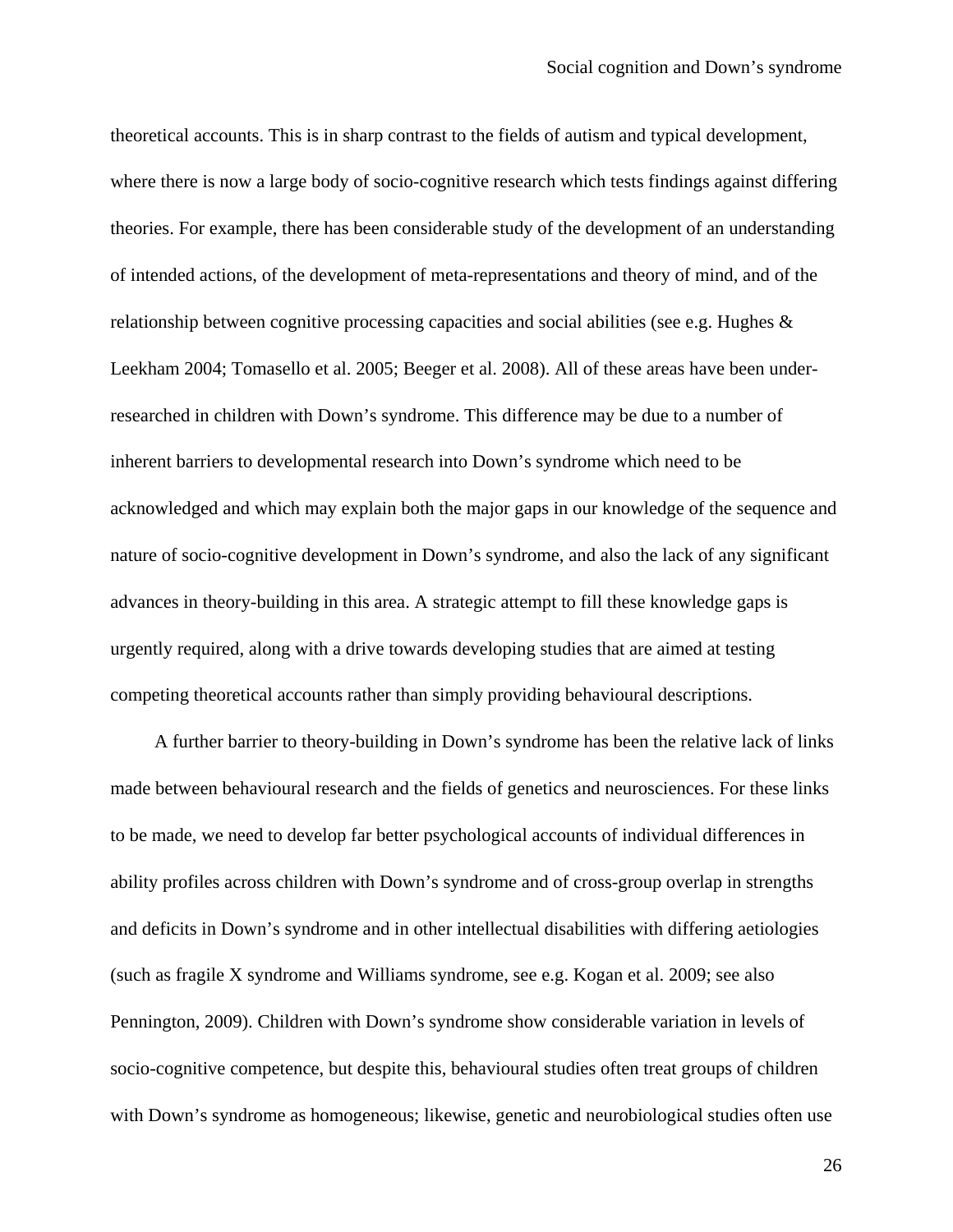theoretical accounts. This is in sharp contrast to the fields of autism and typical development, where there is now a large body of socio-cognitive research which tests findings against differing theories. For example, there has been considerable study of the development of an understanding of intended actions, of the development of meta-representations and theory of mind, and of the relationship between cognitive processing capacities and social abilities (see e.g. Hughes & Leekham 2004; Tomasello et al. 2005; Beeger et al. 2008). All of these areas have been under-researched in children with Down's syndrome. This difference may be due to a number of inherent barriers to developmental research into Down's syndrome which need to be acknowledged and which may explain both the major gaps in our knowledge of the sequence and nature of socio-cognitive development in Down's syndrome, and also the lack of any significant advances in theory-building in this area. A strategic attempt to fill these knowledge gaps is urgently required, along with a drive towards developing studies that are aimed at testing competing theoretical accounts rather than simply providing behavioural descriptions.

A further barrier to theory-building in Down's syndrome has been the relative lack of links made between behavioural research and the fields of genetics and neurosciences. For these links to be made, we need to develop far better psychological accounts of individual differences in ability profiles across children with Down's syndrome and of cross-group overlap in strengths and deficits in Down's syndrome and in other intellectual disabilities with differing aetiologies (such as fragile X syndrome and Williams syndrome, see e.g. Kogan et al. 2009; see also Pennington, 2009). Children with Down's syndrome show considerable variation in levels of socio-cognitive competence, but despite this, behavioural studies often treat groups of children with Down's syndrome as homogeneous; likewise, genetic and neurobiological studies often use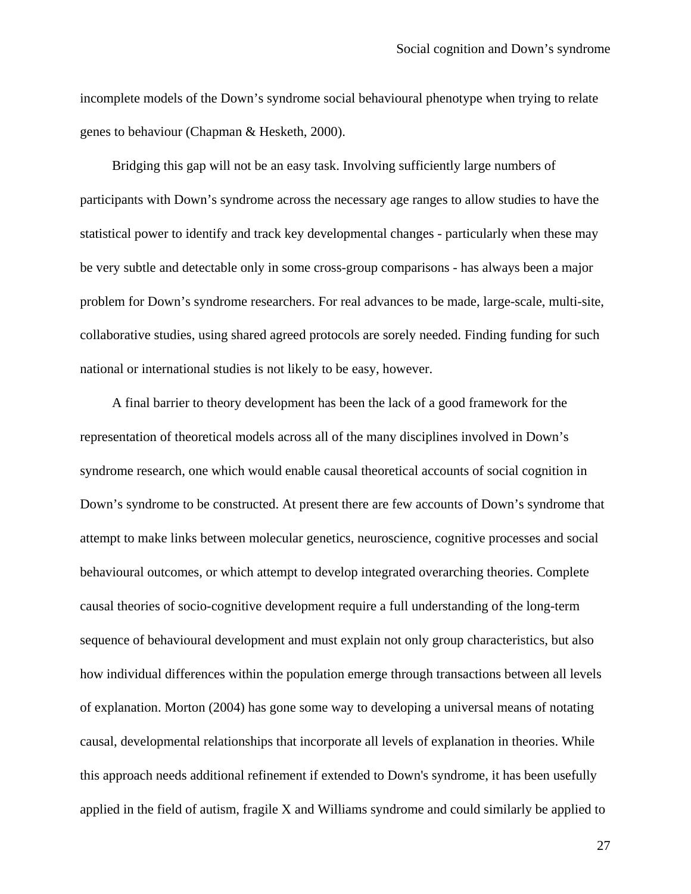incomplete models of the Down’s syndrome social behavioural phenotype when trying to relate genes to behaviour (Chapman & Hesketh, 2000).

Bridging this gap will not be an easy task. Involving sufficiently large numbers of participants with Down’s syndrome across the necessary age ranges to allow studies to have the statistical power to identify and track key developmental changes - particularly when these may be very subtle and detectable only in some cross-group comparisons - has always been a major problem for Down’s syndrome researchers. For real advances to be made, large-scale, multi-site, collaborative studies, using shared agreed protocols are sorely needed. Finding funding for such national or international studies is not likely to be easy, however.

A final barrier to theory development has been the lack of a good framework for the representation of theoretical models across all of the many disciplines involved in Down’s syndrome research, one which would enable causal theoretical accounts of social cognition in Down’s syndrome to be constructed. At present there are few accounts of Down’s syndrome that attempt to make links between molecular genetics, neuroscience, cognitive processes and social behavioural outcomes, or which attempt to develop integrated overarching theories. Complete causal theories of socio-cognitive development require a full understanding of the long-term sequence of behavioural development and must explain not only group characteristics, but also how individual differences within the population emerge through transactions between all levels of explanation. Morton (2004) has gone some way to developing a universal means of notating causal, developmental relationships that incorporate all levels of explanation in theories. While this approach needs additional refinement if extended to Down's syndrome, it has been usefully applied in the field of autism, fragile X and Williams syndrome and could similarly be applied to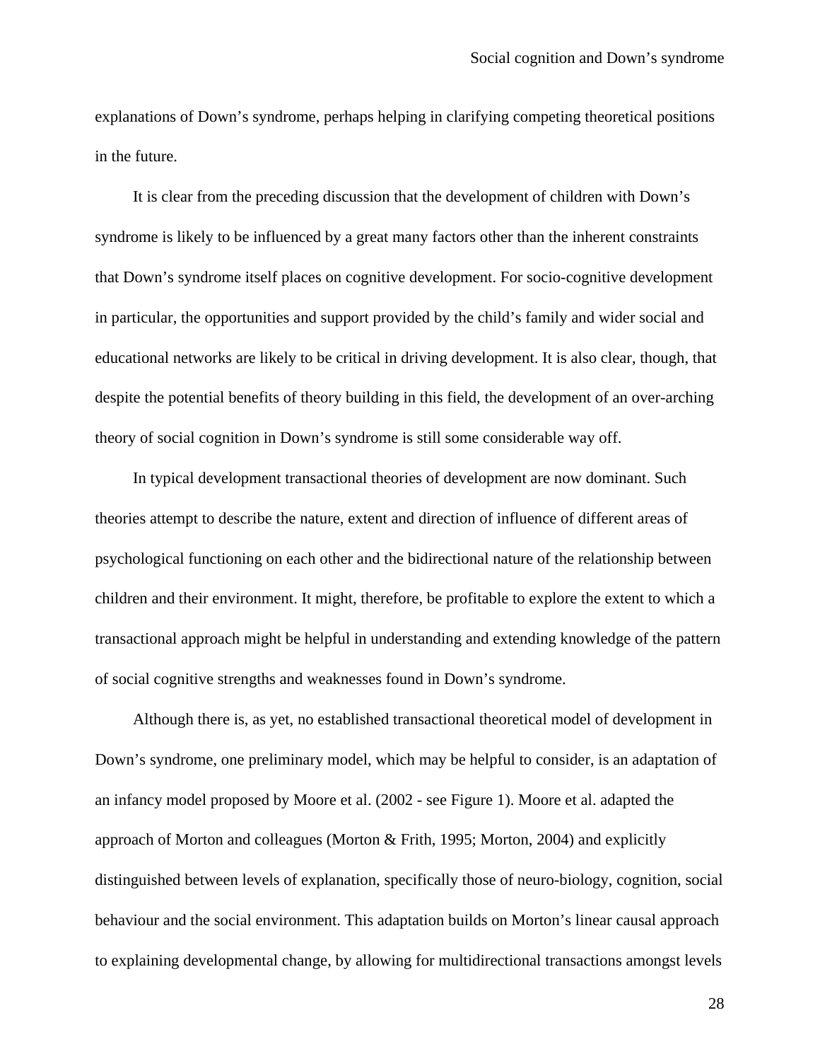explanations of Down's syndrome, perhaps helping in clarifying competing theoretical positions in the future.

It is clear from the preceding discussion that the development of children with Down's syndrome is likely to be influenced by a great many factors other than the inherent constraints that Down's syndrome itself places on cognitive development. For socio-cognitive development in particular, the opportunities and support provided by the child's family and wider social and educational networks are likely to be critical in driving development. It is also clear, though, that despite the potential benefits of theory building in this field, the development of an over-arching theory of social cognition in Down's syndrome is still some considerable way off.

In typical development transactional theories of development are now dominant. Such theories attempt to describe the nature, extent and direction of influence of different areas of psychological functioning on each other and the bidirectional nature of the relationship between children and their environment. It might, therefore, be profitable to explore the extent to which a transactional approach might be helpful in understanding and extending knowledge of the pattern of social cognitive strengths and weaknesses found in Down's syndrome.

Although there is, as yet, no established transactional theoretical model of development in Down's syndrome, one preliminary model, which may be helpful to consider, is an adaptation of an infancy model proposed by Moore et al. (2002 - see Figure 1). Moore et al. adapted the approach of Morton and colleagues (Morton & Frith, 1995; Morton, 2004) and explicitly distinguished between levels of explanation, specifically those of neuro-biology, cognition, social behaviour and the social environment. This adaptation builds on Morton's linear causal approach to explaining developmental change, by allowing for multidirectional transactions amongst levels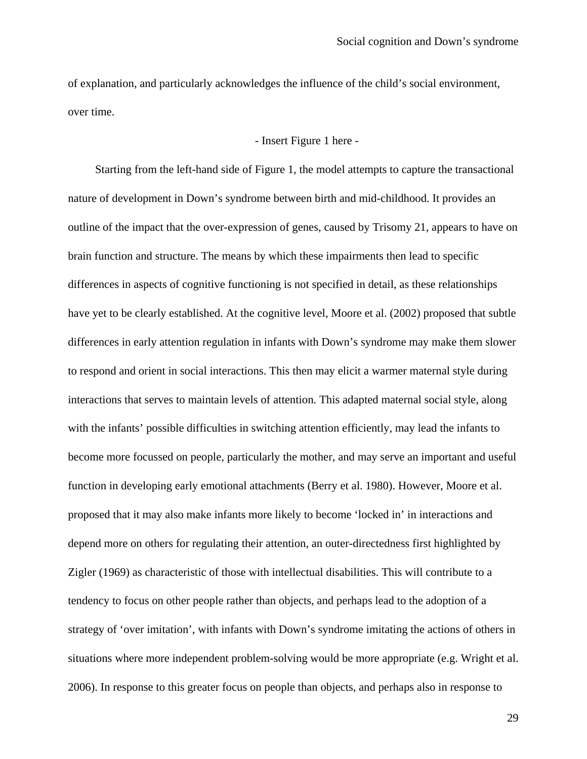of explanation, and particularly acknowledges the influence of the child's social environment, over time.

- Insert Figure 1 here -

Starting from the left-hand side of Figure 1, the model attempts to capture the transactional nature of development in Down's syndrome between birth and mid-childhood. It provides an outline of the impact that the over-expression of genes, caused by Trisomy 21, appears to have on brain function and structure. The means by which these impairments then lead to specific differences in aspects of cognitive functioning is not specified in detail, as these relationships have yet to be clearly established. At the cognitive level, Moore et al. (2002) proposed that subtle differences in early attention regulation in infants with Down's syndrome may make them slower to respond and orient in social interactions. This then may elicit a warmer maternal style during interactions that serves to maintain levels of attention. This adapted maternal social style, along with the infants' possible difficulties in switching attention efficiently, may lead the infants to become more focussed on people, particularly the mother, and may serve an important and useful function in developing early emotional attachments (Berry et al. 1980). However, Moore et al. proposed that it may also make infants more likely to become 'locked in' in interactions and depend more on others for regulating their attention, an outer-directedness first highlighted by Zigler (1969) as characteristic of those with intellectual disabilities. This will contribute to a tendency to focus on other people rather than objects, and perhaps lead to the adoption of a strategy of 'over imitation', with infants with Down's syndrome imitating the actions of others in situations where more independent problem-solving would be more appropriate (e.g. Wright et al. 2006). In response to this greater focus on people than objects, and perhaps also in response to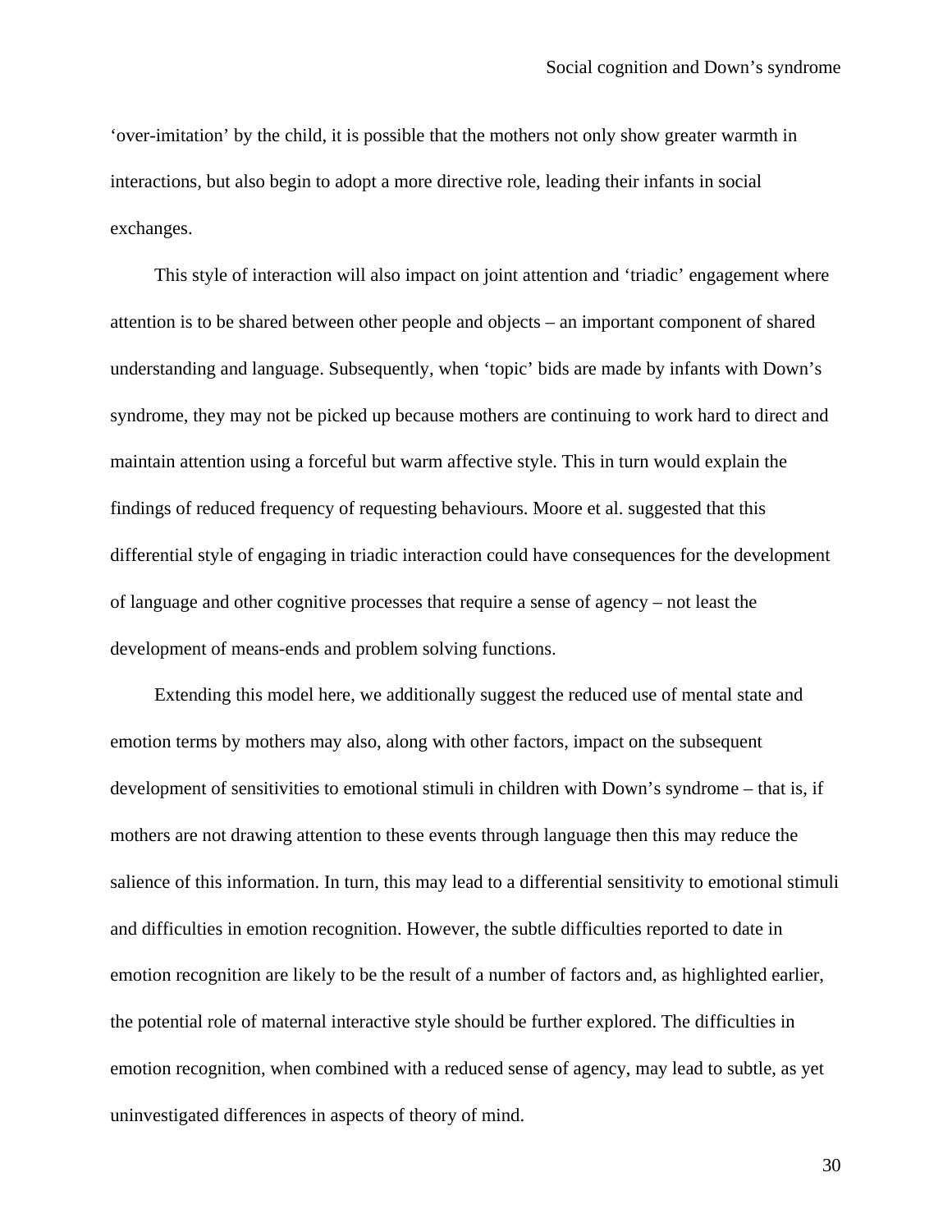'over-imitation' by the child, it is possible that the mothers not only show greater warmth in interactions, but also begin to adopt a more directive role, leading their infants in social exchanges.

This style of interaction will also impact on joint attention and 'triadic' engagement where attention is to be shared between other people and objects – an important component of shared understanding and language. Subsequently, when 'topic' bids are made by infants with Down's syndrome, they may not be picked up because mothers are continuing to work hard to direct and maintain attention using a forceful but warm affective style. This in turn would explain the findings of reduced frequency of requesting behaviours. Moore et al. suggested that this differential style of engaging in triadic interaction could have consequences for the development of language and other cognitive processes that require a sense of agency – not least the development of means-ends and problem solving functions.

Extending this model here, we additionally suggest the reduced use of mental state and emotion terms by mothers may also, along with other factors, impact on the subsequent development of sensitivities to emotional stimuli in children with Down's syndrome – that is, if mothers are not drawing attention to these events through language then this may reduce the salience of this information. In turn, this may lead to a differential sensitivity to emotional stimuli and difficulties in emotion recognition. However, the subtle difficulties reported to date in emotion recognition are likely to be the result of a number of factors and, as highlighted earlier, the potential role of maternal interactive style should be further explored. The difficulties in emotion recognition, when combined with a reduced sense of agency, may lead to subtle, as yet uninvestigated differences in aspects of theory of mind.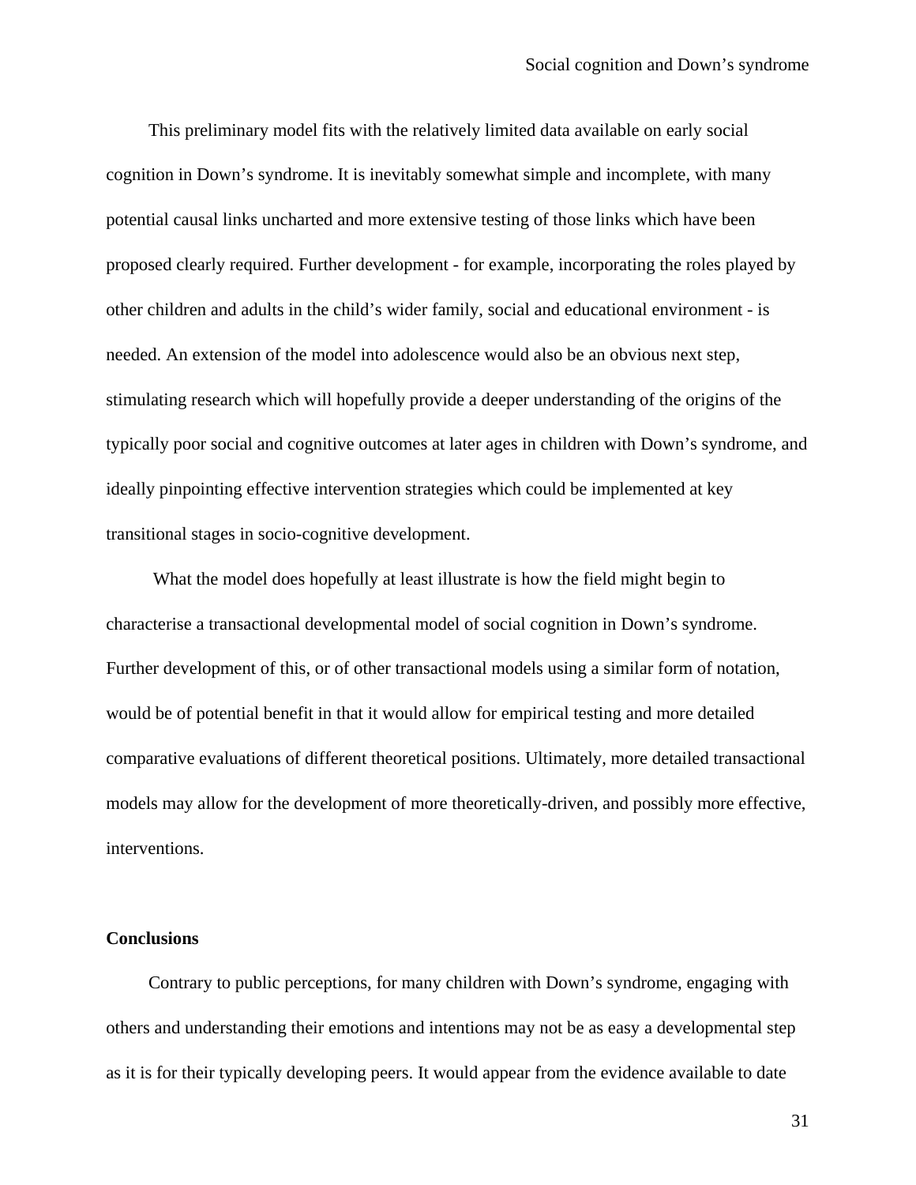This preliminary model fits with the relatively limited data available on early social cognition in Down's syndrome. It is inevitably somewhat simple and incomplete, with many potential causal links uncharted and more extensive testing of those links which have been proposed clearly required. Further development - for example, incorporating the roles played by other children and adults in the child's wider family, social and educational environment - is needed. An extension of the model into adolescence would also be an obvious next step, stimulating research which will hopefully provide a deeper understanding of the origins of the typically poor social and cognitive outcomes at later ages in children with Down's syndrome, and ideally pinpointing effective intervention strategies which could be implemented at key transitional stages in socio-cognitive development.

What the model does hopefully at least illustrate is how the field might begin to characterise a transactional developmental model of social cognition in Down's syndrome. Further development of this, or of other transactional models using a similar form of notation, would be of potential benefit in that it would allow for empirical testing and more detailed comparative evaluations of different theoretical positions. Ultimately, more detailed transactional models may allow for the development of more theoretically-driven, and possibly more effective, interventions.

**Conclusions**

Contrary to public perceptions, for many children with Down's syndrome, engaging with others and understanding their emotions and intentions may not be as easy a developmental step as it is for their typically developing peers. It would appear from the evidence available to date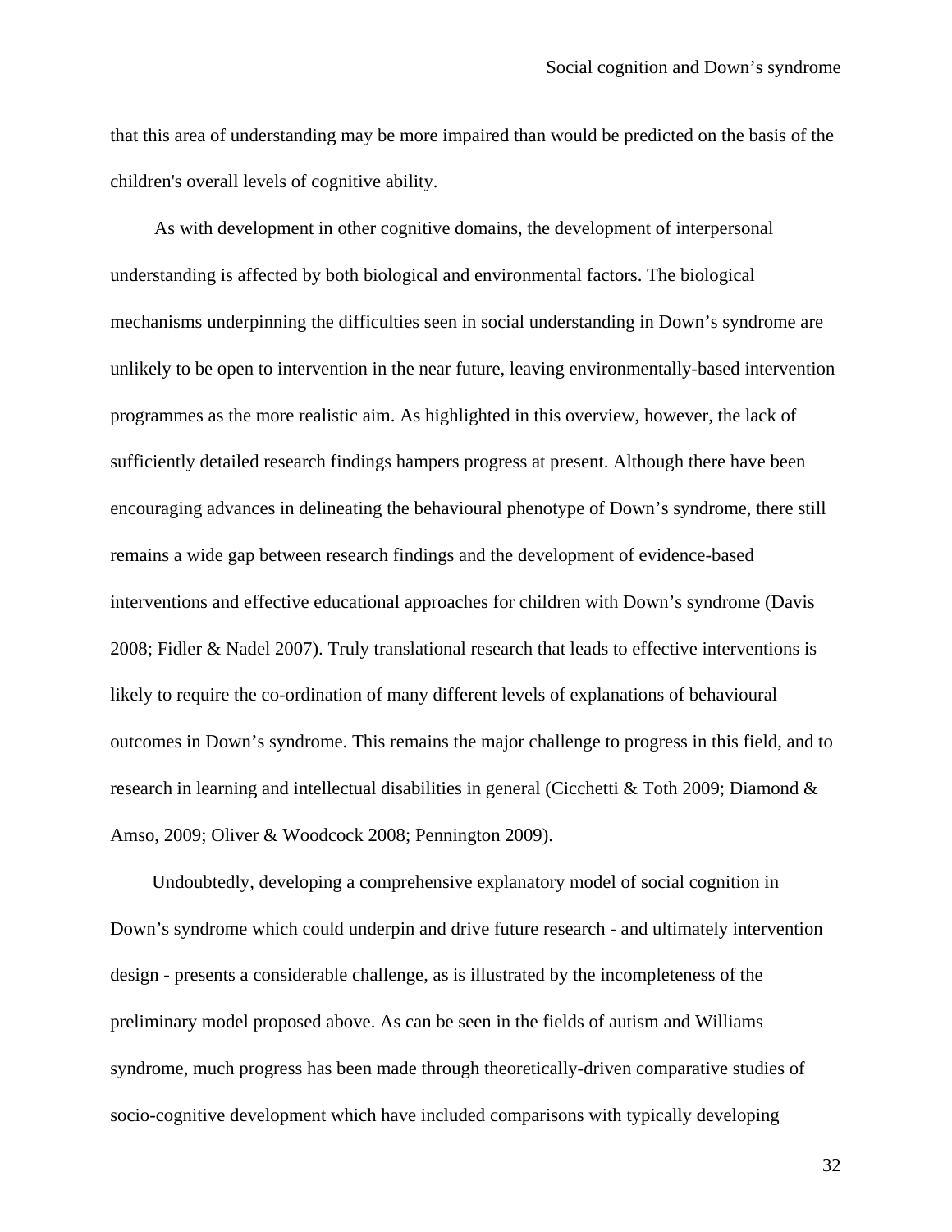that this area of understanding may be more impaired than would be predicted on the basis of the children's overall levels of cognitive ability.

As with development in other cognitive domains, the development of interpersonal understanding is affected by both biological and environmental factors. The biological mechanisms underpinning the difficulties seen in social understanding in Down's syndrome are unlikely to be open to intervention in the near future, leaving environmentally-based intervention programmes as the more realistic aim. As highlighted in this overview, however, the lack of sufficiently detailed research findings hampers progress at present. Although there have been encouraging advances in delineating the behavioural phenotype of Down's syndrome, there still remains a wide gap between research findings and the development of evidence-based interventions and effective educational approaches for children with Down's syndrome (Davis 2008; Fidler & Nadel 2007). Truly translational research that leads to effective interventions is likely to require the co-ordination of many different levels of explanations of behavioural outcomes in Down's syndrome. This remains the major challenge to progress in this field, and to research in learning and intellectual disabilities in general (Cicchetti & Toth 2009; Diamond & Amso, 2009; Oliver & Woodcock 2008; Pennington 2009).

Undoubtedly, developing a comprehensive explanatory model of social cognition in Down's syndrome which could underpin and drive future research - and ultimately intervention design - presents a considerable challenge, as is illustrated by the incompleteness of the preliminary model proposed above. As can be seen in the fields of autism and Williams syndrome, much progress has been made through theoretically-driven comparative studies of socio-cognitive development which have included comparisons with typically developing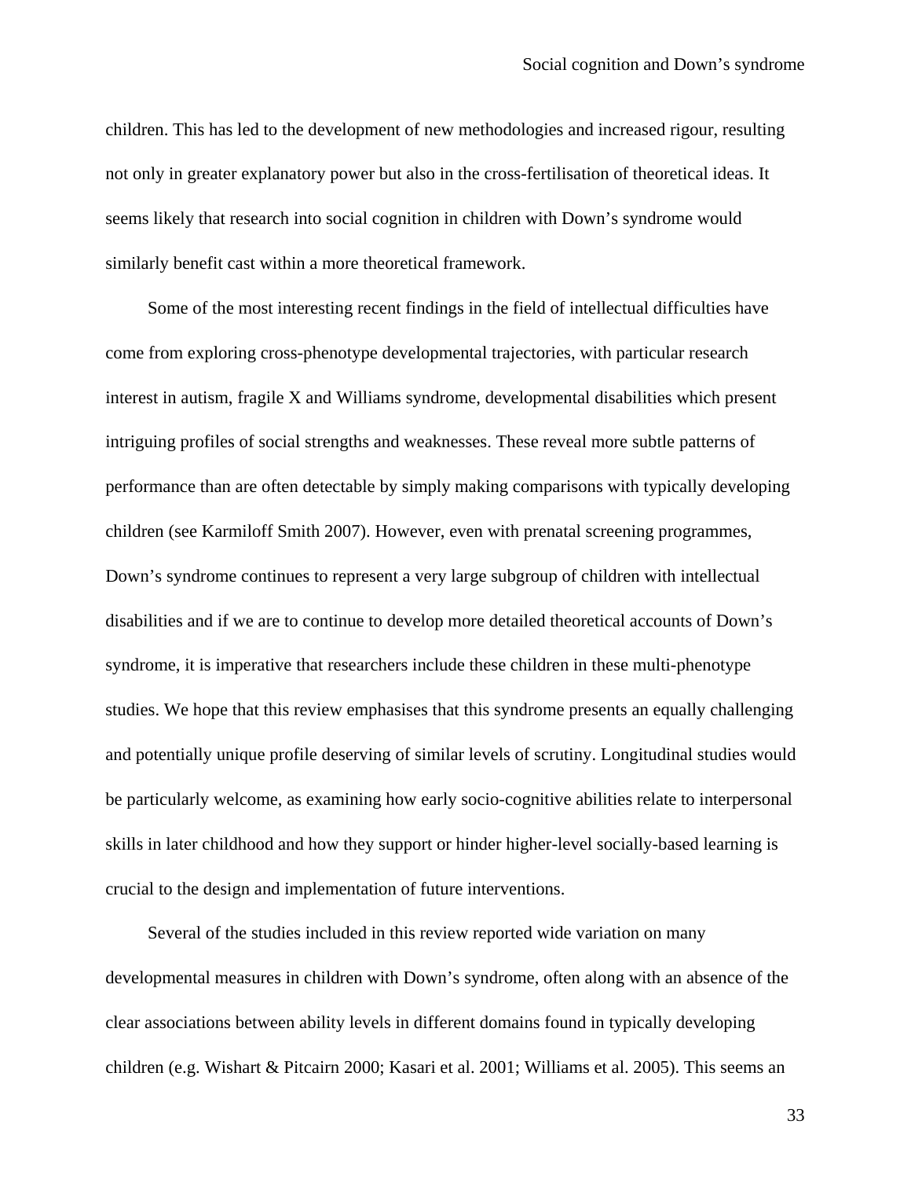children. This has led to the development of new methodologies and increased rigour, resulting not only in greater explanatory power but also in the cross-fertilisation of theoretical ideas. It seems likely that research into social cognition in children with Down's syndrome would similarly benefit cast within a more theoretical framework.

Some of the most interesting recent findings in the field of intellectual difficulties have come from exploring cross-phenotype developmental trajectories, with particular research interest in autism, fragile X and Williams syndrome, developmental disabilities which present intriguing profiles of social strengths and weaknesses. These reveal more subtle patterns of performance than are often detectable by simply making comparisons with typically developing children (see Karmiloff Smith 2007). However, even with prenatal screening programmes, Down's syndrome continues to represent a very large subgroup of children with intellectual disabilities and if we are to continue to develop more detailed theoretical accounts of Down's syndrome, it is imperative that researchers include these children in these multi-phenotype studies. We hope that this review emphasises that this syndrome presents an equally challenging and potentially unique profile deserving of similar levels of scrutiny. Longitudinal studies would be particularly welcome, as examining how early socio-cognitive abilities relate to interpersonal skills in later childhood and how they support or hinder higher-level socially-based learning is crucial to the design and implementation of future interventions.

Several of the studies included in this review reported wide variation on many developmental measures in children with Down's syndrome, often along with an absence of the clear associations between ability levels in different domains found in typically developing children (e.g. Wishart & Pitcairn 2000; Kasari et al. 2001; Williams et al. 2005). This seems an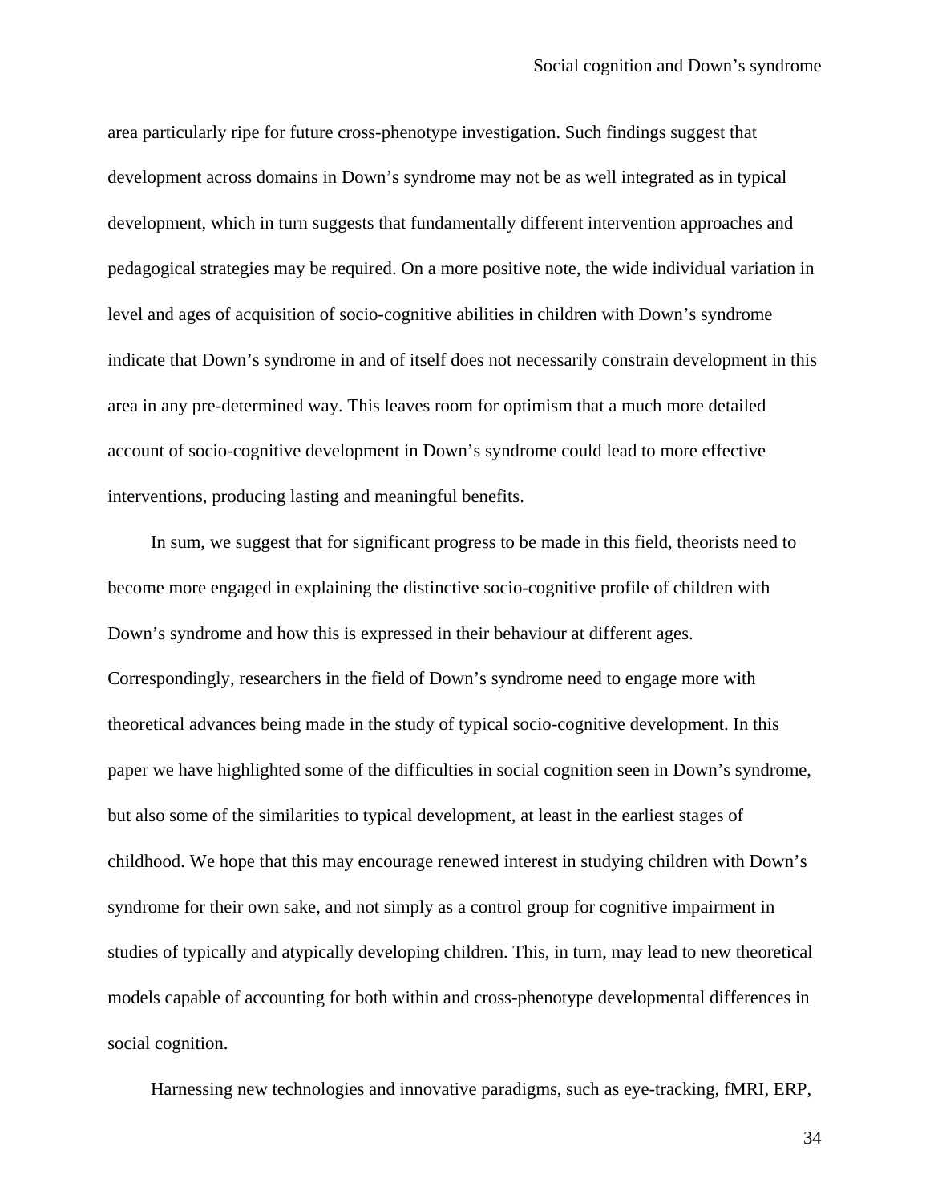area particularly ripe for future cross-phenotype investigation. Such findings suggest that development across domains in Down's syndrome may not be as well integrated as in typical development, which in turn suggests that fundamentally different intervention approaches and pedagogical strategies may be required. On a more positive note, the wide individual variation in level and ages of acquisition of socio-cognitive abilities in children with Down's syndrome indicate that Down's syndrome in and of itself does not necessarily constrain development in this area in any pre-determined way. This leaves room for optimism that a much more detailed account of socio-cognitive development in Down's syndrome could lead to more effective interventions, producing lasting and meaningful benefits.

In sum, we suggest that for significant progress to be made in this field, theorists need to become more engaged in explaining the distinctive socio-cognitive profile of children with Down's syndrome and how this is expressed in their behaviour at different ages. Correspondingly, researchers in the field of Down's syndrome need to engage more with theoretical advances being made in the study of typical socio-cognitive development. In this paper we have highlighted some of the difficulties in social cognition seen in Down's syndrome, but also some of the similarities to typical development, at least in the earliest stages of childhood. We hope that this may encourage renewed interest in studying children with Down's syndrome for their own sake, and not simply as a control group for cognitive impairment in studies of typically and atypically developing children. This, in turn, may lead to new theoretical models capable of accounting for both within and cross-phenotype developmental differences in social cognition.

Harnessing new technologies and innovative paradigms, such as eye-tracking, fMRI, ERP,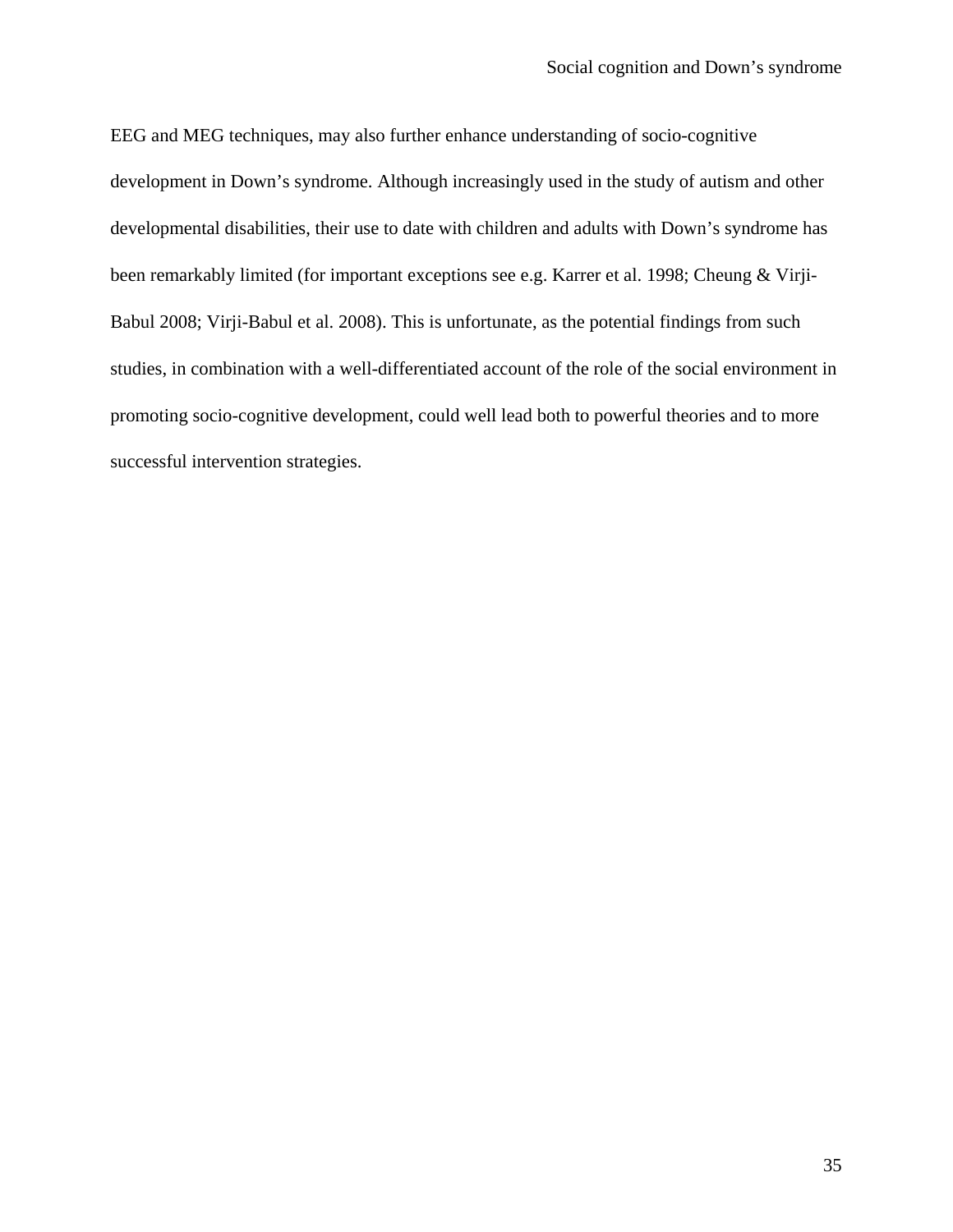EEG and MEG techniques, may also further enhance understanding of socio-cognitive development in Down's syndrome. Although increasingly used in the study of autism and other developmental disabilities, their use to date with children and adults with Down's syndrome has been remarkably limited (for important exceptions see e.g. Karrer et al. 1998; Cheung & Virji-Babul 2008; Virji-Babul et al. 2008). This is unfortunate, as the potential findings from such studies, in combination with a well-differentiated account of the role of the social environment in promoting socio-cognitive development, could well lead both to powerful theories and to more successful intervention strategies.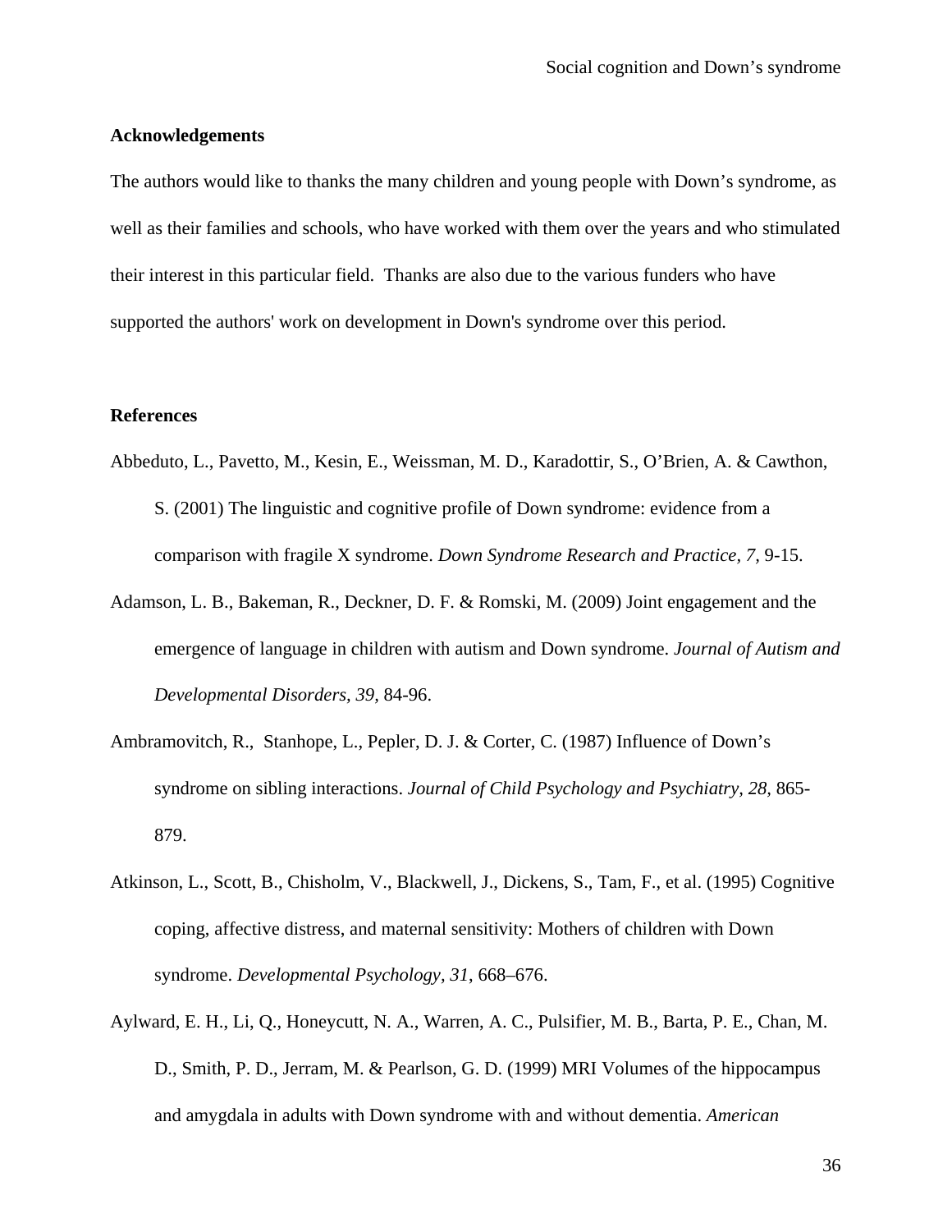**Acknowledgements**

The authors would like to thanks the many children and young people with Down's syndrome, as well as their families and schools, who have worked with them over the years and who stimulated their interest in this particular field. Thanks are also due to the various funders who have supported the authors' work on development in Down's syndrome over this period.

**References**

Abbeduto, L., Pavetto, M., Kesin, E., Weissman, M. D., Karadottir, S., O'Brien, A. & Cawthon, S. (2001) The linguistic and cognitive profile of Down syndrome: evidence from a comparison with fragile X syndrome. *Down Syndrome Research and Practice, 7,* 9-15.

Adamson, L. B., Bakeman, R., Deckner, D. F. & Romski, M. (2009) Joint engagement and the emergence of language in children with autism and Down syndrome. *Journal of Autism and Developmental Disorders, 39,* 84-96.

Ambramovitch, R., Stanhope, L., Pepler, D. J. & Corter, C. (1987) Influence of Down's syndrome on sibling interactions. *Journal of Child Psychology and Psychiatry, 28,* 865-879.

Atkinson, L., Scott, B., Chisholm, V., Blackwell, J., Dickens, S., Tam, F., et al. (1995) Cognitive coping, affective distress, and maternal sensitivity: Mothers of children with Down syndrome. *Developmental Psychology, 31*, 668–676.

Aylward, E. H., Li, Q., Honeycutt, N. A., Warren, A. C., Pulsifier, M. B., Barta, P. E., Chan, M. D., Smith, P. D., Jerram, M. & Pearlson, G. D. (1999) MRI Volumes of the hippocampus and amygdala in adults with Down syndrome with and without dementia. *American*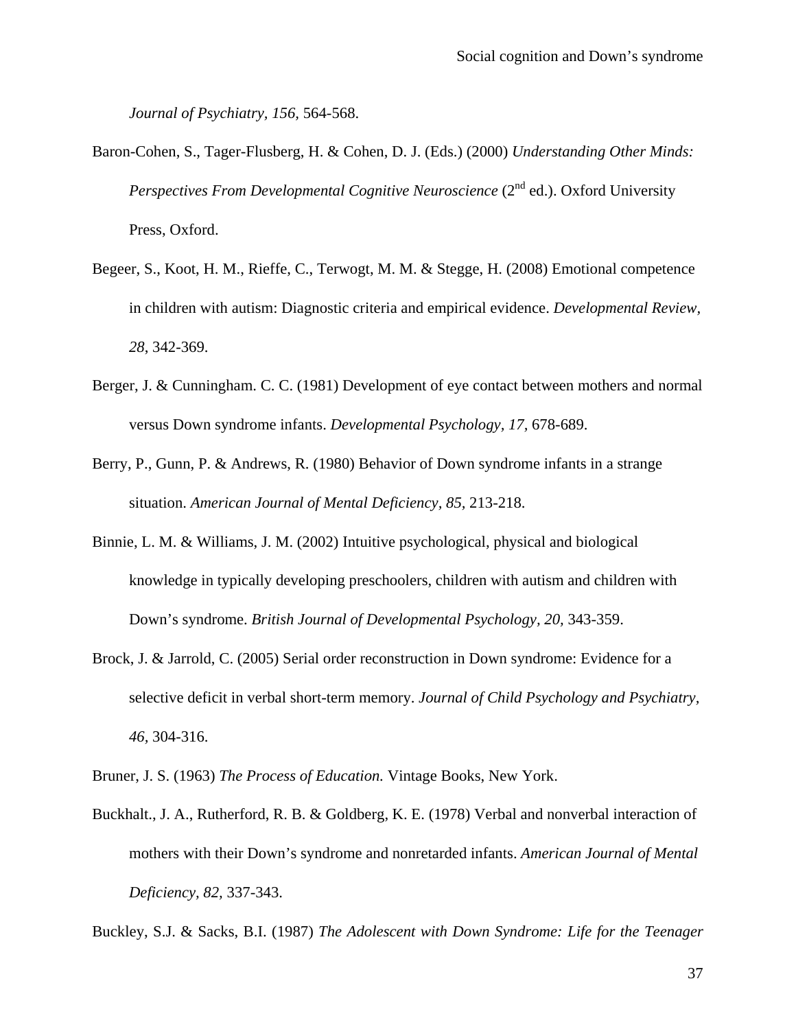*Journal of Psychiatry, 156,* 564-568.

Baron-Cohen, S., Tager-Flusberg, H. & Cohen, D. J. (Eds.) (2000) *Understanding Other Minds: Perspectives From Developmental Cognitive Neuroscience* (2nd ed.). Oxford University Press, Oxford.

Begeer, S., Koot, H. M., Rieffe, C., Terwogt, M. M. & Stegge, H. (2008) Emotional competence in children with autism: Diagnostic criteria and empirical evidence. *Developmental Review, 28*, 342-369.

Berger, J. & Cunningham. C. C. (1981) Development of eye contact between mothers and normal versus Down syndrome infants. *Developmental Psychology, 17,* 678-689.

Berry, P., Gunn, P. & Andrews, R. (1980) Behavior of Down syndrome infants in a strange situation. *American Journal of Mental Deficiency, 85,* 213-218.

Binnie, L. M. & Williams, J. M. (2002) Intuitive psychological, physical and biological knowledge in typically developing preschoolers, children with autism and children with Down's syndrome. *British Journal of Developmental Psychology, 20,* 343-359.

Brock, J. & Jarrold, C. (2005) Serial order reconstruction in Down syndrome: Evidence for a selective deficit in verbal short-term memory. *Journal of Child Psychology and Psychiatry, 46,* 304-316.

Bruner, J. S. (1963) *The Process of Education.* Vintage Books, New York.

Buckhalt., J. A., Rutherford, R. B. & Goldberg, K. E. (1978) Verbal and nonverbal interaction of mothers with their Down's syndrome and nonretarded infants. *American Journal of Mental Deficiency, 82,* 337-343.

Buckley, S.J. & Sacks, B.I. (1987) *The Adolescent with Down Syndrome: Life for the Teenager*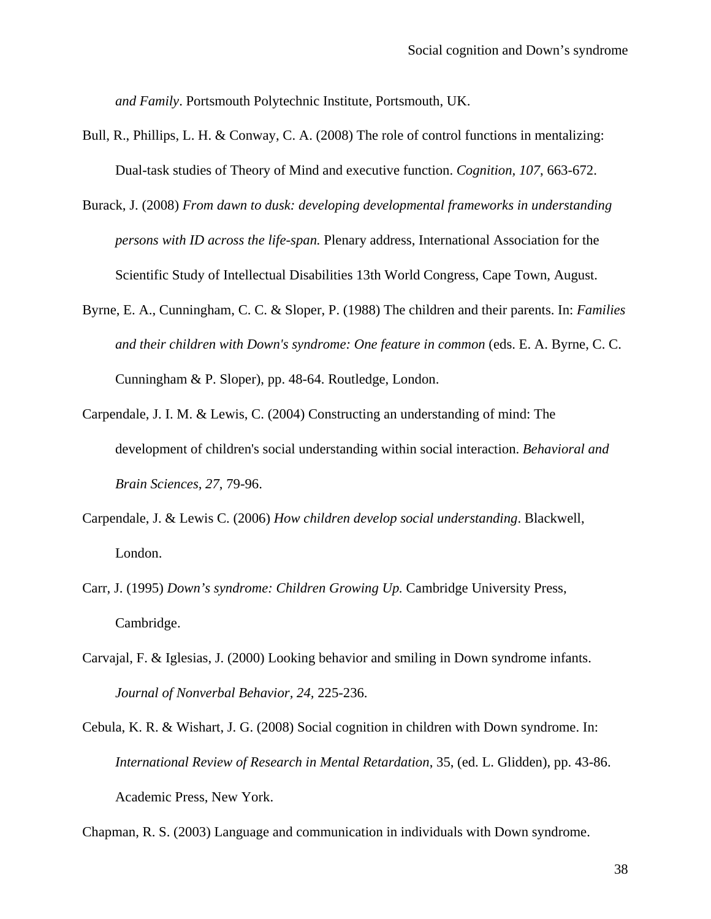*and Family*. Portsmouth Polytechnic Institute, Portsmouth, UK.

Bull, R., Phillips, L. H. & Conway, C. A. (2008) The role of control functions in mentalizing: Dual-task studies of Theory of Mind and executive function. *Cognition, 107*, 663-672.

Burack, J. (2008) *From dawn to dusk: developing developmental frameworks in understanding persons with ID across the life-span.* Plenary address, International Association for the Scientific Study of Intellectual Disabilities 13th World Congress, Cape Town, August.

Byrne, E. A., Cunningham, C. C. & Sloper, P. (1988) The children and their parents. In: *Families and their children with Down's syndrome: One feature in common* (eds. E. A. Byrne, C. C. Cunningham & P. Sloper), pp. 48-64. Routledge, London.

Carpendale, J. I. M. & Lewis, C. (2004) Constructing an understanding of mind: The development of children's social understanding within social interaction. *Behavioral and Brain Sciences, 27*, 79-96.

Carpendale, J. & Lewis C. (2006) *How children develop social understanding*. Blackwell, London.

Carr, J. (1995) *Down's syndrome: Children Growing Up.* Cambridge University Press, Cambridge.

Carvajal, F. & Iglesias, J. (2000) Looking behavior and smiling in Down syndrome infants. *Journal of Nonverbal Behavior, 24,* 225-236.

Cebula, K. R. & Wishart, J. G. (2008) Social cognition in children with Down syndrome. In: *International Review of Research in Mental Retardation*, 35, (ed. L. Glidden), pp. 43-86. Academic Press, New York.

Chapman, R. S. (2003) Language and communication in individuals with Down syndrome.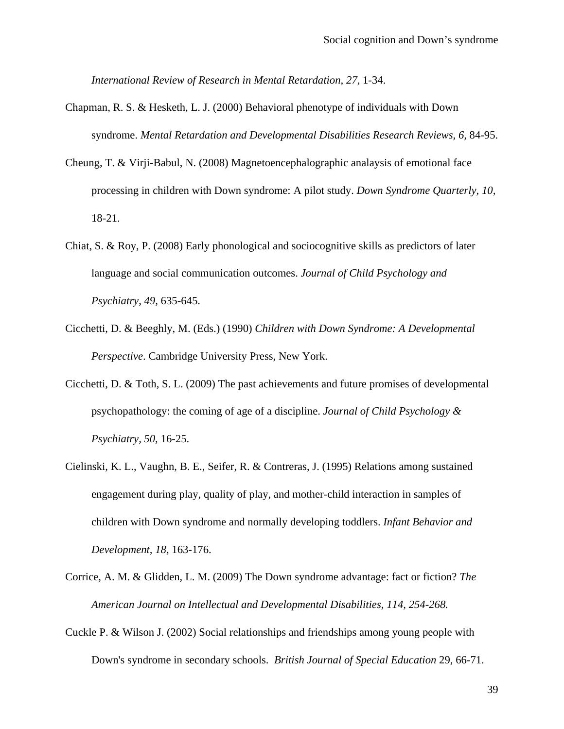*International Review of Research in Mental Retardation, 27,* 1-34.

Chapman, R. S. & Hesketh, L. J. (2000) Behavioral phenotype of individuals with Down syndrome. *Mental Retardation and Developmental Disabilities Research Reviews, 6,* 84-95.

Cheung, T. & Virji-Babul, N. (2008) Magnetoencephalographic analaysis of emotional face processing in children with Down syndrome: A pilot study. *Down Syndrome Quarterly, 10,* 18-21.

Chiat, S. & Roy, P. (2008) Early phonological and sociocognitive skills as predictors of later language and social communication outcomes. *Journal of Child Psychology and Psychiatry, 49,* 635-645.

Cicchetti, D. & Beeghly, M. (Eds.) (1990) *Children with Down Syndrome: A Developmental Perspective.* Cambridge University Press, New York.

Cicchetti, D. & Toth, S. L. (2009) The past achievements and future promises of developmental psychopathology: the coming of age of a discipline. *Journal of Child Psychology & Psychiatry, 50,* 16-25.

Cielinski, K. L., Vaughn, B. E., Seifer, R. & Contreras, J. (1995) Relations among sustained engagement during play, quality of play, and mother-child interaction in samples of children with Down syndrome and normally developing toddlers. *Infant Behavior and Development, 18,* 163-176.

Corrice, A. M. & Glidden, L. M. (2009) The Down syndrome advantage: fact or fiction? *The American Journal on Intellectual and Developmental Disabilities, 114, 254-268.*

Cuckle P. & Wilson J. (2002) Social relationships and friendships among young people with Down's syndrome in secondary schools. *British Journal of Special Education* 29, 66-71.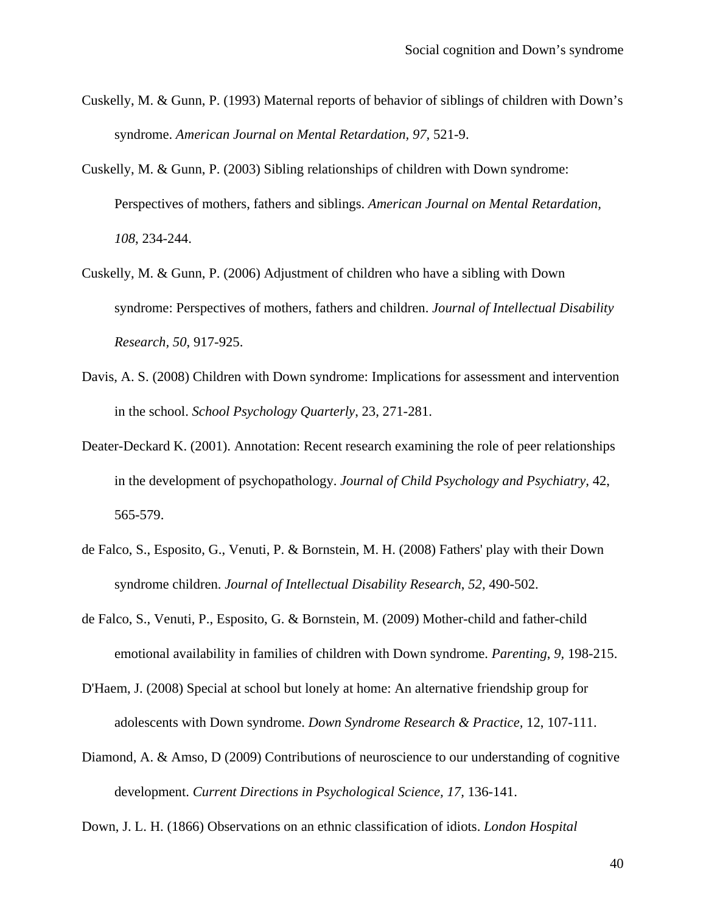Cuskelly, M. & Gunn, P. (1993) Maternal reports of behavior of siblings of children with Down's syndrome. *American Journal on Mental Retardation, 97,* 521-9.

Cuskelly, M. & Gunn, P. (2003) Sibling relationships of children with Down syndrome: Perspectives of mothers, fathers and siblings. *American Journal on Mental Retardation, 108,* 234-244.

Cuskelly, M. & Gunn, P. (2006) Adjustment of children who have a sibling with Down syndrome: Perspectives of mothers, fathers and children. *Journal of Intellectual Disability Research, 50,* 917-925.

Davis, A. S. (2008) Children with Down syndrome: Implications for assessment and intervention in the school. *School Psychology Quarterly*, 23, 271-281.

Deater-Deckard K. (2001). Annotation: Recent research examining the role of peer relationships in the development of psychopathology. *Journal of Child Psychology and Psychiatry,* 42, 565-579.

de Falco, S., Esposito, G., Venuti, P. & Bornstein, M. H. (2008) Fathers' play with their Down syndrome children. *Journal of Intellectual Disability Research, 52,* 490-502.

de Falco, S., Venuti, P., Esposito, G. & Bornstein, M. (2009) Mother-child and father-child emotional availability in families of children with Down syndrome. *Parenting, 9,* 198-215.

D'Haem, J. (2008) Special at school but lonely at home: An alternative friendship group for adolescents with Down syndrome. *Down Syndrome Research & Practice,* 12, 107-111.

Diamond, A. & Amso, D (2009) Contributions of neuroscience to our understanding of cognitive development. *Current Directions in Psychological Science, 17,* 136-141.

Down, J. L. H. (1866) Observations on an ethnic classification of idiots. *London Hospital*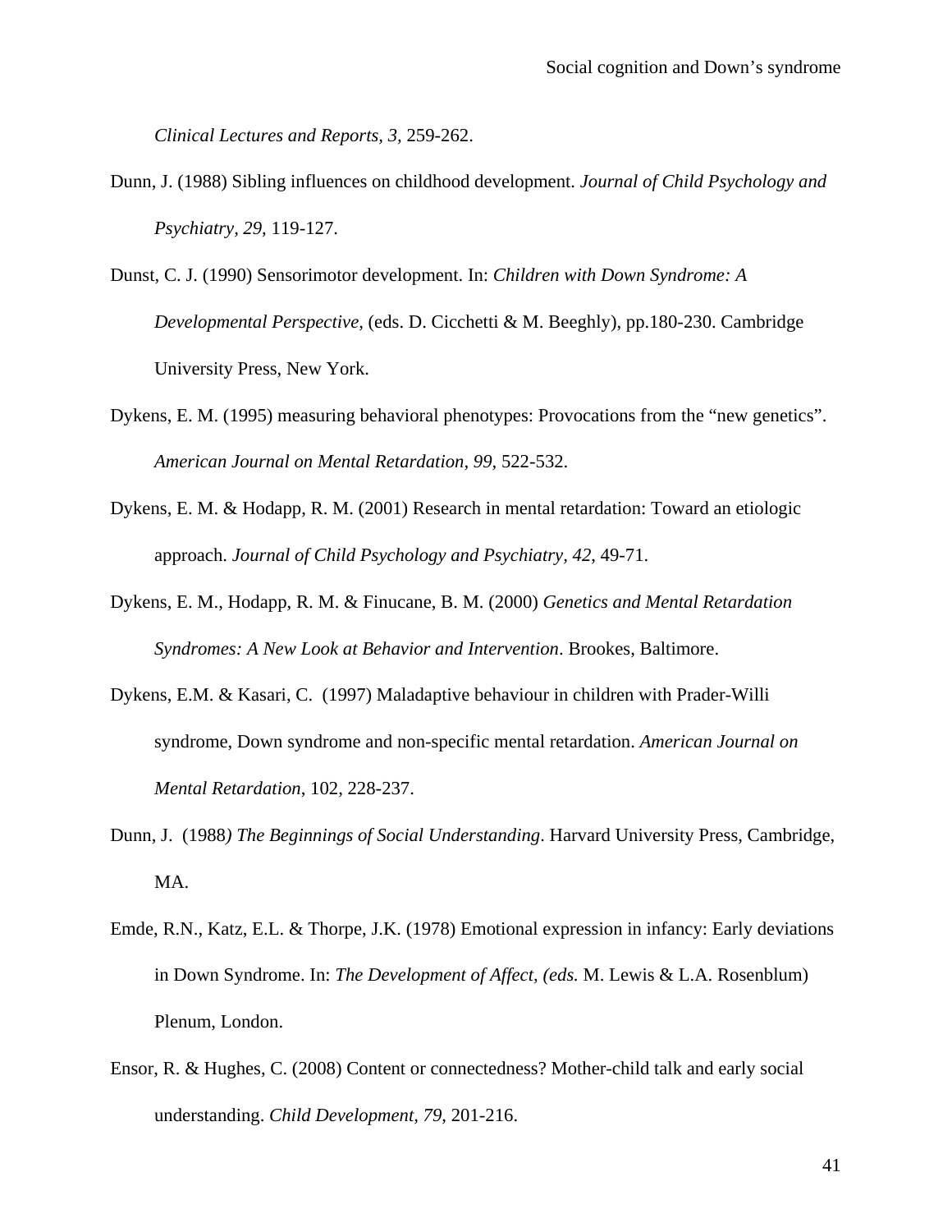*Clinical Lectures and Reports, 3,* 259-262.

Dunn, J. (1988) Sibling influences on childhood development. *Journal of Child Psychology and Psychiatry, 29,* 119-127.

Dunst, C. J. (1990) Sensorimotor development. In: *Children with Down Syndrome: A Developmental Perspective,* (eds. D. Cicchetti & M. Beeghly), pp.180-230. Cambridge University Press, New York.

Dykens, E. M. (1995) measuring behavioral phenotypes: Provocations from the "new genetics". *American Journal on Mental Retardation, 99,* 522-532.

Dykens, E. M. & Hodapp, R. M. (2001) Research in mental retardation: Toward an etiologic approach. *Journal of Child Psychology and Psychiatry, 42,* 49-71.

Dykens, E. M., Hodapp, R. M. & Finucane, B. M. (2000) *Genetics and Mental Retardation Syndromes: A New Look at Behavior and Intervention*. Brookes, Baltimore.

Dykens, E.M. & Kasari, C. (1997) Maladaptive behaviour in children with Prader-Willi syndrome, Down syndrome and non-specific mental retardation. *American Journal on Mental Retardation*, 102, 228-237.

Dunn, J. (1988*) The Beginnings of Social Understanding*. Harvard University Press, Cambridge, MA.

Emde, R.N., Katz, E.L. & Thorpe, J.K. (1978) Emotional expression in infancy: Early deviations in Down Syndrome. In: *The Development of Affect, (eds.* M. Lewis & L.A. Rosenblum) Plenum, London.

Ensor, R. & Hughes, C. (2008) Content or connectedness? Mother-child talk and early social understanding. *Child Development, 79,* 201-216.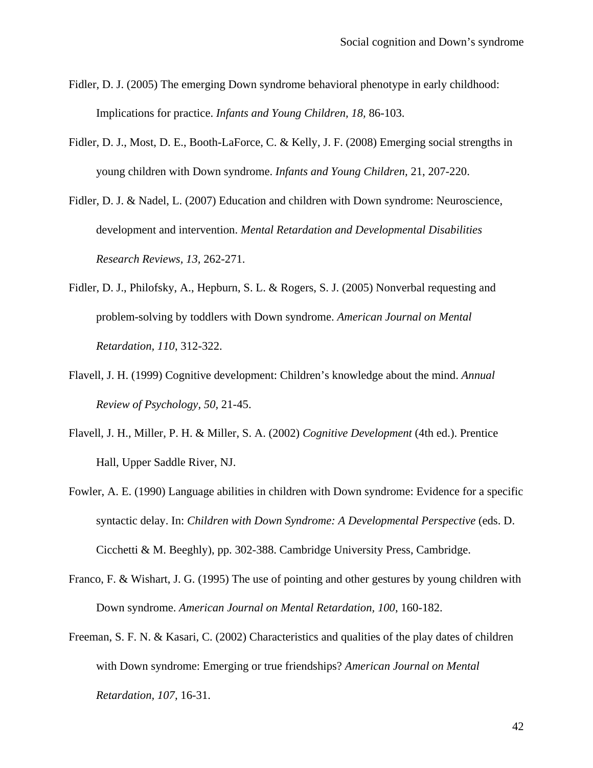Fidler, D. J. (2005) The emerging Down syndrome behavioral phenotype in early childhood: Implications for practice. *Infants and Young Children, 18,* 86-103.

Fidler, D. J., Most, D. E., Booth-LaForce, C. & Kelly, J. F. (2008) Emerging social strengths in young children with Down syndrome. *Infants and Young Children,* 21, 207-220.

Fidler, D. J. & Nadel, L. (2007) Education and children with Down syndrome: Neuroscience, development and intervention. *Mental Retardation and Developmental Disabilities Research Reviews, 13*, 262-271.

Fidler, D. J., Philofsky, A., Hepburn, S. L. & Rogers, S. J. (2005) Nonverbal requesting and problem-solving by toddlers with Down syndrome. *American Journal on Mental Retardation, 110*, 312-322.

Flavell, J. H. (1999) Cognitive development: Children's knowledge about the mind. *Annual Review of Psychology, 50,* 21-45.

Flavell, J. H., Miller, P. H. & Miller, S. A. (2002) *Cognitive Development* (4th ed.). Prentice Hall, Upper Saddle River, NJ.

Fowler, A. E. (1990) Language abilities in children with Down syndrome: Evidence for a specific syntactic delay. In: *Children with Down Syndrome: A Developmental Perspective* (eds. D. Cicchetti & M. Beeghly), pp. 302-388. Cambridge University Press, Cambridge.

Franco, F. & Wishart, J. G. (1995) The use of pointing and other gestures by young children with Down syndrome. *American Journal on Mental Retardation, 100*, 160-182.

Freeman, S. F. N. & Kasari, C. (2002) Characteristics and qualities of the play dates of children with Down syndrome: Emerging or true friendships? *American Journal on Mental Retardation, 107,* 16-31.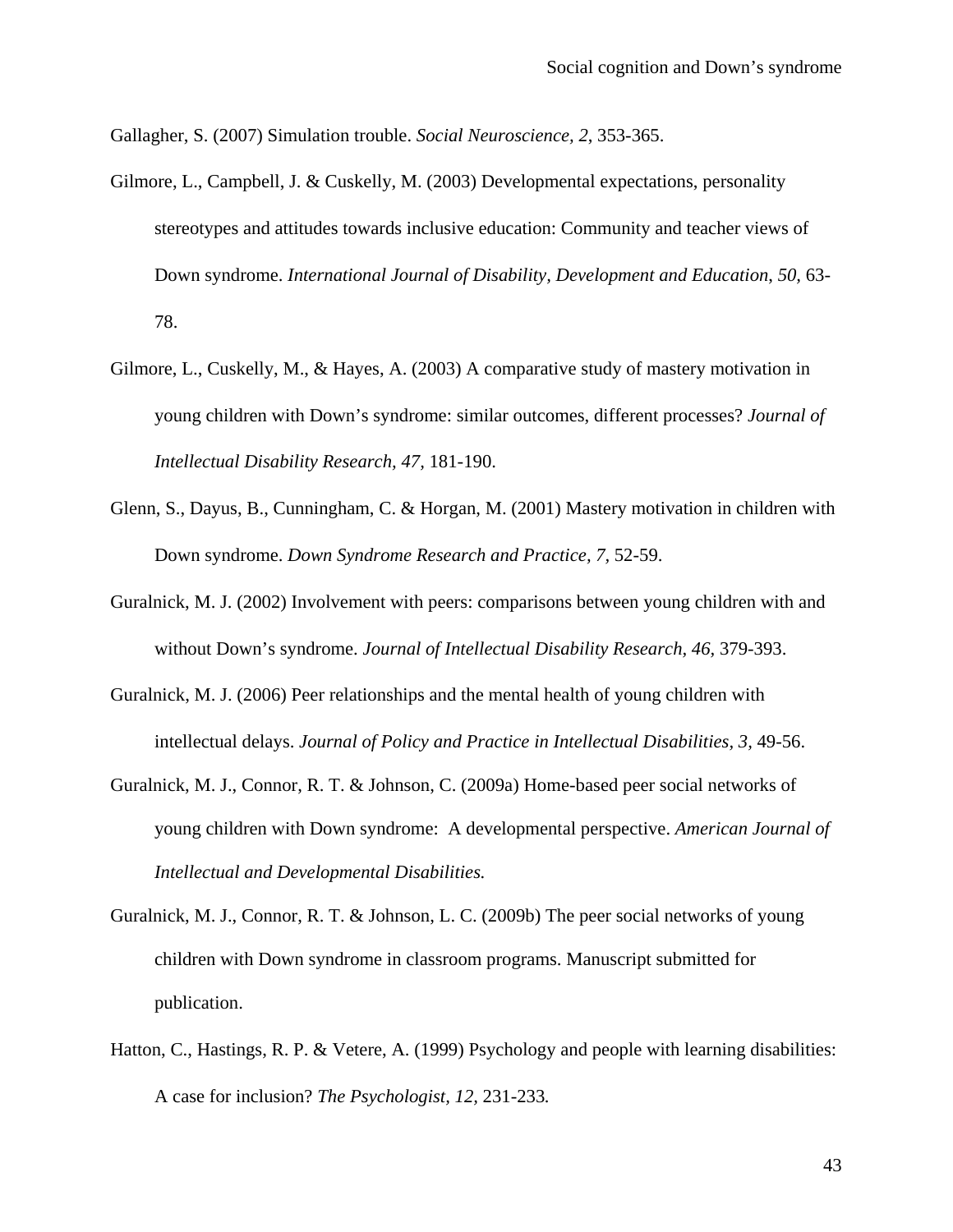Gallagher, S. (2007) Simulation trouble. *Social Neuroscience, 2*, 353-365.

Gilmore, L., Campbell, J. & Cuskelly, M. (2003) Developmental expectations, personality stereotypes and attitudes towards inclusive education: Community and teacher views of Down syndrome. *International Journal of Disability, Development and Education, 50,* 63-78.

Gilmore, L., Cuskelly, M., & Hayes, A. (2003) A comparative study of mastery motivation in young children with Down's syndrome: similar outcomes, different processes? *Journal of Intellectual Disability Research, 47,* 181-190.

Glenn, S., Dayus, B., Cunningham, C. & Horgan, M. (2001) Mastery motivation in children with Down syndrome. *Down Syndrome Research and Practice, 7,* 52-59.

Guralnick, M. J. (2002) Involvement with peers: comparisons between young children with and without Down's syndrome. *Journal of Intellectual Disability Research, 46,* 379-393.

Guralnick, M. J. (2006) Peer relationships and the mental health of young children with intellectual delays. *Journal of Policy and Practice in Intellectual Disabilities, 3,* 49-56.

Guralnick, M. J., Connor, R. T. & Johnson, C. (2009a) Home-based peer social networks of young children with Down syndrome: A developmental perspective. *American Journal of Intellectual and Developmental Disabilities.*

Guralnick, M. J., Connor, R. T. & Johnson, L. C. (2009b) The peer social networks of young children with Down syndrome in classroom programs. Manuscript submitted for publication.

Hatton, C., Hastings, R. P. & Vetere, A. (1999) Psychology and people with learning disabilities: A case for inclusion? *The Psychologist, 12,* 231-233*.*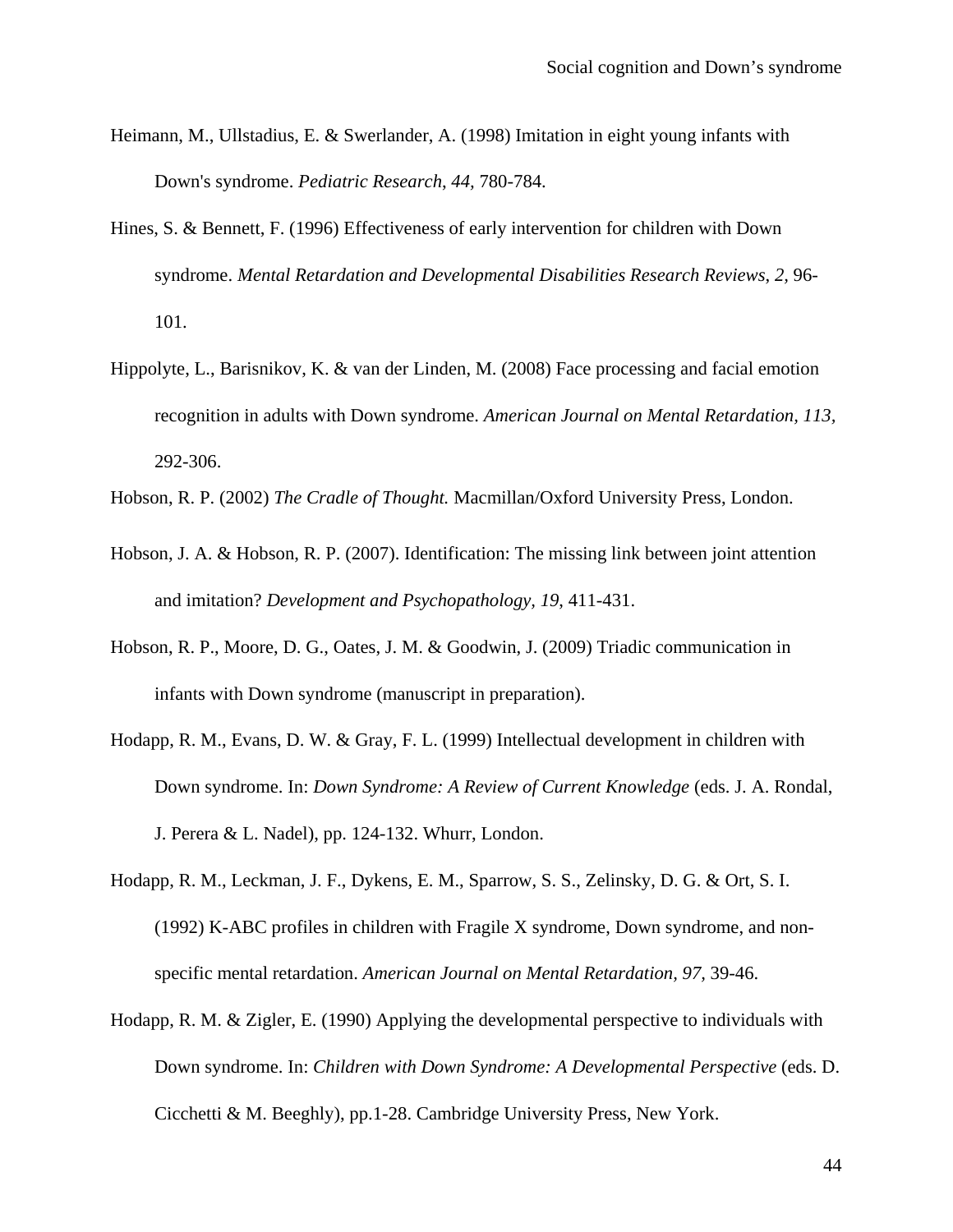Heimann, M., Ullstadius, E. & Swerlander, A. (1998) Imitation in eight young infants with Down's syndrome. *Pediatric Research*, *44,* 780-784.

Hines, S. & Bennett, F. (1996) Effectiveness of early intervention for children with Down syndrome. *Mental Retardation and Developmental Disabilities Research Reviews*, *2,* 96-101.

Hippolyte, L., Barisnikov, K. & van der Linden, M. (2008) Face processing and facial emotion recognition in adults with Down syndrome. *American Journal on Mental Retardation, 113,* 292-306.

Hobson, R. P. (2002) *The Cradle of Thought.* Macmillan/Oxford University Press, London.

Hobson, J. A. & Hobson, R. P. (2007). Identification: The missing link between joint attention and imitation? *Development and Psychopathology, 19,* 411-431.

Hobson, R. P., Moore, D. G., Oates, J. M. & Goodwin, J. (2009) Triadic communication in infants with Down syndrome (manuscript in preparation).

Hodapp, R. M., Evans, D. W. & Gray, F. L. (1999) Intellectual development in children with Down syndrome. In: *Down Syndrome: A Review of Current Knowledge* (eds. J. A. Rondal, J. Perera & L. Nadel), pp. 124-132. Whurr, London.

Hodapp, R. M., Leckman, J. F., Dykens, E. M., Sparrow, S. S., Zelinsky, D. G. & Ort, S. I. (1992) K-ABC profiles in children with Fragile X syndrome, Down syndrome, and non-specific mental retardation. *American Journal on Mental Retardation, 97,* 39-46.

Hodapp, R. M. & Zigler, E. (1990) Applying the developmental perspective to individuals with Down syndrome. In: *Children with Down Syndrome: A Developmental Perspective* (eds. D. Cicchetti & M. Beeghly), pp.1-28. Cambridge University Press, New York.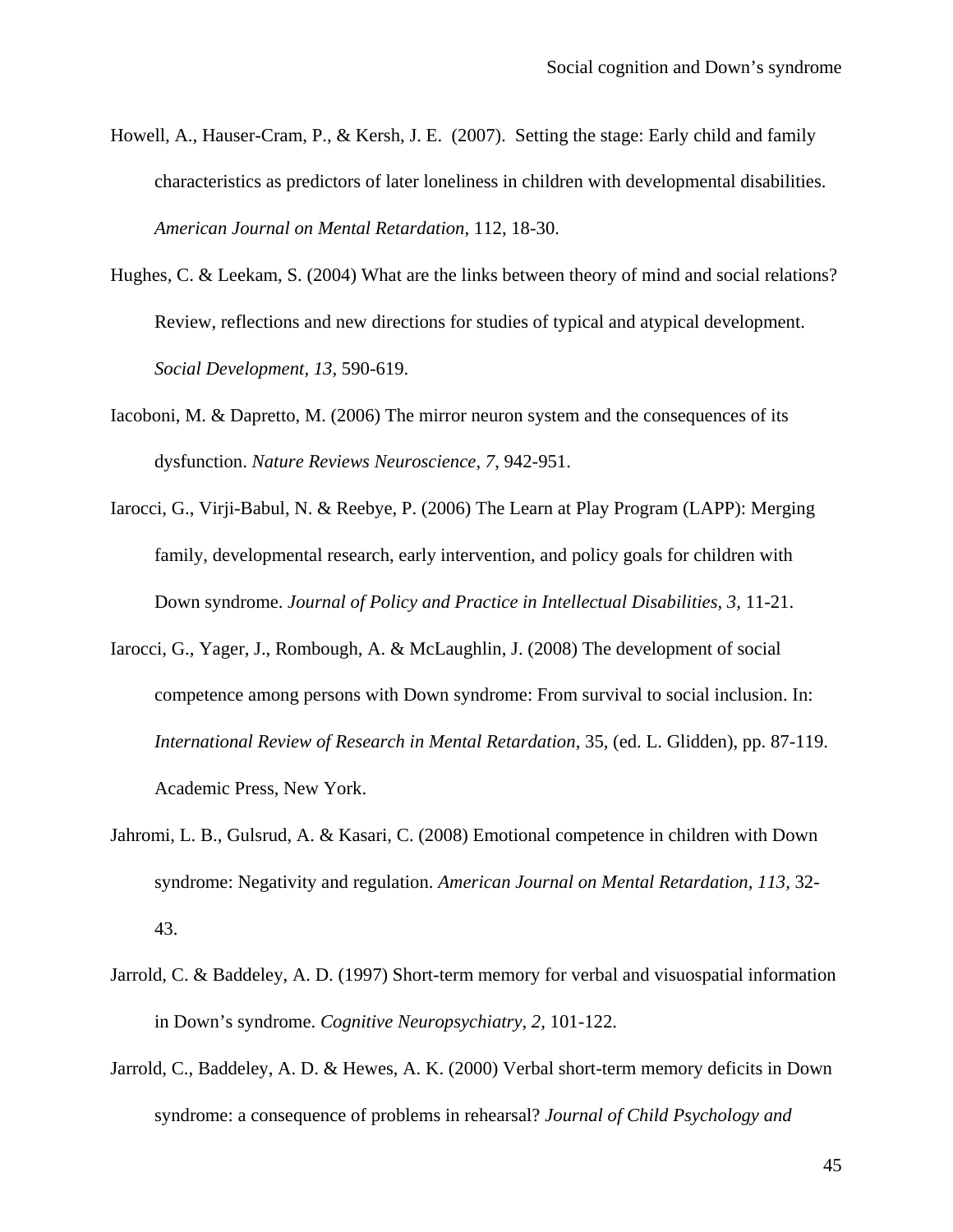Howell, A., Hauser-Cram, P., & Kersh, J. E. (2007). Setting the stage: Early child and family characteristics as predictors of later loneliness in children with developmental disabilities. *American Journal on Mental Retardation*, 112, 18-30.

Hughes, C. & Leekam, S. (2004) What are the links between theory of mind and social relations? Review, reflections and new directions for studies of typical and atypical development. *Social Development, 13*, 590-619.

Iacoboni, M. & Dapretto, M. (2006) The mirror neuron system and the consequences of its dysfunction. *Nature Reviews Neuroscience, 7*, 942-951.

Iarocci, G., Virji-Babul, N. & Reebye, P. (2006) The Learn at Play Program (LAPP): Merging family, developmental research, early intervention, and policy goals for children with Down syndrome. *Journal of Policy and Practice in Intellectual Disabilities, 3*, 11-21.

Iarocci, G., Yager, J., Rombough, A. & McLaughlin, J. (2008) The development of social competence among persons with Down syndrome: From survival to social inclusion. In: *International Review of Research in Mental Retardation*, 35, (ed. L. Glidden), pp. 87-119. Academic Press, New York.

Jahromi, L. B., Gulsrud, A. & Kasari, C. (2008) Emotional competence in children with Down syndrome: Negativity and regulation. *American Journal on Mental Retardation, 113,* 32-43.

Jarrold, C. & Baddeley, A. D. (1997) Short-term memory for verbal and visuospatial information in Down's syndrome. *Cognitive Neuropsychiatry, 2,* 101-122.

Jarrold, C., Baddeley, A. D. & Hewes, A. K. (2000) Verbal short-term memory deficits in Down syndrome: a consequence of problems in rehearsal? *Journal of Child Psychology and*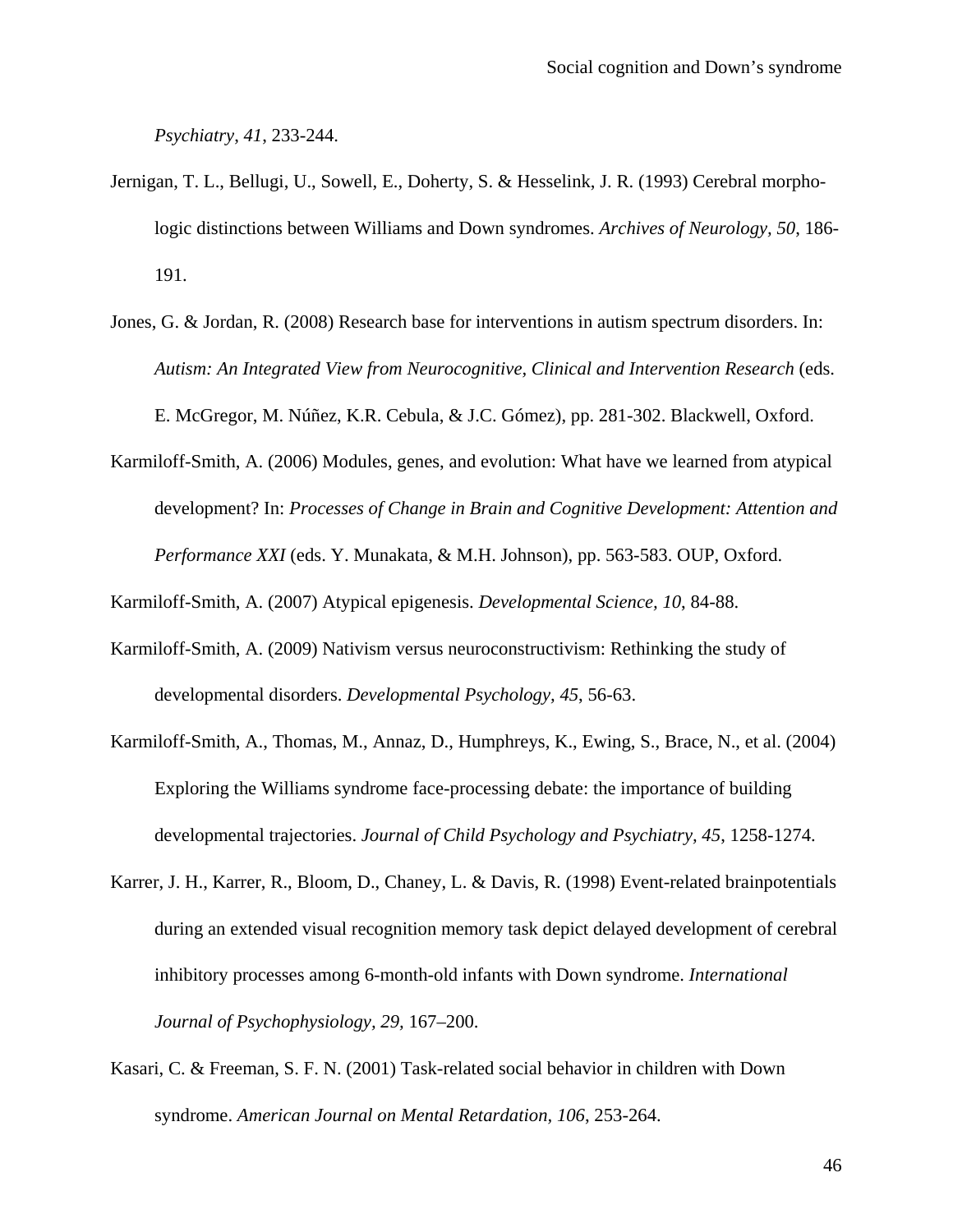*Psychiatry, 41*, 233-244.

Jernigan, T. L., Bellugi, U., Sowell, E., Doherty, S. & Hesselink, J. R. (1993) Cerebral morpho-logic distinctions between Williams and Down syndromes. *Archives of Neurology, 50*, 186-191.

Jones, G. & Jordan, R. (2008) Research base for interventions in autism spectrum disorders. In: *Autism: An Integrated View from Neurocognitive, Clinical and Intervention Research* (eds. E. McGregor, M. Núñez, K.R. Cebula, & J.C. Gómez), pp. 281-302. Blackwell, Oxford.

Karmiloff-Smith, A. (2006) Modules, genes, and evolution: What have we learned from atypical development? In: *Processes of Change in Brain and Cognitive Development: Attention and Performance XXI* (eds. Y. Munakata, & M.H. Johnson), pp. 563-583. OUP, Oxford.

Karmiloff-Smith, A. (2007) Atypical epigenesis. *Developmental Science, 10*, 84-88.

Karmiloff-Smith, A. (2009) Nativism versus neuroconstructivism: Rethinking the study of developmental disorders. *Developmental Psychology, 45*, 56-63.

Karmiloff-Smith, A., Thomas, M., Annaz, D., Humphreys, K., Ewing, S., Brace, N., et al. (2004) Exploring the Williams syndrome face-processing debate: the importance of building developmental trajectories. *Journal of Child Psychology and Psychiatry, 45*, 1258-1274.

Karrer, J. H., Karrer, R., Bloom, D., Chaney, L. & Davis, R. (1998) Event-related brainpotentials during an extended visual recognition memory task depict delayed development of cerebral inhibitory processes among 6-month-old infants with Down syndrome. *International Journal of Psychophysiology, 29*, 167–200.

Kasari, C. & Freeman, S. F. N. (2001) Task-related social behavior in children with Down syndrome. *American Journal on Mental Retardation, 106*, 253-264.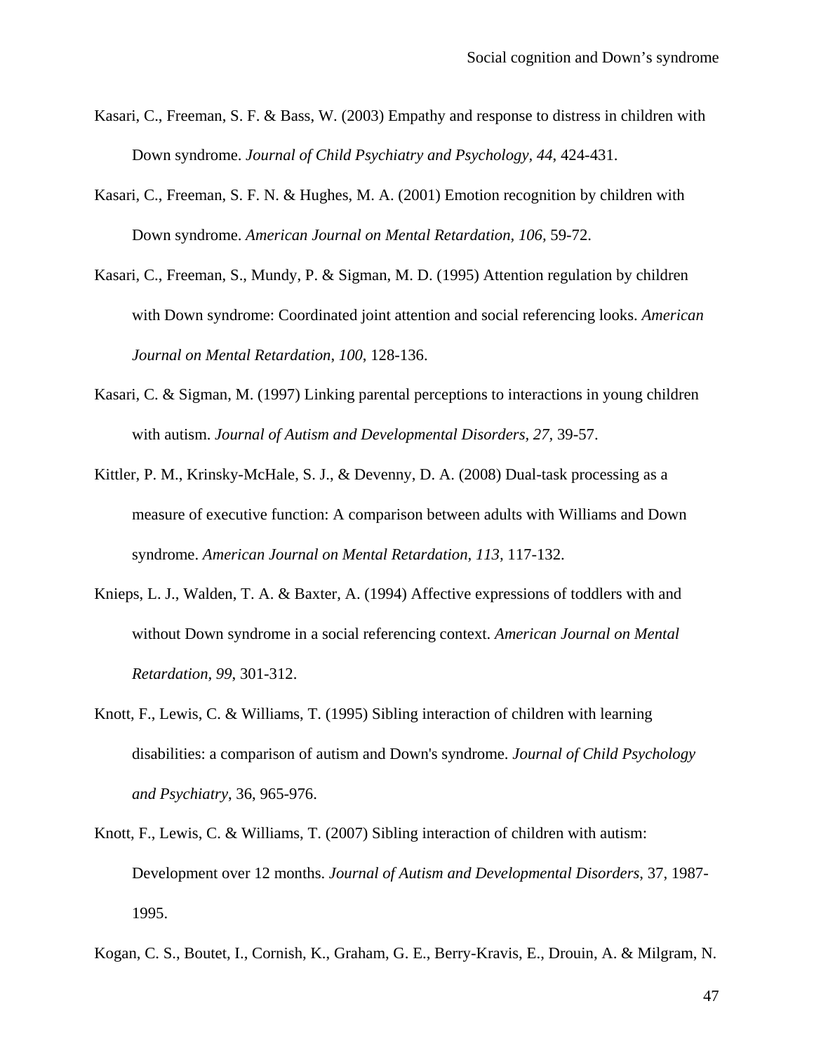Kasari, C., Freeman, S. F. & Bass, W. (2003) Empathy and response to distress in children with Down syndrome. *Journal of Child Psychiatry and Psychology, 44*, 424-431.

Kasari, C., Freeman, S. F. N. & Hughes, M. A. (2001) Emotion recognition by children with Down syndrome. *American Journal on Mental Retardation, 106*, 59-72.

Kasari, C., Freeman, S., Mundy, P. & Sigman, M. D. (1995) Attention regulation by children with Down syndrome: Coordinated joint attention and social referencing looks. *American Journal on Mental Retardation, 100*, 128-136.

Kasari, C. & Sigman, M. (1997) Linking parental perceptions to interactions in young children with autism. *Journal of Autism and Developmental Disorders, 27*, 39-57.

Kittler, P. M., Krinsky-McHale, S. J., & Devenny, D. A. (2008) Dual-task processing as a measure of executive function: A comparison between adults with Williams and Down syndrome. *American Journal on Mental Retardation, 113*, 117-132.

Knieps, L. J., Walden, T. A. & Baxter, A. (1994) Affective expressions of toddlers with and without Down syndrome in a social referencing context. *American Journal on Mental Retardation, 99*, 301-312.

Knott, F., Lewis, C. & Williams, T. (1995) Sibling interaction of children with learning disabilities: a comparison of autism and Down's syndrome. *Journal of Child Psychology and Psychiatry*, 36, 965-976.

Knott, F., Lewis, C. & Williams, T. (2007) Sibling interaction of children with autism: Development over 12 months. *Journal of Autism and Developmental Disorders*, 37, 1987-1995.

Kogan, C. S., Boutet, I., Cornish, K., Graham, G. E., Berry-Kravis, E., Drouin, A. & Milgram, N.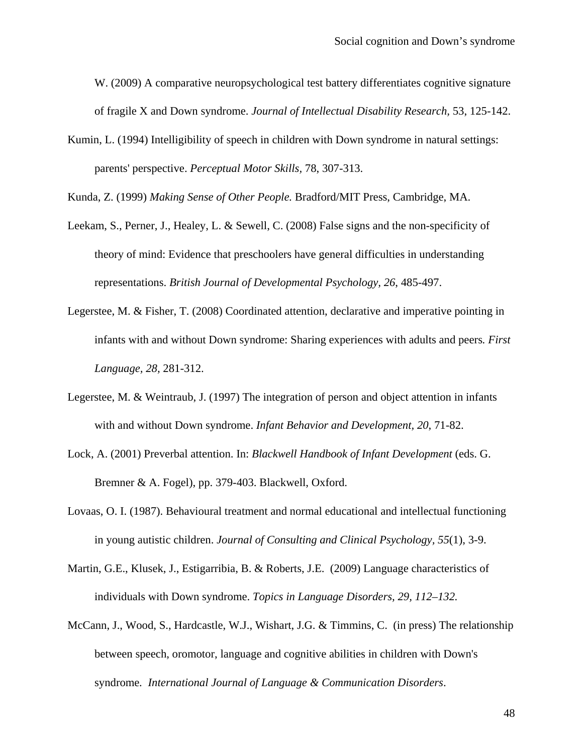W. (2009) A comparative neuropsychological test battery differentiates cognitive signature of fragile X and Down syndrome. *Journal of Intellectual Disability Research*, 53, 125-142.

Kumin, L. (1994) Intelligibility of speech in children with Down syndrome in natural settings: parents' perspective. *Perceptual Motor Skills*, 78, 307-313.

Kunda, Z. (1999) *Making Sense of Other People.* Bradford/MIT Press, Cambridge, MA.

Leekam, S., Perner, J., Healey, L. & Sewell, C. (2008) False signs and the non-specificity of theory of mind: Evidence that preschoolers have general difficulties in understanding representations. *British Journal of Developmental Psychology, 26*, 485-497.

Legerstee, M. & Fisher, T. (2008) Coordinated attention, declarative and imperative pointing in infants with and without Down syndrome: Sharing experiences with adults and peers*. First Language, 28*, 281-312.

Legerstee, M. & Weintraub, J. (1997) The integration of person and object attention in infants with and without Down syndrome. *Infant Behavior and Development, 20*, 71-82.

Lock, A. (2001) Preverbal attention. In: *Blackwell Handbook of Infant Development* (eds. G. Bremner & A. Fogel), pp. 379-403. Blackwell, Oxford.

Lovaas, O. I. (1987). Behavioural treatment and normal educational and intellectual functioning in young autistic children. *Journal of Consulting and Clinical Psychology, 55*(1), 3-9.

Martin, G.E., Klusek, J., Estigarribia, B. & Roberts, J.E. (2009) Language characteristics of individuals with Down syndrome. *Topics in Language Disorders, 29, 112–132.*

McCann, J., Wood, S., Hardcastle, W.J., Wishart, J.G. & Timmins, C. (in press) The relationship between speech, oromotor, language and cognitive abilities in children with Down's syndrome. *International Journal of Language & Communication Disorders*.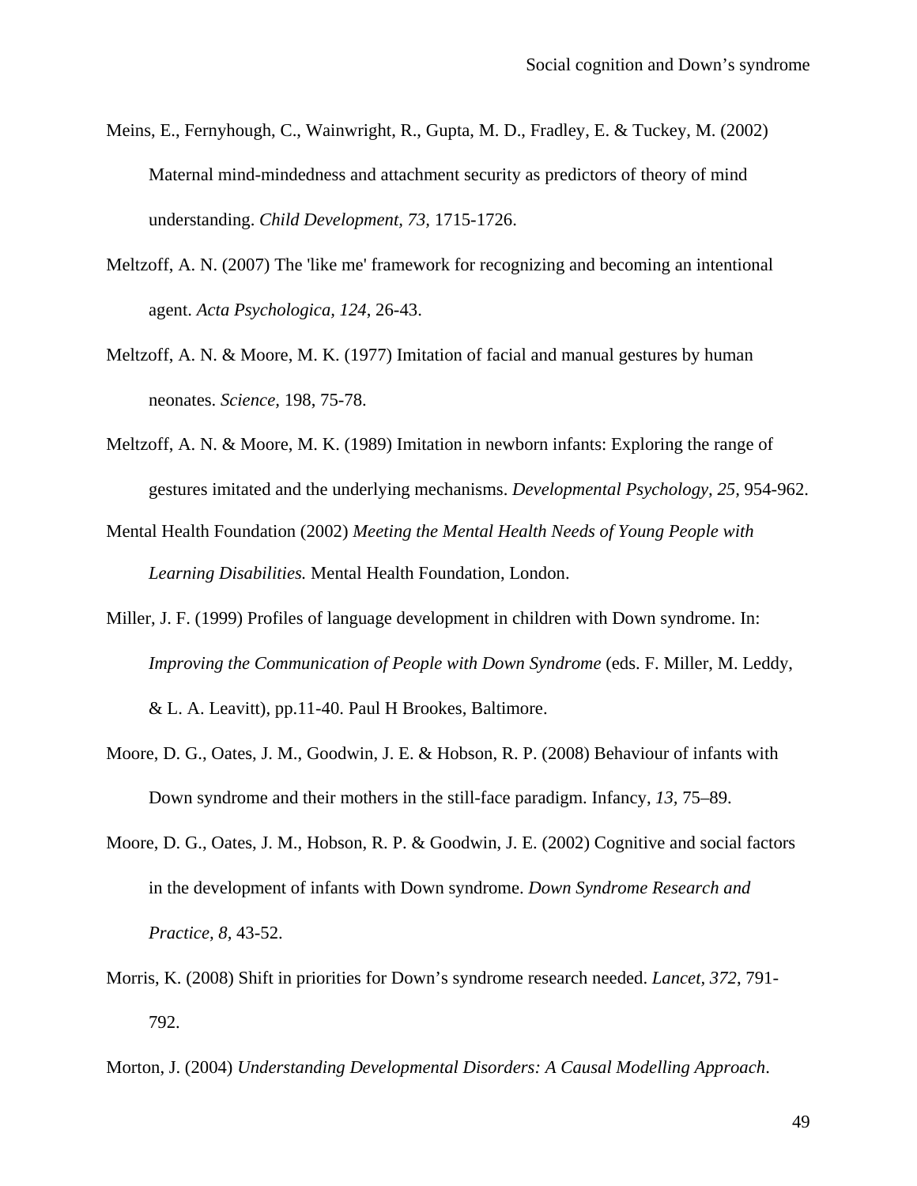Meins, E., Fernyhough, C., Wainwright, R., Gupta, M. D., Fradley, E. & Tuckey, M. (2002) Maternal mind-mindedness and attachment security as predictors of theory of mind understanding. *Child Development, 73,* 1715-1726.

Meltzoff, A. N. (2007) The 'like me' framework for recognizing and becoming an intentional agent. *Acta Psychologica, 124*, 26-43.

Meltzoff, A. N. & Moore, M. K. (1977) Imitation of facial and manual gestures by human neonates. *Science,* 198, 75-78.

Meltzoff, A. N. & Moore, M. K. (1989) Imitation in newborn infants: Exploring the range of gestures imitated and the underlying mechanisms. *Developmental Psychology, 25,* 954-962.

Mental Health Foundation (2002) *Meeting the Mental Health Needs of Young People with Learning Disabilities.* Mental Health Foundation, London.

Miller, J. F. (1999) Profiles of language development in children with Down syndrome. In: *Improving the Communication of People with Down Syndrome* (eds. F. Miller, M. Leddy, & L. A. Leavitt), pp.11-40. Paul H Brookes, Baltimore.

Moore, D. G., Oates, J. M., Goodwin, J. E. & Hobson, R. P. (2008) Behaviour of infants with Down syndrome and their mothers in the still-face paradigm. Infancy, *13,* 75–89.

Moore, D. G., Oates, J. M., Hobson, R. P. & Goodwin, J. E. (2002) Cognitive and social factors in the development of infants with Down syndrome. *Down Syndrome Research and Practice, 8,* 43-52.

Morris, K. (2008) Shift in priorities for Down's syndrome research needed. *Lancet, 372,* 791-792.

Morton, J. (2004) *Understanding Developmental Disorders: A Causal Modelling Approach*.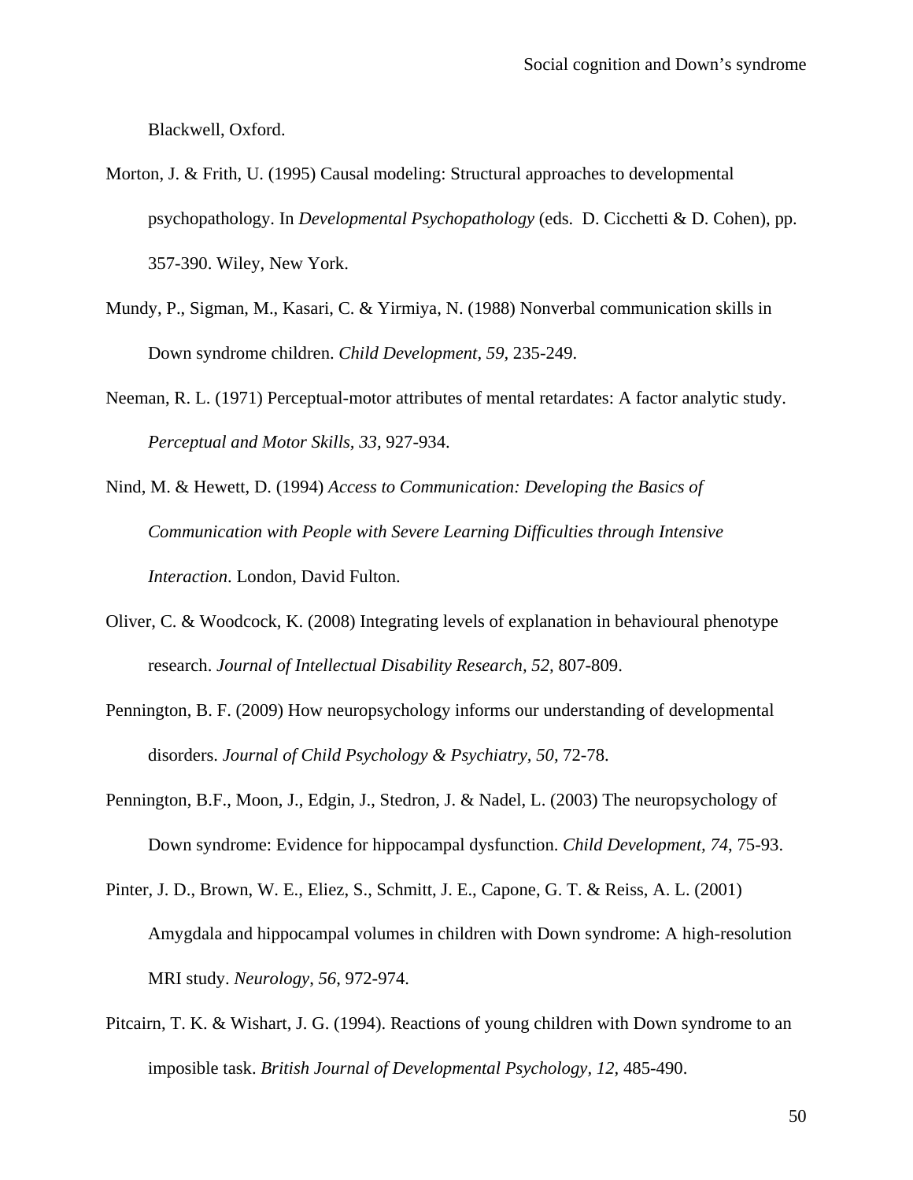Blackwell, Oxford.

Morton, J. & Frith, U. (1995) Causal modeling: Structural approaches to developmental psychopathology. In *Developmental Psychopathology* (eds. D. Cicchetti & D. Cohen), pp. 357-390. Wiley, New York.

Mundy, P., Sigman, M., Kasari, C. & Yirmiya, N. (1988) Nonverbal communication skills in Down syndrome children. *Child Development, 59*, 235-249.

Neeman, R. L. (1971) Perceptual-motor attributes of mental retardates: A factor analytic study. *Perceptual and Motor Skills, 33,* 927-934.

Nind, M. & Hewett, D. (1994) *Access to Communication: Developing the Basics of Communication with People with Severe Learning Difficulties through Intensive Interaction*. London, David Fulton.

Oliver, C. & Woodcock, K. (2008) Integrating levels of explanation in behavioural phenotype research. *Journal of Intellectual Disability Research, 52,* 807-809.

Pennington, B. F. (2009) How neuropsychology informs our understanding of developmental disorders. *Journal of Child Psychology & Psychiatry, 50,* 72-78.

Pennington, B.F., Moon, J., Edgin, J., Stedron, J. & Nadel, L. (2003) The neuropsychology of Down syndrome: Evidence for hippocampal dysfunction. *Child Development, 74*, 75-93.

Pinter, J. D., Brown, W. E., Eliez, S., Schmitt, J. E., Capone, G. T. & Reiss, A. L. (2001) Amygdala and hippocampal volumes in children with Down syndrome: A high-resolution MRI study. *Neurology*, *56*, 972-974.

Pitcairn, T. K. & Wishart, J. G. (1994). Reactions of young children with Down syndrome to an imposible task. *British Journal of Developmental Psychology, 12,* 485-490.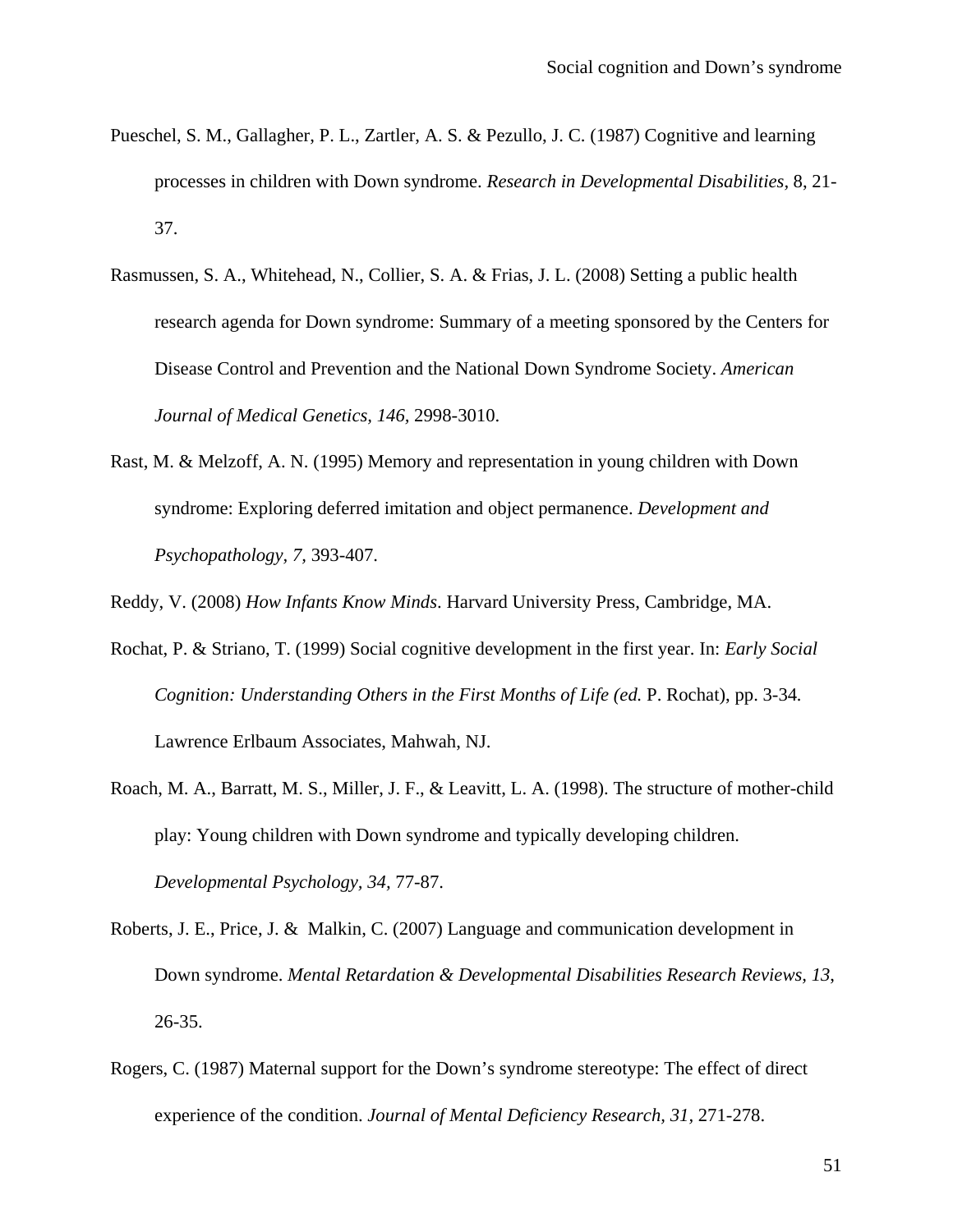Pueschel, S. M., Gallagher, P. L., Zartler, A. S. & Pezullo, J. C. (1987) Cognitive and learning processes in children with Down syndrome. *Research in Developmental Disabilities,* 8, 21-37.

Rasmussen, S. A., Whitehead, N., Collier, S. A. & Frias, J. L. (2008) Setting a public health research agenda for Down syndrome: Summary of a meeting sponsored by the Centers for Disease Control and Prevention and the National Down Syndrome Society. *American Journal of Medical Genetics, 146*, 2998-3010.

Rast, M. & Melzoff, A. N. (1995) Memory and representation in young children with Down syndrome: Exploring deferred imitation and object permanence. *Development and Psychopathology, 7,* 393-407.

Reddy, V. (2008) *How Infants Know Minds*. Harvard University Press, Cambridge, MA.

Rochat, P. & Striano, T. (1999) Social cognitive development in the first year. In: *Early Social Cognition: Understanding Others in the First Months of Life (ed.* P. Rochat), pp. 3-34*.* Lawrence Erlbaum Associates, Mahwah, NJ.

Roach, M. A., Barratt, M. S., Miller, J. F., & Leavitt, L. A. (1998). The structure of mother-child play: Young children with Down syndrome and typically developing children. *Developmental Psychology, 34*, 77-87.

Roberts, J. E., Price, J. & Malkin, C. (2007) Language and communication development in Down syndrome. *Mental Retardation & Developmental Disabilities Research Reviews, 13*, 26-35.

Rogers, C. (1987) Maternal support for the Down's syndrome stereotype: The effect of direct experience of the condition. *Journal of Mental Deficiency Research, 31,* 271-278.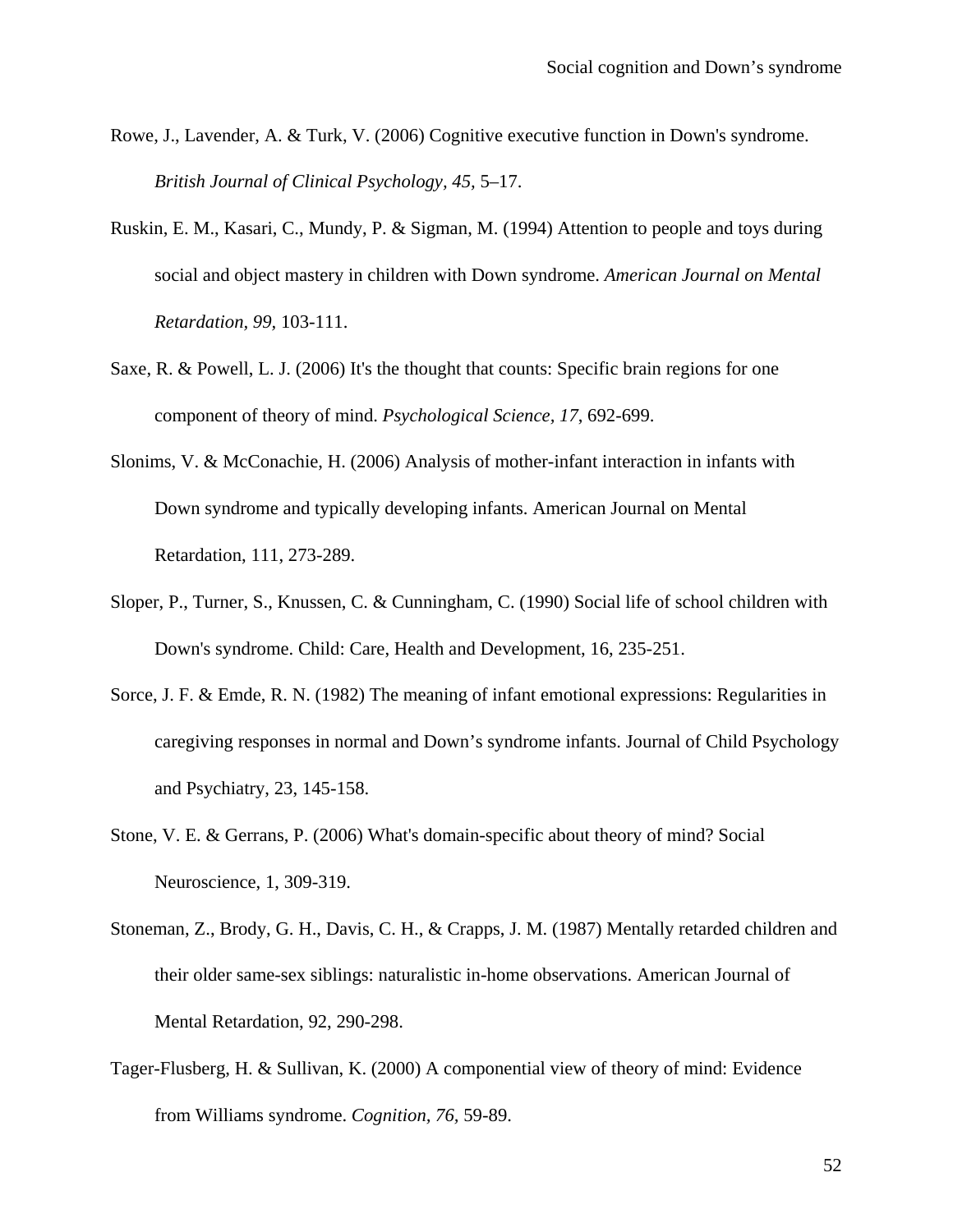Rowe, J., Lavender, A. & Turk, V. (2006) Cognitive executive function in Down's syndrome. *British Journal of Clinical Psychology, 45,* 5–17.

Ruskin, E. M., Kasari, C., Mundy, P. & Sigman, M. (1994) Attention to people and toys during social and object mastery in children with Down syndrome. *American Journal on Mental Retardation, 99,* 103-111.

Saxe, R. & Powell, L. J. (2006) It's the thought that counts: Specific brain regions for one component of theory of mind. *Psychological Science, 17*, 692-699.

Slonims, V. & McConachie, H. (2006) Analysis of mother-infant interaction in infants with Down syndrome and typically developing infants. American Journal on Mental Retardation, 111, 273-289.

Sloper, P., Turner, S., Knussen, C. & Cunningham, C. (1990) Social life of school children with Down's syndrome. Child: Care, Health and Development, 16, 235-251.

Sorce, J. F. & Emde, R. N. (1982) The meaning of infant emotional expressions: Regularities in caregiving responses in normal and Down's syndrome infants. Journal of Child Psychology and Psychiatry, 23, 145-158.

Stone, V. E. & Gerrans, P. (2006) What's domain-specific about theory of mind? Social Neuroscience, 1, 309-319.

Stoneman, Z., Brody, G. H., Davis, C. H., & Crapps, J. M. (1987) Mentally retarded children and their older same-sex siblings: naturalistic in-home observations. American Journal of Mental Retardation, 92, 290-298.

Tager-Flusberg, H. & Sullivan, K. (2000) A componential view of theory of mind: Evidence from Williams syndrome. *Cognition, 76,* 59-89.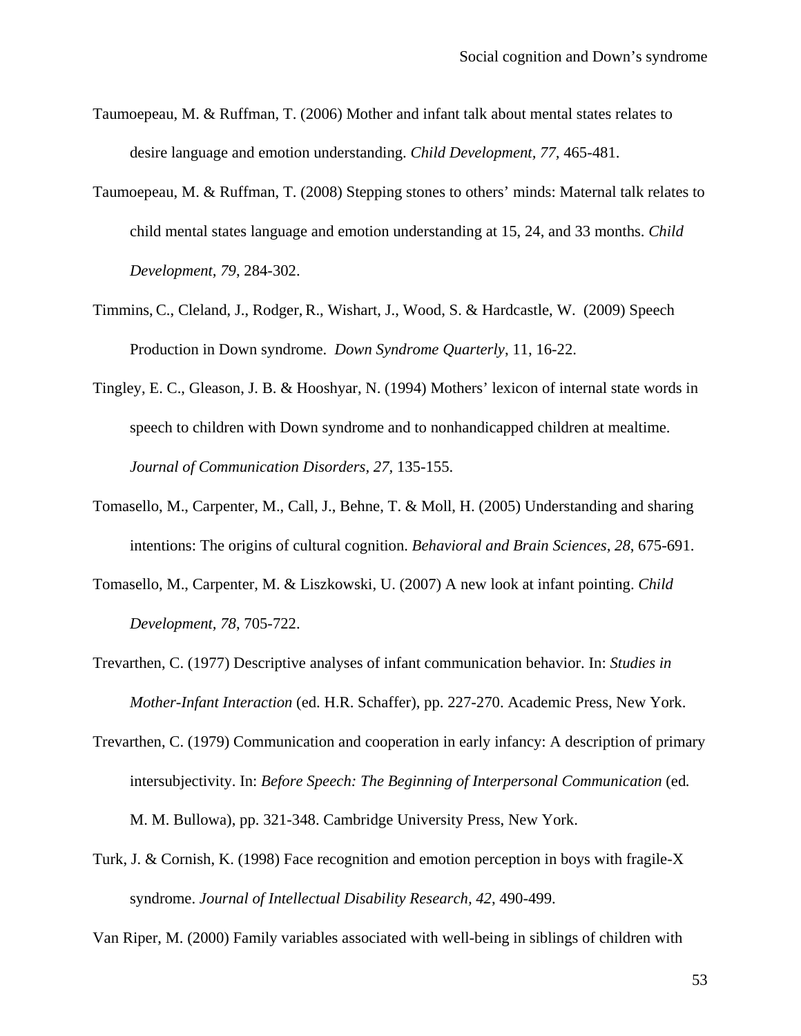Taumoepeau, M. & Ruffman, T. (2006) Mother and infant talk about mental states relates to desire language and emotion understanding. *Child Development*, *77,* 465-481.

Taumoepeau, M. & Ruffman, T. (2008) Stepping stones to others' minds: Maternal talk relates to child mental states language and emotion understanding at 15, 24, and 33 months. *Child Development*, *79*, 284-302.

Timmins, C., Cleland, J., Rodger, R., Wishart, J., Wood, S. & Hardcastle, W. (2009) Speech Production in Down syndrome. *Down Syndrome Quarterly*, 11, 16-22.

Tingley, E. C., Gleason, J. B. & Hooshyar, N. (1994) Mothers' lexicon of internal state words in speech to children with Down syndrome and to nonhandicapped children at mealtime. *Journal of Communication Disorders, 27,* 135-155.

Tomasello, M., Carpenter, M., Call, J., Behne, T. & Moll, H. (2005) Understanding and sharing intentions: The origins of cultural cognition. *Behavioral and Brain Sciences, 28*, 675-691.

Tomasello, M., Carpenter, M. & Liszkowski, U. (2007) A new look at infant pointing. *Child Development*, *78*, 705-722.

Trevarthen, C. (1977) Descriptive analyses of infant communication behavior. In: *Studies in Mother-Infant Interaction* (ed. H.R. Schaffer), pp. 227-270. Academic Press, New York.

Trevarthen, C. (1979) Communication and cooperation in early infancy: A description of primary intersubjectivity. In: *Before Speech: The Beginning of Interpersonal Communication* (ed. M. M. Bullowa), pp. 321-348. Cambridge University Press, New York.

Turk, J. & Cornish, K. (1998) Face recognition and emotion perception in boys with fragile-X syndrome. *Journal of Intellectual Disability Research, 42*, 490-499.

Van Riper, M. (2000) Family variables associated with well-being in siblings of children with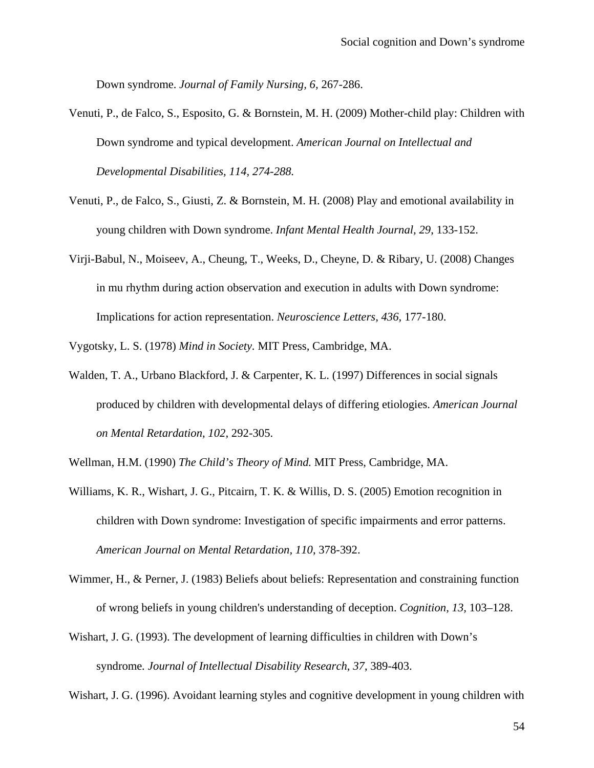Down syndrome. *Journal of Family Nursing, 6*, 267-286.

Venuti, P., de Falco, S., Esposito, G. & Bornstein, M. H. (2009) Mother-child play: Children with Down syndrome and typical development. *American Journal on Intellectual and Developmental Disabilities, 114, 274-288.*

Venuti, P., de Falco, S., Giusti, Z. & Bornstein, M. H. (2008) Play and emotional availability in young children with Down syndrome. *Infant Mental Health Journal, 29*, 133-152.

Virji-Babul, N., Moiseev, A., Cheung, T., Weeks, D., Cheyne, D. & Ribary, U. (2008) Changes in mu rhythm during action observation and execution in adults with Down syndrome: Implications for action representation. *Neuroscience Letters, 436*, 177-180.

Vygotsky, L. S. (1978) *Mind in Society*. MIT Press, Cambridge, MA.

Walden, T. A., Urbano Blackford, J. & Carpenter, K. L. (1997) Differences in social signals produced by children with developmental delays of differing etiologies. *American Journal on Mental Retardation, 102,* 292-305.

Wellman, H.M. (1990) *The Child's Theory of Mind.* MIT Press, Cambridge, MA.

Williams, K. R., Wishart, J. G., Pitcairn, T. K. & Willis, D. S. (2005) Emotion recognition in children with Down syndrome: Investigation of specific impairments and error patterns. *American Journal on Mental Retardation, 110*, 378-392.

Wimmer, H., & Perner, J. (1983) Beliefs about beliefs: Representation and constraining function of wrong beliefs in young children's understanding of deception. *Cognition, 13,* 103–128.

Wishart, J. G. (1993). The development of learning difficulties in children with Down's syndrome*. Journal of Intellectual Disability Research*, *37*, 389-403.

Wishart, J. G. (1996). Avoidant learning styles and cognitive development in young children with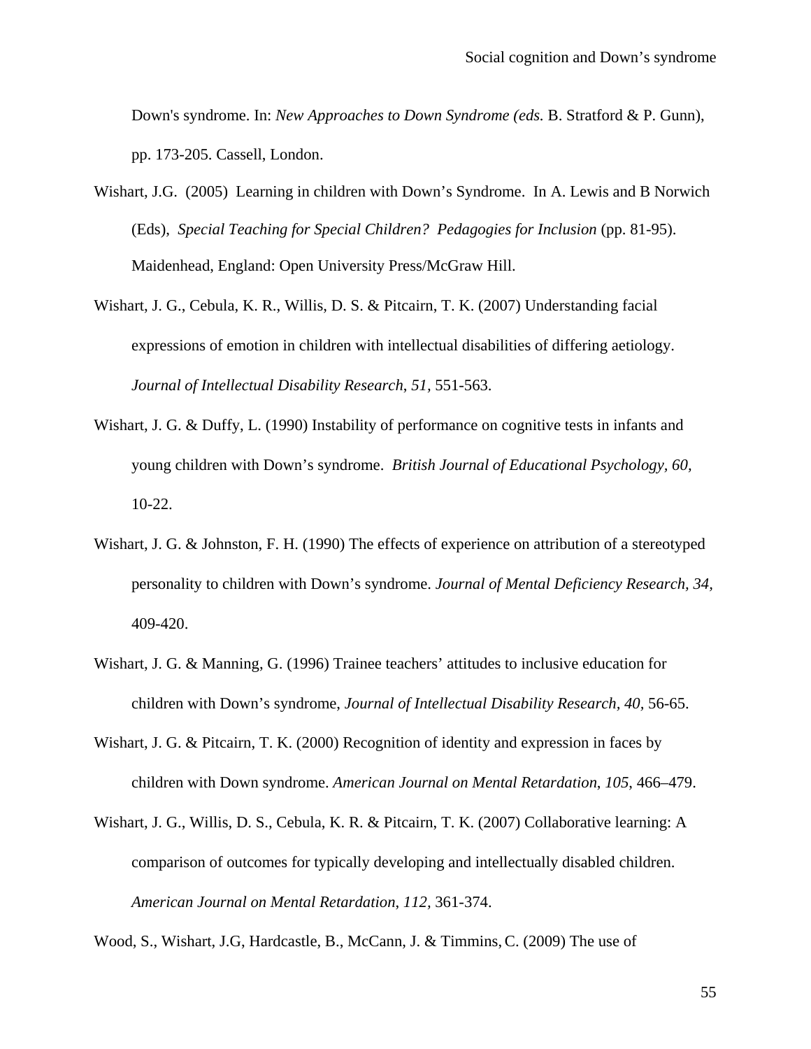Down's syndrome. In: *New Approaches to Down Syndrome (eds.* B. Stratford & P. Gunn), pp. 173-205. Cassell, London.

Wishart, J.G. (2005) Learning in children with Down's Syndrome. In A. Lewis and B Norwich (Eds), *Special Teaching for Special Children? Pedagogies for Inclusion* (pp. 81-95). Maidenhead, England: Open University Press/McGraw Hill.

Wishart, J. G., Cebula, K. R., Willis, D. S. & Pitcairn, T. K. (2007) Understanding facial expressions of emotion in children with intellectual disabilities of differing aetiology. *Journal of Intellectual Disability Research*, *51*, 551-563.

Wishart, J. G. & Duffy, L. (1990) Instability of performance on cognitive tests in infants and young children with Down's syndrome. *British Journal of Educational Psychology, 60,* 10-22.

Wishart, J. G. & Johnston, F. H. (1990) The effects of experience on attribution of a stereotyped personality to children with Down's syndrome. *Journal of Mental Deficiency Research*, *34,* 409-420.

Wishart, J. G. & Manning, G. (1996) Trainee teachers' attitudes to inclusive education for children with Down's syndrome*, Journal of Intellectual Disability Research, 40,* 56-65.

Wishart, J. G. & Pitcairn, T. K. (2000) Recognition of identity and expression in faces by children with Down syndrome. *American Journal on Mental Retardation*, *105*, 466–479.

Wishart, J. G., Willis, D. S., Cebula, K. R. & Pitcairn, T. K. (2007) Collaborative learning: A comparison of outcomes for typically developing and intellectually disabled children. *American Journal on Mental Retardation*, *112,* 361-374.

Wood, S., Wishart, J.G, Hardcastle, B., McCann, J. & Timmins, C. (2009) The use of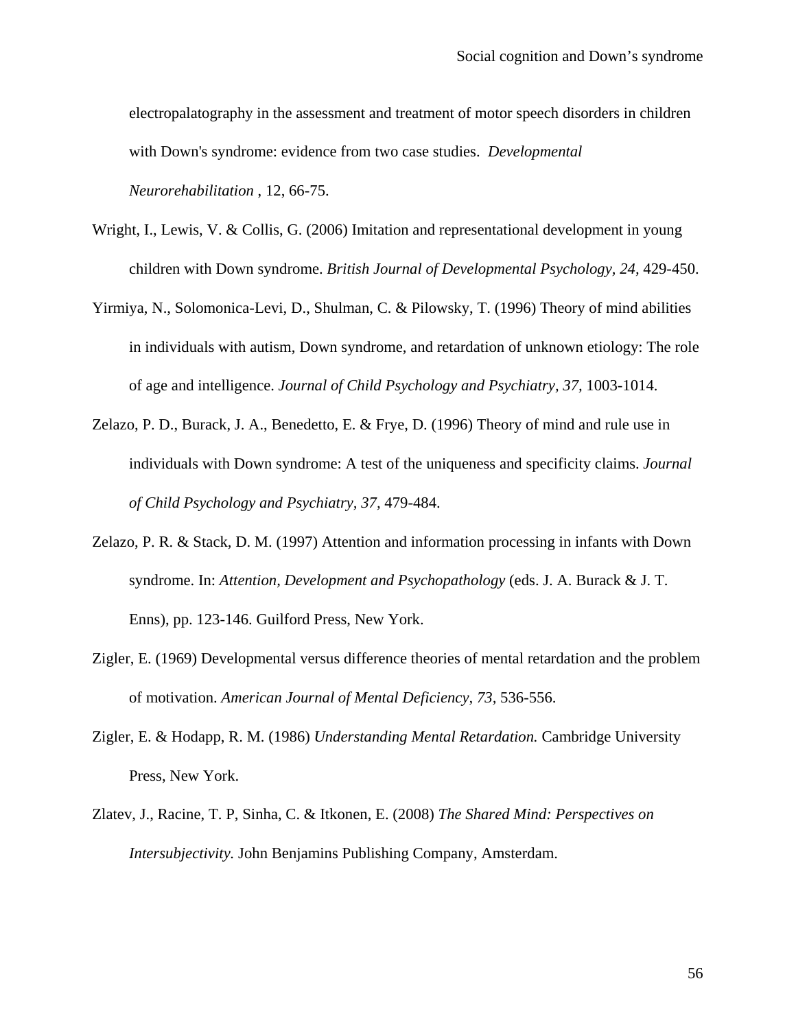electropalatography in the assessment and treatment of motor speech disorders in children with Down's syndrome: evidence from two case studies. *Developmental Neurorehabilitation* , 12, 66-75.

Wright, I., Lewis, V. & Collis, G. (2006) Imitation and representational development in young children with Down syndrome. *British Journal of Developmental Psychology, 24,* 429-450.

Yirmiya, N., Solomonica-Levi, D., Shulman, C. & Pilowsky, T. (1996) Theory of mind abilities in individuals with autism, Down syndrome, and retardation of unknown etiology: The role of age and intelligence. *Journal of Child Psychology and Psychiatry, 37,* 1003-1014.

Zelazo, P. D., Burack, J. A., Benedetto, E. & Frye, D. (1996) Theory of mind and rule use in individuals with Down syndrome: A test of the uniqueness and specificity claims. *Journal of Child Psychology and Psychiatry, 37,* 479-484.

Zelazo, P. R. & Stack, D. M. (1997) Attention and information processing in infants with Down syndrome. In: *Attention, Development and Psychopathology* (eds. J. A. Burack & J. T. Enns), pp. 123-146. Guilford Press, New York.

Zigler, E. (1969) Developmental versus difference theories of mental retardation and the problem of motivation. *American Journal of Mental Deficiency, 73,* 536-556.

Zigler, E. & Hodapp, R. M. (1986) *Understanding Mental Retardation.* Cambridge University Press, New York.

Zlatev, J., Racine, T. P, Sinha, C. & Itkonen, E. (2008) *The Shared Mind: Perspectives on Intersubjectivity.* John Benjamins Publishing Company, Amsterdam.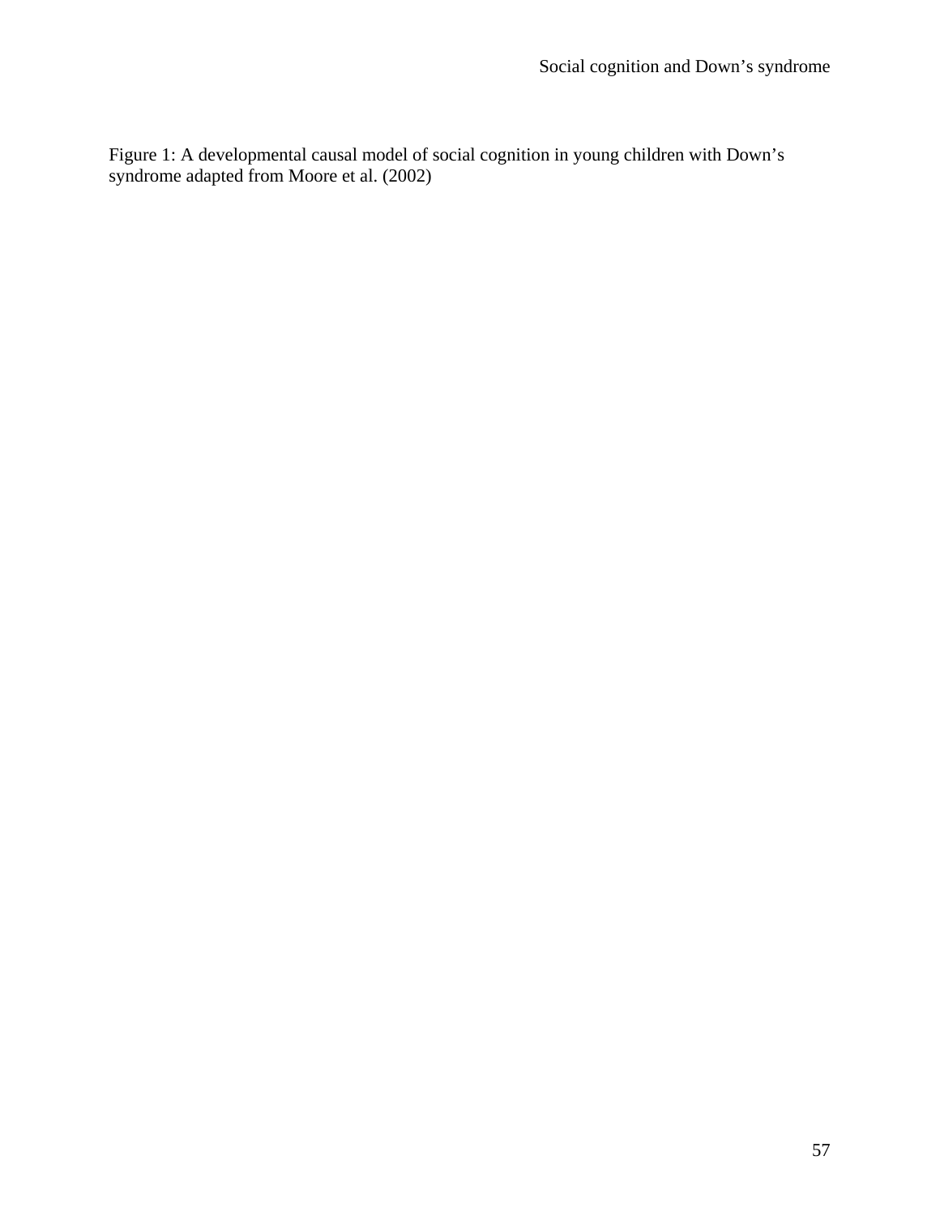Figure 1: A developmental causal model of social cognition in young children with Down's syndrome adapted from Moore et al. (2002)